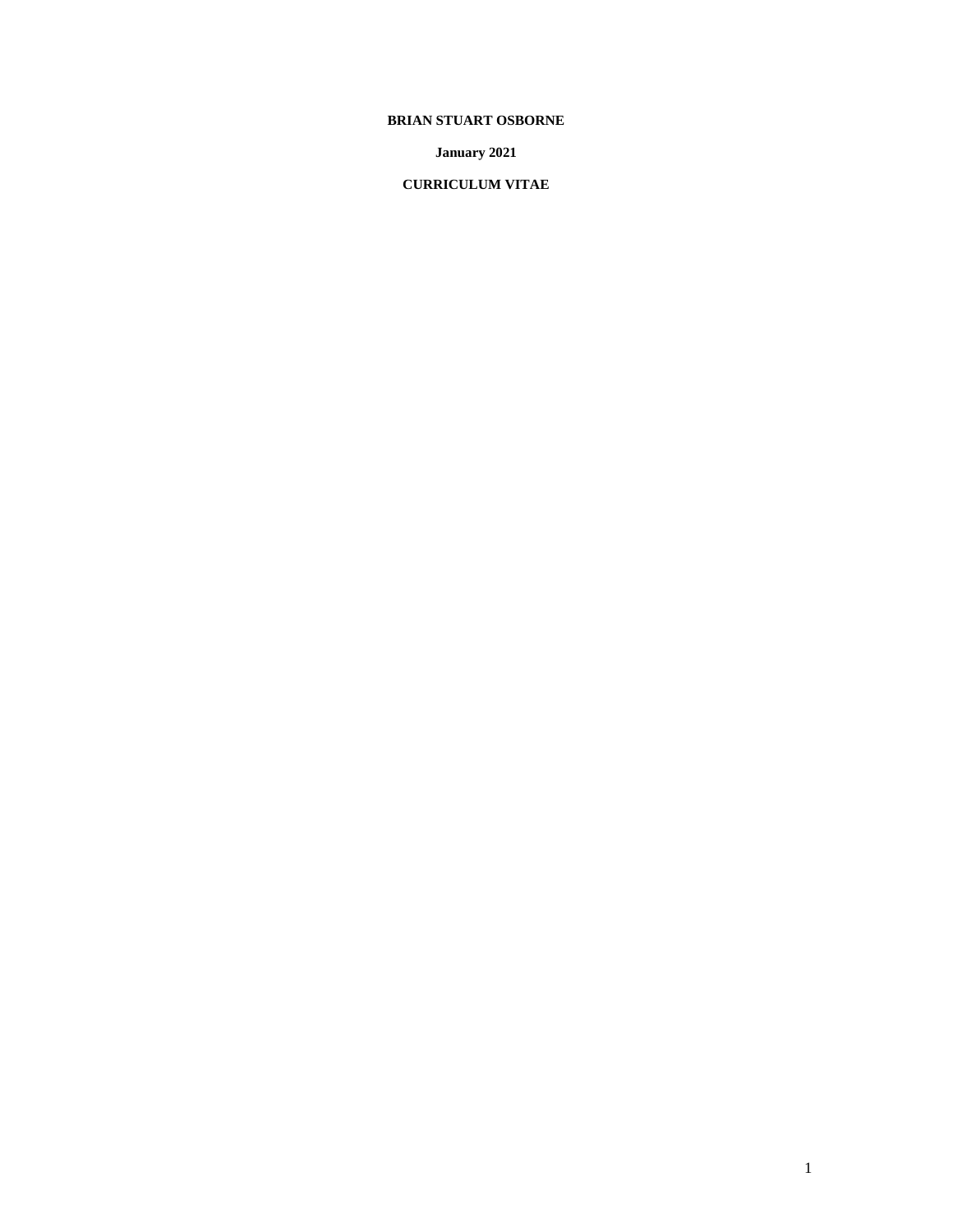**BRIAN STUART OSBORNE**

**January 2021**

**CURRICULUM VITAE**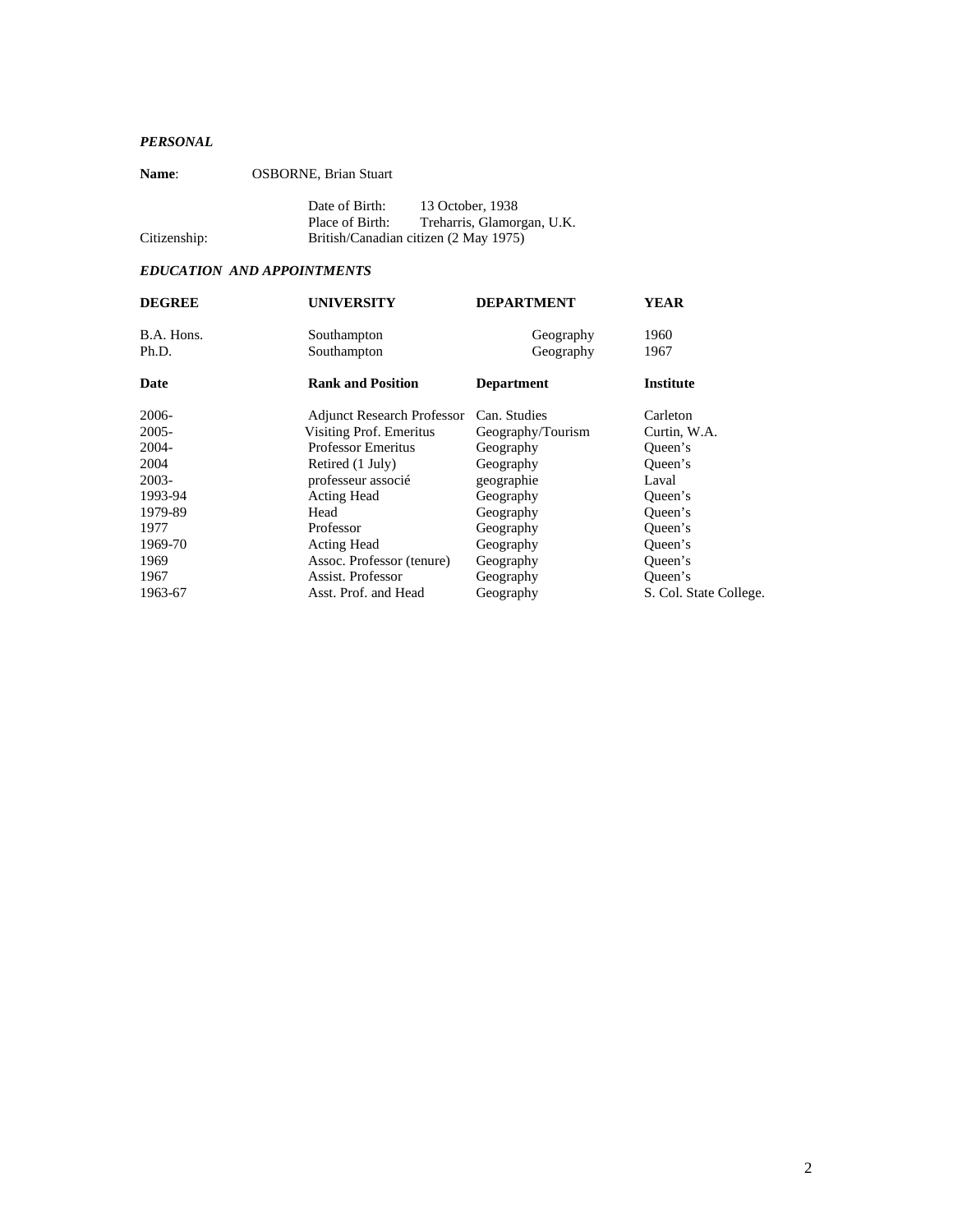***PERSONAL***

**Name**: OSBORNE, Brian Stuart

Date of Birth: 13 October, 1938
Place of Birth: Treharris, Glamorgan, U.K.
Citizenship: British/Canadian citizen (2 May 1975)

***EDUCATION AND APPOINTMENTS***

| **DEGREE** | **UNIVERSITY** | **DEPARTMENT** | **YEAR** |
|---|---|---|---|
| B.A. Hons. | Southampton | Geography | 1960 |
| Ph.D. | Southampton | Geography | 1967 |

| **Date** | **Rank and Position** | **Department** | **Institute** |
|---|---|---|---|
| 2006- | Adjunct Research Professor | Can. Studies | Carleton |
| 2005- | Visiting Prof. Emeritus | Geography/Tourism | Curtin, W.A. |
| 2004- | Professor Emeritus | Geography | Queen's |
| 2004 | Retired (1 July) | Geography | Queen's |
| 2003- | professeur associé | geographie | Laval |
| 1993-94 | Acting Head | Geography | Queen's |
| 1979-89 | Head | Geography | Queen's |
| 1977 | Professor | Geography | Queen's |
| 1969-70 | Acting Head | Geography | Queen's |
| 1969 | Assoc. Professor (tenure) | Geography | Queen's |
| 1967 | Assist. Professor | Geography | Queen's |
| 1963-67 | Asst. Prof. and Head | Geography | S. Col. State College. |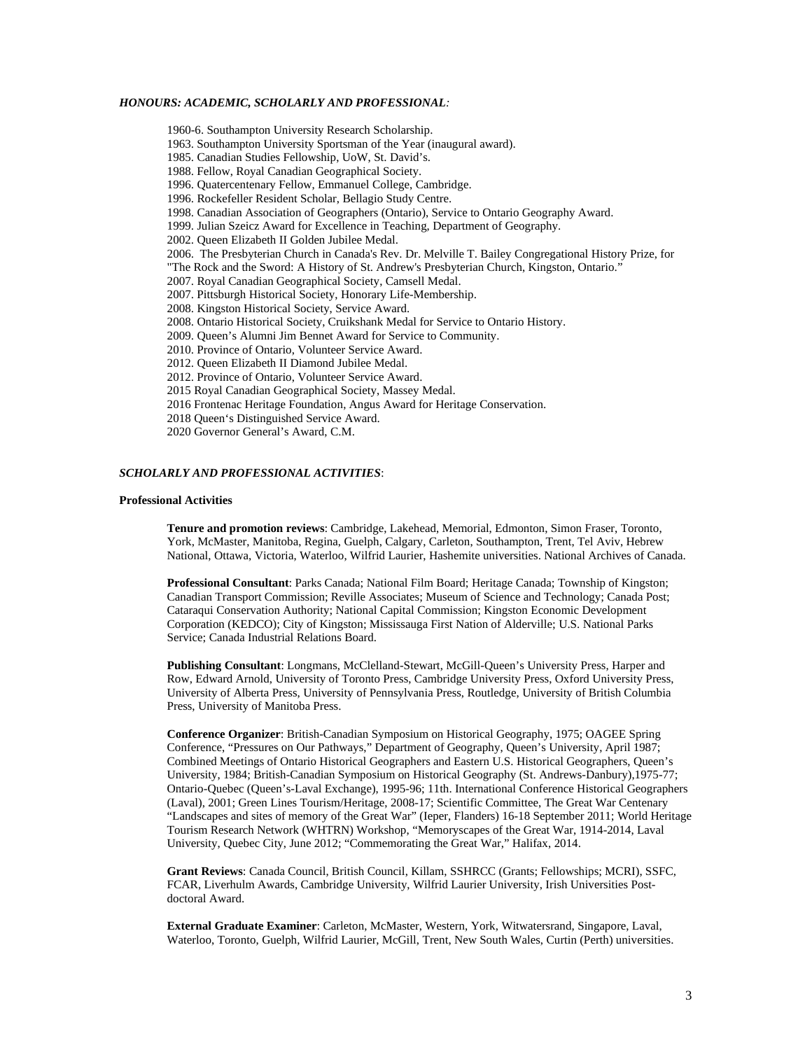***HONOURS: ACADEMIC, SCHOLARLY AND PROFESSIONAL:***

1960-6. Southampton University Research Scholarship.
1963. Southampton University Sportsman of the Year (inaugural award).
1985. Canadian Studies Fellowship, UoW, St. David's.
1988. Fellow, Royal Canadian Geographical Society.
1996. Quatercentenary Fellow, Emmanuel College, Cambridge.
1996. Rockefeller Resident Scholar, Bellagio Study Centre.
1998. Canadian Association of Geographers (Ontario), Service to Ontario Geography Award.
1999. Julian Szeicz Award for Excellence in Teaching, Department of Geography.
2002. Queen Elizabeth II Golden Jubilee Medal.
2006. The Presbyterian Church in Canada's Rev. Dr. Melville T. Bailey Congregational History Prize, for "The Rock and the Sword: A History of St. Andrew's Presbyterian Church, Kingston, Ontario."
2007. Royal Canadian Geographical Society, Camsell Medal.
2007. Pittsburgh Historical Society, Honorary Life-Membership.
2008. Kingston Historical Society, Service Award.
2008. Ontario Historical Society, Cruikshank Medal for Service to Ontario History.
2009. Queen's Alumni Jim Bennet Award for Service to Community.
2010. Province of Ontario, Volunteer Service Award.
2012. Queen Elizabeth II Diamond Jubilee Medal.
2012. Province of Ontario, Volunteer Service Award.
2015 Royal Canadian Geographical Society, Massey Medal.
2016 Frontenac Heritage Foundation, Angus Award for Heritage Conservation.
2018 Queen's Distinguished Service Award.
2020 Governor General's Award, C.M.

***SCHOLARLY AND PROFESSIONAL ACTIVITIES***:

**Professional Activities**

**Tenure and promotion reviews**: Cambridge, Lakehead, Memorial, Edmonton, Simon Fraser, Toronto, York, McMaster, Manitoba, Regina, Guelph, Calgary, Carleton, Southampton, Trent, Tel Aviv, Hebrew National, Ottawa, Victoria, Waterloo, Wilfrid Laurier, Hashemite universities. National Archives of Canada.

**Professional Consultant**: Parks Canada; National Film Board; Heritage Canada; Township of Kingston; Canadian Transport Commission; Reville Associates; Museum of Science and Technology; Canada Post; Cataraqui Conservation Authority; National Capital Commission; Kingston Economic Development Corporation (KEDCO); City of Kingston; Mississauga First Nation of Alderville; U.S. National Parks Service; Canada Industrial Relations Board.

**Publishing Consultant**: Longmans, McClelland-Stewart, McGill-Queen's University Press, Harper and Row, Edward Arnold, University of Toronto Press, Cambridge University Press, Oxford University Press, University of Alberta Press, University of Pennsylvania Press, Routledge, University of British Columbia Press, University of Manitoba Press.

**Conference Organizer**: British-Canadian Symposium on Historical Geography, 1975; OAGEE Spring Conference, "Pressures on Our Pathways," Department of Geography, Queen's University, April 1987; Combined Meetings of Ontario Historical Geographers and Eastern U.S. Historical Geographers, Queen's University, 1984; British-Canadian Symposium on Historical Geography (St. Andrews-Danbury),1975-77; Ontario-Quebec (Queen's-Laval Exchange), 1995-96; 11th. International Conference Historical Geographers (Laval), 2001; Green Lines Tourism/Heritage, 2008-17; Scientific Committee, The Great War Centenary "Landscapes and sites of memory of the Great War" (Ieper, Flanders) 16-18 September 2011; World Heritage Tourism Research Network (WHTRN) Workshop, "Memoryscapes of the Great War, 1914-2014, Laval University, Quebec City, June 2012; "Commemorating the Great War," Halifax, 2014.

**Grant Reviews**: Canada Council, British Council, Killam, SSHRCC (Grants; Fellowships; MCRI), SSFC, FCAR, Liverhulm Awards, Cambridge University, Wilfrid Laurier University, Irish Universities Post-doctoral Award.

**External Graduate Examiner**: Carleton, McMaster, Western, York, Witwatersrand, Singapore, Laval, Waterloo, Toronto, Guelph, Wilfrid Laurier, McGill, Trent, New South Wales, Curtin (Perth) universities.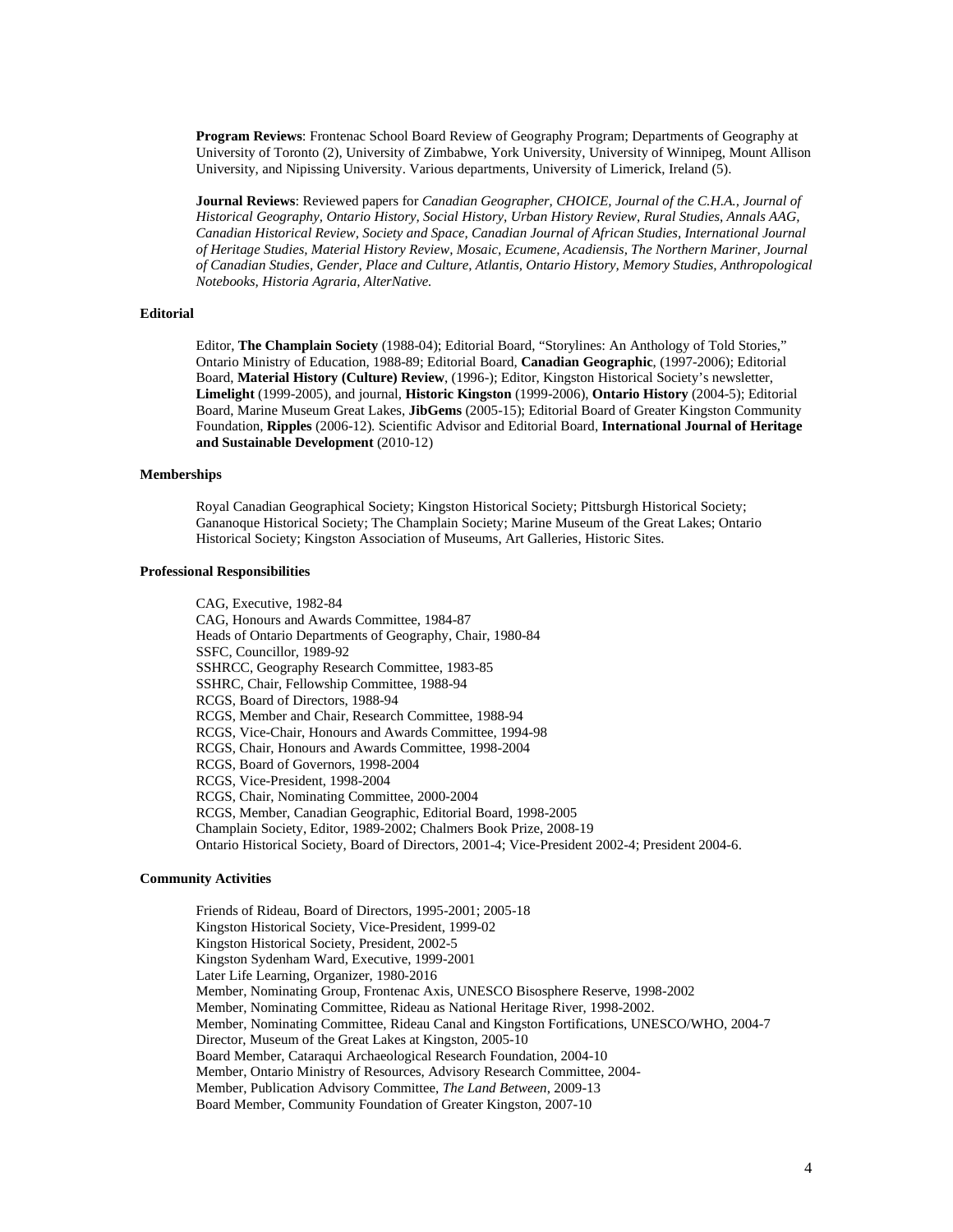**Program Reviews**: Frontenac School Board Review of Geography Program; Departments of Geography at University of Toronto (2), University of Zimbabwe, York University, University of Winnipeg, Mount Allison University, and Nipissing University. Various departments, University of Limerick, Ireland (5).

**Journal Reviews**: Reviewed papers for *Canadian Geographer, CHOICE, Journal of the C.H.A., Journal of Historical Geography, Ontario History, Social History, Urban History Review, Rural Studies, Annals AAG, Canadian Historical Review, Society and Space, Canadian Journal of African Studies, International Journal of Heritage Studies, Material History Review, Mosaic, Ecumene, Acadiensis, The Northern Mariner, Journal of Canadian Studies, Gender, Place and Culture, Atlantis, Ontario History, Memory Studies, Anthropological Notebooks, Historia Agraria, AlterNative.*

### Editorial

Editor, **The Champlain Society** (1988-04); Editorial Board, "Storylines: An Anthology of Told Stories," Ontario Ministry of Education, 1988-89; Editorial Board, **Canadian Geographic**, (1997-2006); Editorial Board, **Material History (Culture) Review**, (1996-); Editor, Kingston Historical Society's newsletter, **Limelight** (1999-2005), and journal, **Historic Kingston** (1999-2006), **Ontario History** (2004-5); Editorial Board, Marine Museum Great Lakes, **JibGems** (2005-15); Editorial Board of Greater Kingston Community Foundation, **Ripples** (2006-12). Scientific Advisor and Editorial Board, **International Journal of Heritage and Sustainable Development** (2010-12)

### Memberships

Royal Canadian Geographical Society; Kingston Historical Society; Pittsburgh Historical Society; Gananoque Historical Society; The Champlain Society; Marine Museum of the Great Lakes; Ontario Historical Society; Kingston Association of Museums, Art Galleries, Historic Sites.

### Professional Responsibilities

CAG, Executive, 1982-84
CAG, Honours and Awards Committee, 1984-87
Heads of Ontario Departments of Geography, Chair, 1980-84
SSFC, Councillor, 1989-92
SSHRCC, Geography Research Committee, 1983-85
SSHRC, Chair, Fellowship Committee, 1988-94
RCGS, Board of Directors, 1988-94
RCGS, Member and Chair, Research Committee, 1988-94
RCGS, Vice-Chair, Honours and Awards Committee, 1994-98
RCGS, Chair, Honours and Awards Committee, 1998-2004
RCGS, Board of Governors, 1998-2004
RCGS, Vice-President, 1998-2004
RCGS, Chair, Nominating Committee, 2000-2004
RCGS, Member, Canadian Geographic, Editorial Board, 1998-2005
Champlain Society, Editor, 1989-2002; Chalmers Book Prize, 2008-19
Ontario Historical Society, Board of Directors, 2001-4; Vice-President 2002-4; President 2004-6.

### Community Activities

Friends of Rideau, Board of Directors, 1995-2001; 2005-18
Kingston Historical Society, Vice-President, 1999-02
Kingston Historical Society, President, 2002-5
Kingston Sydenham Ward, Executive, 1999-2001
Later Life Learning, Organizer, 1980-2016
Member, Nominating Group, Frontenac Axis, UNESCO Bisosphere Reserve, 1998-2002
Member, Nominating Committee, Rideau as National Heritage River, 1998-2002.
Member, Nominating Committee, Rideau Canal and Kingston Fortifications, UNESCO/WHO, 2004-7
Director, Museum of the Great Lakes at Kingston, 2005-10
Board Member, Cataraqui Archaeological Research Foundation, 2004-10
Member, Ontario Ministry of Resources, Advisory Research Committee, 2004-
Member, Publication Advisory Committee, *The Land Between*, 2009-13
Board Member, Community Foundation of Greater Kingston, 2007-10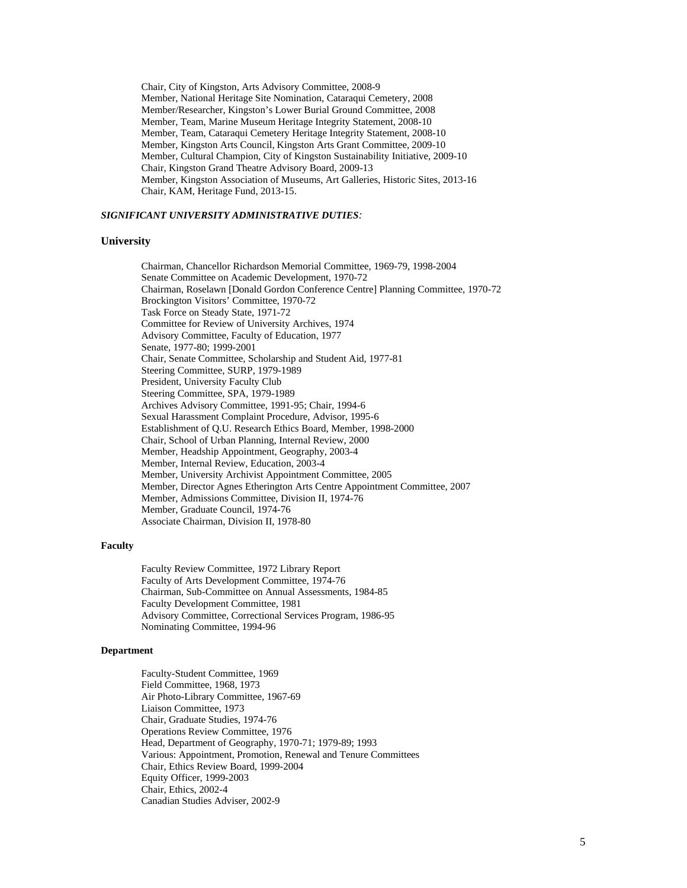Chair, City of Kingston, Arts Advisory Committee, 2008-9
Member, National Heritage Site Nomination, Cataraqui Cemetery, 2008
Member/Researcher, Kingston's Lower Burial Ground Committee, 2008
Member, Team, Marine Museum Heritage Integrity Statement, 2008-10
Member, Team, Cataraqui Cemetery Heritage Integrity Statement, 2008-10
Member, Kingston Arts Council, Kingston Arts Grant Committee, 2009-10
Member, Cultural Champion, City of Kingston Sustainability Initiative, 2009-10
Chair, Kingston Grand Theatre Advisory Board, 2009-13
Member, Kingston Association of Museums, Art Galleries, Historic Sites, 2013-16
Chair, KAM, Heritage Fund, 2013-15.

***SIGNIFICANT UNIVERSITY ADMINISTRATIVE DUTIES:***

### University

Chairman, Chancellor Richardson Memorial Committee, 1969-79, 1998-2004
Senate Committee on Academic Development, 1970-72
Chairman, Roselawn [Donald Gordon Conference Centre] Planning Committee, 1970-72
Brockington Visitors' Committee, 1970-72
Task Force on Steady State, 1971-72
Committee for Review of University Archives, 1974
Advisory Committee, Faculty of Education, 1977
Senate, 1977-80; 1999-2001
Chair, Senate Committee, Scholarship and Student Aid, 1977-81
Steering Committee, SURP, 1979-1989
President, University Faculty Club
Steering Committee, SPA, 1979-1989
Archives Advisory Committee, 1991-95; Chair, 1994-6
Sexual Harassment Complaint Procedure, Advisor, 1995-6
Establishment of Q.U. Research Ethics Board, Member, 1998-2000
Chair, School of Urban Planning, Internal Review, 2000
Member, Headship Appointment, Geography, 2003-4
Member, Internal Review, Education, 2003-4
Member, University Archivist Appointment Committee, 2005
Member, Director Agnes Etherington Arts Centre Appointment Committee, 2007
Member, Admissions Committee, Division II, 1974-76
Member, Graduate Council, 1974-76
Associate Chairman, Division II, 1978-80

### Faculty

Faculty Review Committee, 1972 Library Report
Faculty of Arts Development Committee, 1974-76
Chairman, Sub-Committee on Annual Assessments, 1984-85
Faculty Development Committee, 1981
Advisory Committee, Correctional Services Program, 1986-95
Nominating Committee, 1994-96

### Department

Faculty-Student Committee, 1969
Field Committee, 1968, 1973
Air Photo-Library Committee, 1967-69
Liaison Committee, 1973
Chair, Graduate Studies, 1974-76
Operations Review Committee, 1976
Head, Department of Geography, 1970-71; 1979-89; 1993
Various: Appointment, Promotion, Renewal and Tenure Committees
Chair, Ethics Review Board, 1999-2004
Equity Officer, 1999-2003
Chair, Ethics, 2002-4
Canadian Studies Adviser, 2002-9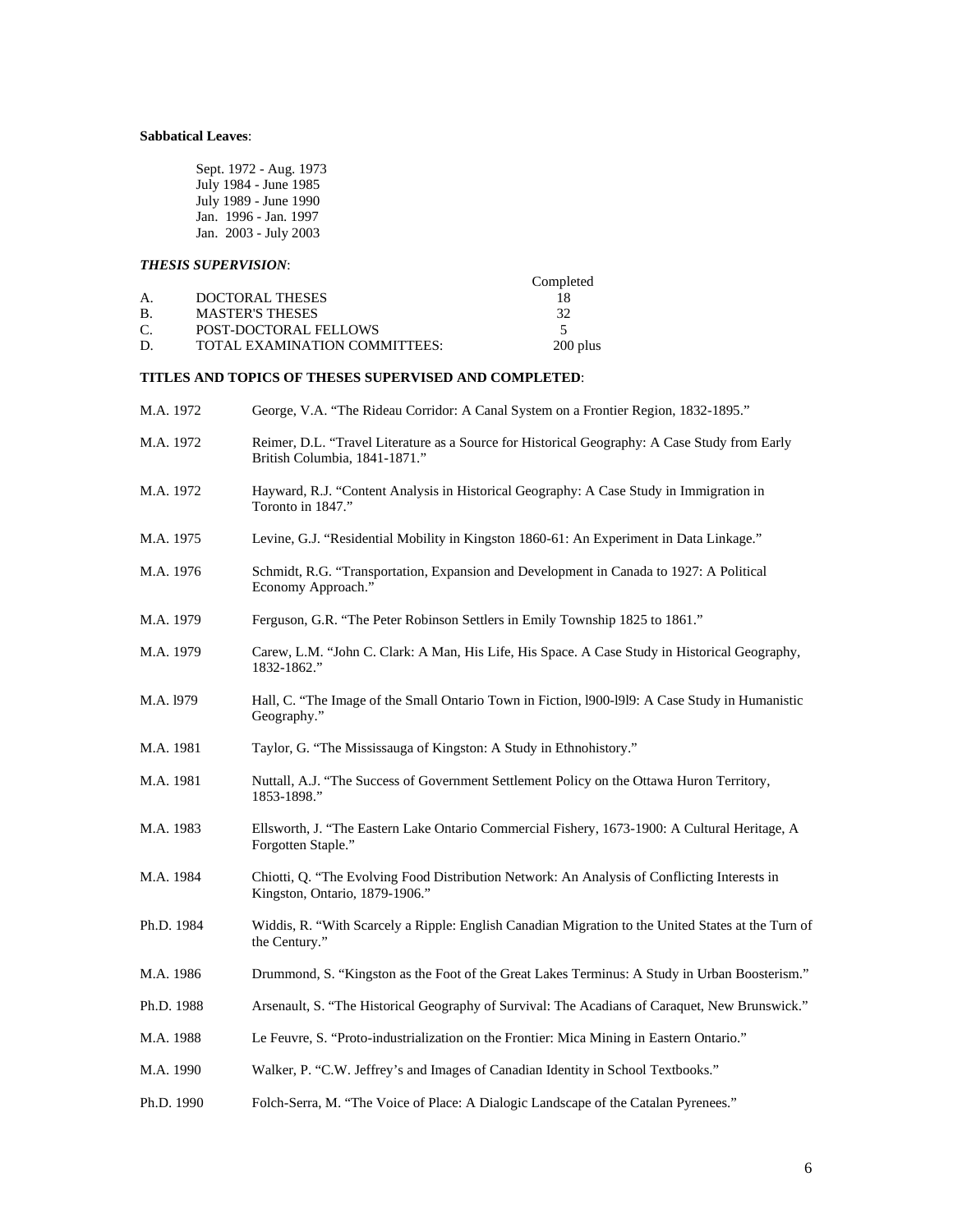**Sabbatical Leaves**:

Sept. 1972 - Aug. 1973
July 1984 - June 1985
July 1989 - June 1990
Jan. 1996 - Jan. 1997
Jan. 2003 - July 2003

***THESIS SUPERVISION***:

| | | Completed |
|---|---|---|
| A. | DOCTORAL THESES | 18 |
| B. | MASTER'S THESES | 32 |
| C. | POST-DOCTORAL FELLOWS | 5 |
| D. | TOTAL EXAMINATION COMMITTEES: | 200 plus |

**TITLES AND TOPICS OF THESES SUPERVISED AND COMPLETED**:

M.A. 1972 George, V.A. "The Rideau Corridor: A Canal System on a Frontier Region, 1832-1895."

M.A. 1972 Reimer, D.L. "Travel Literature as a Source for Historical Geography: A Case Study from Early British Columbia, 1841-1871."

M.A. 1972 Hayward, R.J. "Content Analysis in Historical Geography: A Case Study in Immigration in Toronto in 1847."

M.A. 1975 Levine, G.J. "Residential Mobility in Kingston 1860-61: An Experiment in Data Linkage."

M.A. 1976 Schmidt, R.G. "Transportation, Expansion and Development in Canada to 1927: A Political Economy Approach."

M.A. 1979 Ferguson, G.R. "The Peter Robinson Settlers in Emily Township 1825 to 1861."

M.A. 1979 Carew, L.M. "John C. Clark: A Man, His Life, His Space. A Case Study in Historical Geography, 1832-1862."

M.A. l979 Hall, C. "The Image of the Small Ontario Town in Fiction, l900-l9l9: A Case Study in Humanistic Geography."

M.A. 1981 Taylor, G. "The Mississauga of Kingston: A Study in Ethnohistory."

M.A. 1981 Nuttall, A.J. "The Success of Government Settlement Policy on the Ottawa Huron Territory, 1853-1898."

M.A. 1983 Ellsworth, J. "The Eastern Lake Ontario Commercial Fishery, 1673-1900: A Cultural Heritage, A Forgotten Staple."

M.A. 1984 Chiotti, Q. "The Evolving Food Distribution Network: An Analysis of Conflicting Interests in Kingston, Ontario, 1879-1906."

Ph.D. 1984 Widdis, R. "With Scarcely a Ripple: English Canadian Migration to the United States at the Turn of the Century."

M.A. 1986 Drummond, S. "Kingston as the Foot of the Great Lakes Terminus: A Study in Urban Boosterism."

Ph.D. 1988 Arsenault, S. "The Historical Geography of Survival: The Acadians of Caraquet, New Brunswick."

M.A. 1988 Le Feuvre, S. "Proto-industrialization on the Frontier: Mica Mining in Eastern Ontario."

M.A. 1990 Walker, P. "C.W. Jeffrey's and Images of Canadian Identity in School Textbooks."

Ph.D. 1990 Folch-Serra, M. "The Voice of Place: A Dialogic Landscape of the Catalan Pyrenees."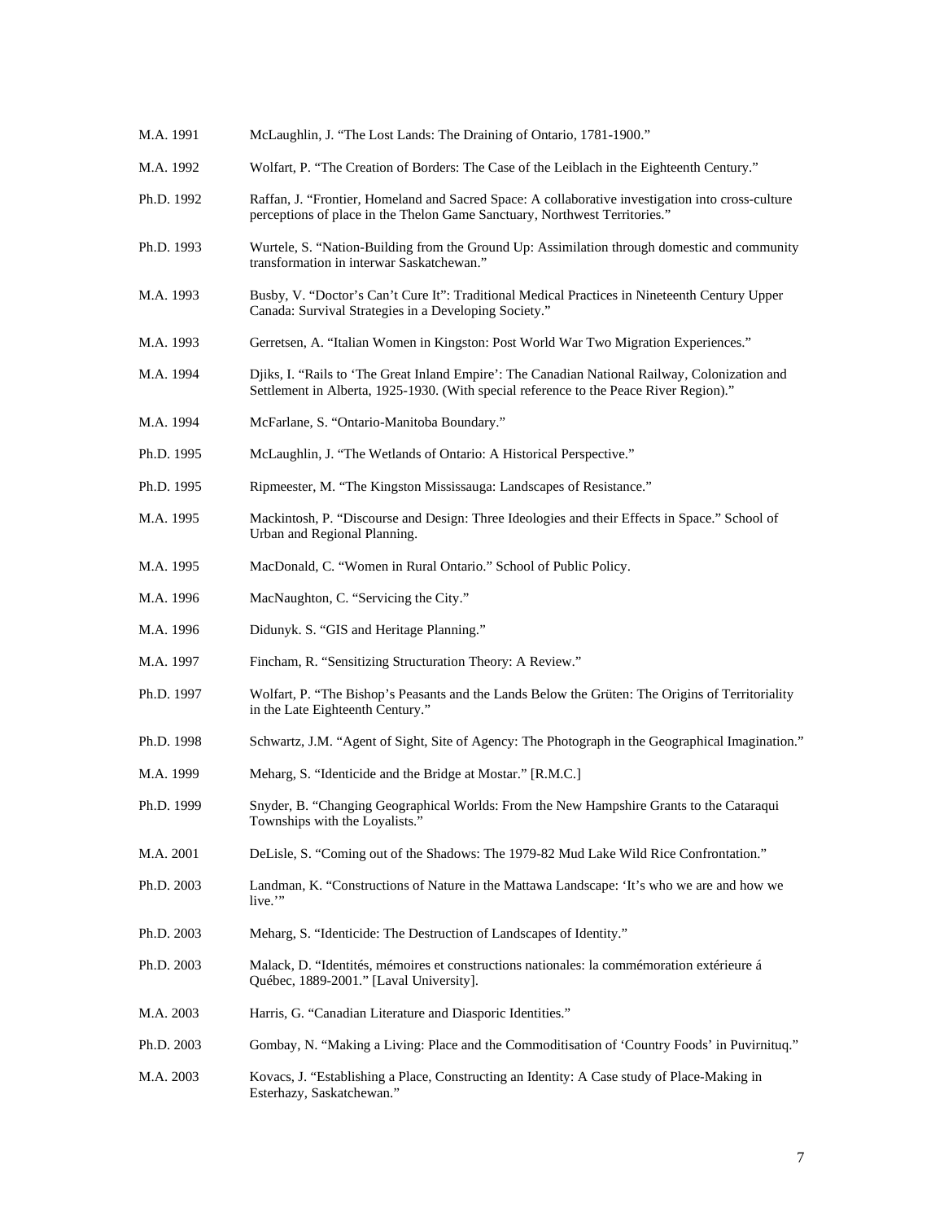M.A. 1991 McLaughlin, J. "The Lost Lands: The Draining of Ontario, 1781-1900."

M.A. 1992 Wolfart, P. "The Creation of Borders: The Case of the Leiblach in the Eighteenth Century."

Ph.D. 1992 Raffan, J. "Frontier, Homeland and Sacred Space: A collaborative investigation into cross-culture perceptions of place in the Thelon Game Sanctuary, Northwest Territories."

Ph.D. 1993 Wurtele, S. "Nation-Building from the Ground Up: Assimilation through domestic and community transformation in interwar Saskatchewan."

M.A. 1993 Busby, V. "Doctor's Can't Cure It": Traditional Medical Practices in Nineteenth Century Upper Canada: Survival Strategies in a Developing Society."

M.A. 1993 Gerretsen, A. "Italian Women in Kingston: Post World War Two Migration Experiences."

M.A. 1994 Djiks, I. "Rails to 'The Great Inland Empire': The Canadian National Railway, Colonization and Settlement in Alberta, 1925-1930. (With special reference to the Peace River Region)."

M.A. 1994 McFarlane, S. "Ontario-Manitoba Boundary."

Ph.D. 1995 McLaughlin, J. "The Wetlands of Ontario: A Historical Perspective."

Ph.D. 1995 Ripmeester, M. "The Kingston Mississauga: Landscapes of Resistance."

M.A. 1995 Mackintosh, P. "Discourse and Design: Three Ideologies and their Effects in Space." School of Urban and Regional Planning.

M.A. 1995 MacDonald, C. "Women in Rural Ontario." School of Public Policy.

M.A. 1996 MacNaughton, C. "Servicing the City."

M.A. 1996 Didunyk. S. "GIS and Heritage Planning."

M.A. 1997 Fincham, R. "Sensitizing Structuration Theory: A Review."

Ph.D. 1997 Wolfart, P. "The Bishop's Peasants and the Lands Below the Grüten: The Origins of Territoriality in the Late Eighteenth Century."

Ph.D. 1998 Schwartz, J.M. "Agent of Sight, Site of Agency: The Photograph in the Geographical Imagination."

M.A. 1999 Meharg, S. "Identicide and the Bridge at Mostar." [R.M.C.]

Ph.D. 1999 Snyder, B. "Changing Geographical Worlds: From the New Hampshire Grants to the Cataraqui Townships with the Loyalists."

M.A. 2001 DeLisle, S. "Coming out of the Shadows: The 1979-82 Mud Lake Wild Rice Confrontation."

Ph.D. 2003 Landman, K. "Constructions of Nature in the Mattawa Landscape: 'It's who we are and how we live.'"

Ph.D. 2003 Meharg, S. "Identicide: The Destruction of Landscapes of Identity."

Ph.D. 2003 Malack, D. "Identités, mémoires et constructions nationales: la commémoration extérieure á Québec, 1889-2001." [Laval University].

M.A. 2003 Harris, G. "Canadian Literature and Diasporic Identities."

Ph.D. 2003 Gombay, N. "Making a Living: Place and the Commoditisation of 'Country Foods' in Puvirnituq."

M.A. 2003 Kovacs, J. "Establishing a Place, Constructing an Identity: A Case study of Place-Making in Esterhazy, Saskatchewan."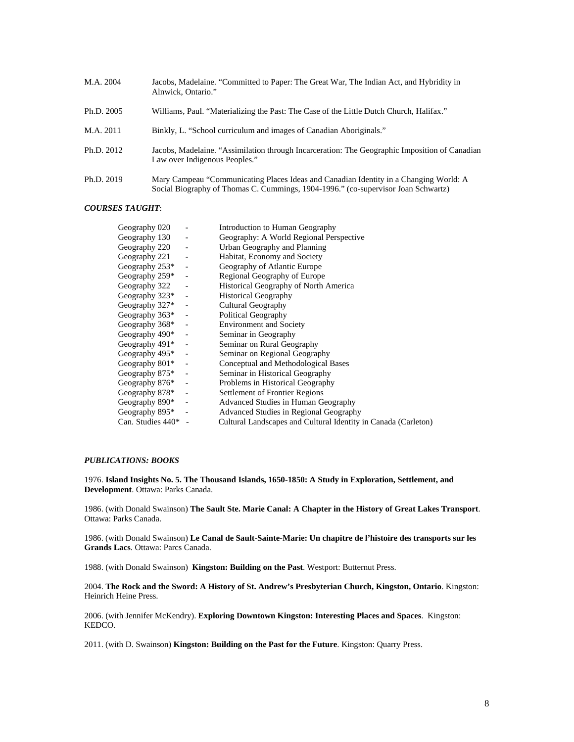| | |
|---|---|
| M.A. 2004 | Jacobs, Madelaine. "Committed to Paper: The Great War, The Indian Act, and Hybridity in Alnwick, Ontario." |
| Ph.D. 2005 | Williams, Paul. "Materializing the Past: The Case of the Little Dutch Church, Halifax." |
| M.A. 2011 | Binkly, L. "School curriculum and images of Canadian Aboriginals." |
| Ph.D. 2012 | Jacobs, Madelaine. "Assimilation through Incarceration: The Geographic Imposition of Canadian Law over Indigenous Peoples." |
| Ph.D. 2019 | Mary Campeau "Communicating Places Ideas and Canadian Identity in a Changing World: A Social Biography of Thomas C. Cummings, 1904-1996." (co-supervisor Joan Schwartz) |

***COURSES TAUGHT***:

| | | |
|---|---|---|
| Geography 020 | - | Introduction to Human Geography |
| Geography 130 | - | Geography: A World Regional Perspective |
| Geography 220 | - | Urban Geography and Planning |
| Geography 221 | - | Habitat, Economy and Society |
| Geography 253* | - | Geography of Atlantic Europe |
| Geography 259* | - | Regional Geography of Europe |
| Geography 322 | - | Historical Geography of North America |
| Geography 323* | - | Historical Geography |
| Geography 327* | - | Cultural Geography |
| Geography 363* | - | Political Geography |
| Geography 368* | - | Environment and Society |
| Geography 490* | - | Seminar in Geography |
| Geography 491* | - | Seminar on Rural Geography |
| Geography 495* | - | Seminar on Regional Geography |
| Geography 801* | - | Conceptual and Methodological Bases |
| Geography 875* | - | Seminar in Historical Geography |
| Geography 876* | - | Problems in Historical Geography |
| Geography 878* | - | Settlement of Frontier Regions |
| Geography 890* | - | Advanced Studies in Human Geography |
| Geography 895* | - | Advanced Studies in Regional Geography |
| Can. Studies 440* | - | Cultural Landscapes and Cultural Identity in Canada (Carleton) |

***PUBLICATIONS: BOOKS***

1976. **Island Insights No. 5. The Thousand Islands, 1650-1850: A Study in Exploration, Settlement, and Development**. Ottawa: Parks Canada.

1986. (with Donald Swainson) **The Sault Ste. Marie Canal: A Chapter in the History of Great Lakes Transport**. Ottawa: Parks Canada.

1986. (with Donald Swainson) **Le Canal de Sault-Sainte-Marie: Un chapitre de l'histoire des transports sur les Grands Lacs**. Ottawa: Parcs Canada.

1988. (with Donald Swainson) **Kingston: Building on the Past**. Westport: Butternut Press.

2004. **The Rock and the Sword: A History of St. Andrew's Presbyterian Church, Kingston, Ontario**. Kingston: Heinrich Heine Press.

2006. (with Jennifer McKendry). **Exploring Downtown Kingston: Interesting Places and Spaces**. Kingston: KEDCO.

2011. (with D. Swainson) **Kingston: Building on the Past for the Future**. Kingston: Quarry Press.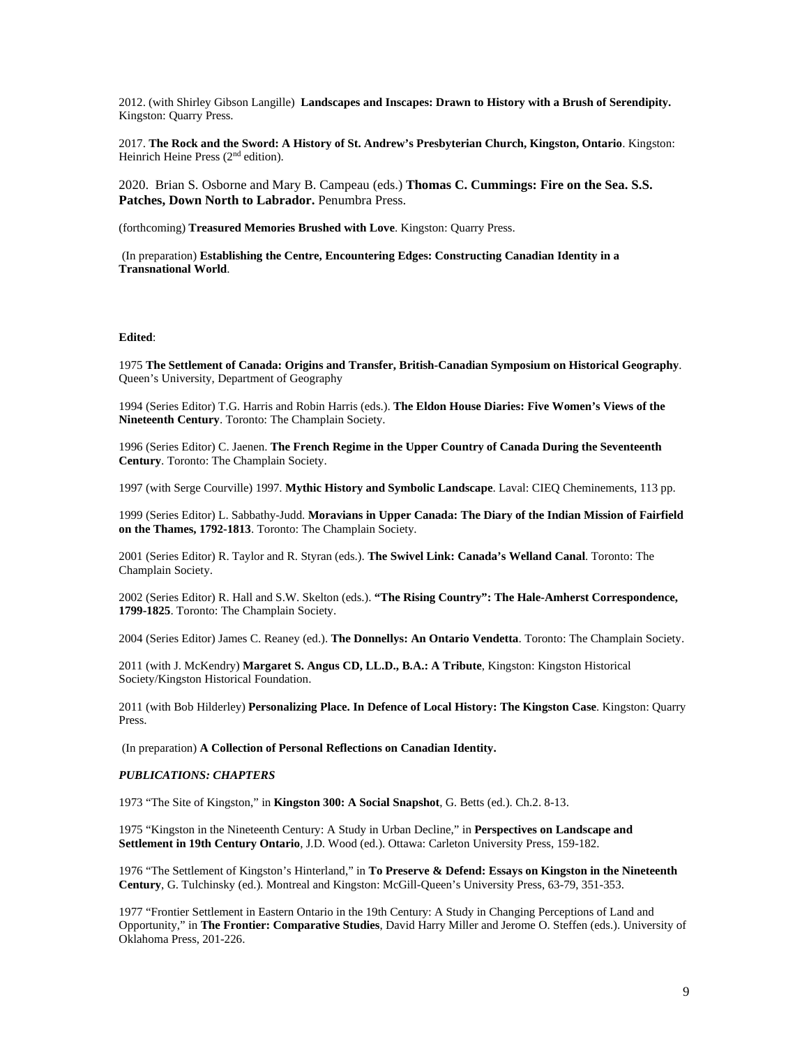2012. (with Shirley Gibson Langille) **Landscapes and Inscapes: Drawn to History with a Brush of Serendipity.** Kingston: Quarry Press.

2017. **The Rock and the Sword: A History of St. Andrew's Presbyterian Church, Kingston, Ontario**. Kingston: Heinrich Heine Press (2nd edition).

2020. Brian S. Osborne and Mary B. Campeau (eds.) **Thomas C. Cummings: Fire on the Sea. S.S. Patches, Down North to Labrador.** Penumbra Press.

(forthcoming) **Treasured Memories Brushed with Love**. Kingston: Quarry Press.

(In preparation) **Establishing the Centre, Encountering Edges: Constructing Canadian Identity in a Transnational World**.

**Edited**:

1975 **The Settlement of Canada: Origins and Transfer, British-Canadian Symposium on Historical Geography**. Queen's University, Department of Geography

1994 (Series Editor) T.G. Harris and Robin Harris (eds.). **The Eldon House Diaries: Five Women's Views of the Nineteenth Century**. Toronto: The Champlain Society.

1996 (Series Editor) C. Jaenen. **The French Regime in the Upper Country of Canada During the Seventeenth Century**. Toronto: The Champlain Society.

1997 (with Serge Courville) 1997. **Mythic History and Symbolic Landscape**. Laval: CIEQ Cheminements, 113 pp.

1999 (Series Editor) L. Sabbathy-Judd. **Moravians in Upper Canada: The Diary of the Indian Mission of Fairfield on the Thames, 1792-1813**. Toronto: The Champlain Society.

2001 (Series Editor) R. Taylor and R. Styran (eds.). **The Swivel Link: Canada's Welland Canal**. Toronto: The Champlain Society.

2002 (Series Editor) R. Hall and S.W. Skelton (eds.). **"The Rising Country": The Hale-Amherst Correspondence, 1799-1825**. Toronto: The Champlain Society.

2004 (Series Editor) James C. Reaney (ed.). **The Donnellys: An Ontario Vendetta**. Toronto: The Champlain Society.

2011 (with J. McKendry) **Margaret S. Angus CD, LL.D., B.A.: A Tribute**, Kingston: Kingston Historical Society/Kingston Historical Foundation.

2011 (with Bob Hilderley) **Personalizing Place. In Defence of Local History: The Kingston Case**. Kingston: Quarry Press.

(In preparation) **A Collection of Personal Reflections on Canadian Identity.**

***PUBLICATIONS: CHAPTERS***

1973 "The Site of Kingston," in **Kingston 300: A Social Snapshot**, G. Betts (ed.). Ch.2. 8-13.

1975 "Kingston in the Nineteenth Century: A Study in Urban Decline," in **Perspectives on Landscape and Settlement in 19th Century Ontario**, J.D. Wood (ed.). Ottawa: Carleton University Press, 159-182.

1976 "The Settlement of Kingston's Hinterland," in **To Preserve & Defend: Essays on Kingston in the Nineteenth Century**, G. Tulchinsky (ed.). Montreal and Kingston: McGill-Queen's University Press, 63-79, 351-353.

1977 "Frontier Settlement in Eastern Ontario in the 19th Century: A Study in Changing Perceptions of Land and Opportunity," in **The Frontier: Comparative Studies**, David Harry Miller and Jerome O. Steffen (eds.). University of Oklahoma Press, 201-226.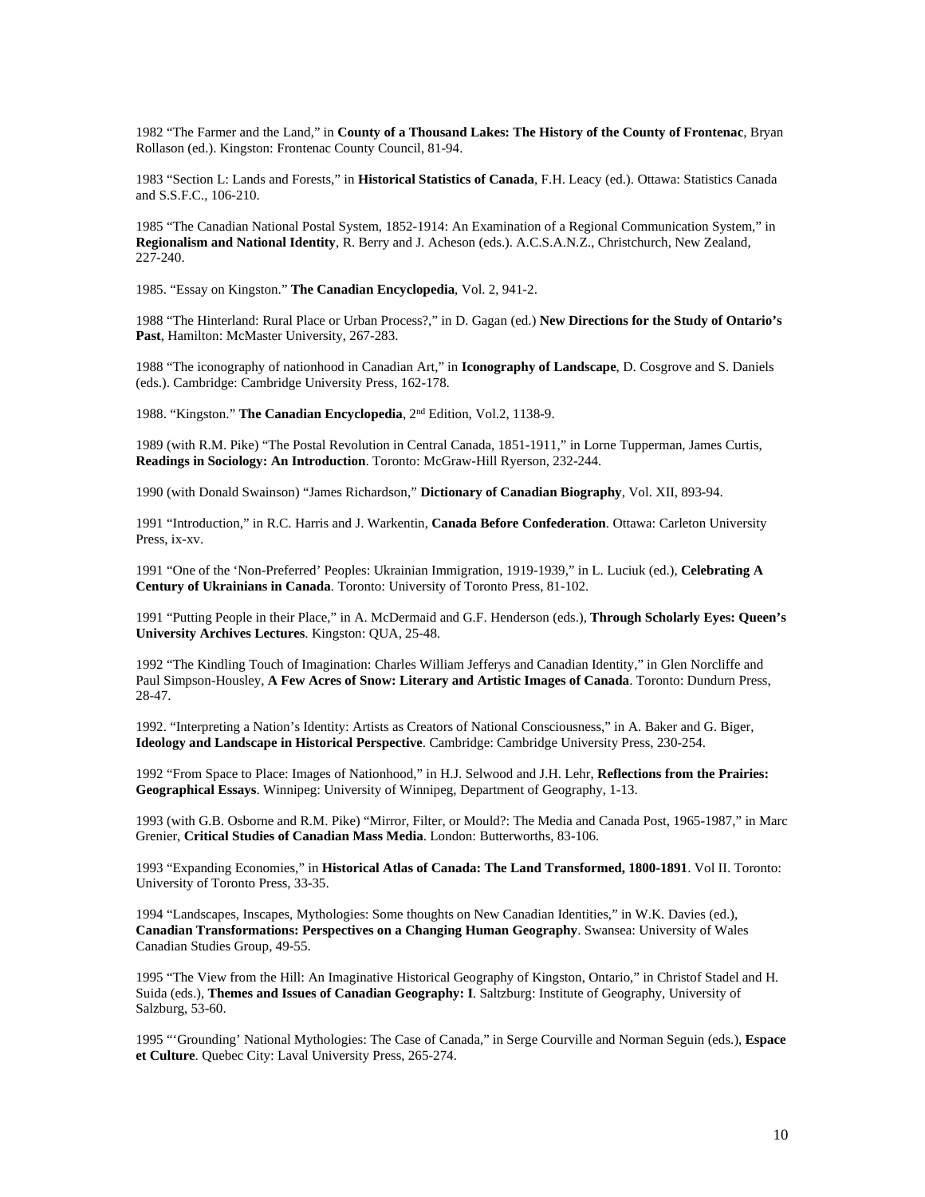1982 "The Farmer and the Land," in **County of a Thousand Lakes: The History of the County of Frontenac**, Bryan Rollason (ed.). Kingston: Frontenac County Council, 81-94.

1983 "Section L: Lands and Forests," in **Historical Statistics of Canada**, F.H. Leacy (ed.). Ottawa: Statistics Canada and S.S.F.C., 106-210.

1985 "The Canadian National Postal System, 1852-1914: An Examination of a Regional Communication System," in **Regionalism and National Identity**, R. Berry and J. Acheson (eds.). A.C.S.A.N.Z., Christchurch, New Zealand, 227-240.

1985. "Essay on Kingston." **The Canadian Encyclopedia**, Vol. 2, 941-2.

1988 "The Hinterland: Rural Place or Urban Process?," in D. Gagan (ed.) **New Directions for the Study of Ontario's Past**, Hamilton: McMaster University, 267-283.

1988 "The iconography of nationhood in Canadian Art," in **Iconography of Landscape**, D. Cosgrove and S. Daniels (eds.). Cambridge: Cambridge University Press, 162-178.

1988. "Kingston." **The Canadian Encyclopedia**, 2nd Edition, Vol.2, 1138-9.

1989 (with R.M. Pike) "The Postal Revolution in Central Canada, 1851-1911," in Lorne Tupperman, James Curtis, **Readings in Sociology: An Introduction**. Toronto: McGraw-Hill Ryerson, 232-244.

1990 (with Donald Swainson) "James Richardson," **Dictionary of Canadian Biography**, Vol. XII, 893-94.

1991 "Introduction," in R.C. Harris and J. Warkentin, **Canada Before Confederation**. Ottawa: Carleton University Press, ix-xv.

1991 "One of the 'Non-Preferred' Peoples: Ukrainian Immigration, 1919-1939," in L. Luciuk (ed.), **Celebrating A Century of Ukrainians in Canada**. Toronto: University of Toronto Press, 81-102.

1991 "Putting People in their Place," in A. McDermaid and G.F. Henderson (eds.), **Through Scholarly Eyes: Queen's University Archives Lectures**. Kingston: QUA, 25-48.

1992 "The Kindling Touch of Imagination: Charles William Jefferys and Canadian Identity," in Glen Norcliffe and Paul Simpson-Housley, **A Few Acres of Snow: Literary and Artistic Images of Canada**. Toronto: Dundurn Press, 28-47.

1992. "Interpreting a Nation's Identity: Artists as Creators of National Consciousness," in A. Baker and G. Biger, **Ideology and Landscape in Historical Perspective**. Cambridge: Cambridge University Press, 230-254.

1992 "From Space to Place: Images of Nationhood," in H.J. Selwood and J.H. Lehr, **Reflections from the Prairies: Geographical Essays**. Winnipeg: University of Winnipeg, Department of Geography, 1-13.

1993 (with G.B. Osborne and R.M. Pike) "Mirror, Filter, or Mould?: The Media and Canada Post, 1965-1987," in Marc Grenier, **Critical Studies of Canadian Mass Media**. London: Butterworths, 83-106.

1993 "Expanding Economies," in **Historical Atlas of Canada: The Land Transformed, 1800-1891**. Vol II. Toronto: University of Toronto Press, 33-35.

1994 "Landscapes, Inscapes, Mythologies: Some thoughts on New Canadian Identities," in W.K. Davies (ed.), **Canadian Transformations: Perspectives on a Changing Human Geography**. Swansea: University of Wales Canadian Studies Group, 49-55.

1995 "The View from the Hill: An Imaginative Historical Geography of Kingston, Ontario," in Christof Stadel and H. Suida (eds.), **Themes and Issues of Canadian Geography: I**. Saltzburg: Institute of Geography, University of Salzburg, 53-60.

1995 "'Grounding' National Mythologies: The Case of Canada," in Serge Courville and Norman Seguin (eds.), **Espace et Culture**. Quebec City: Laval University Press, 265-274.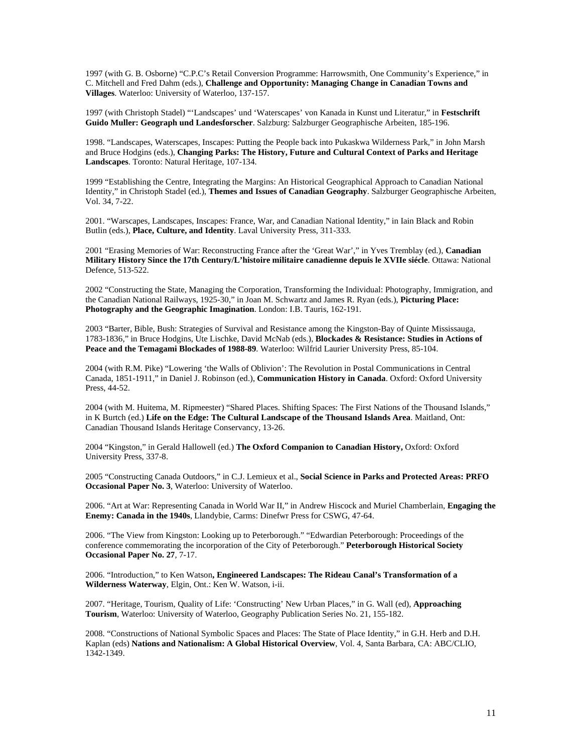1997 (with G. B. Osborne) "C.P.C's Retail Conversion Programme: Harrowsmith, One Community's Experience," in C. Mitchell and Fred Dahm (eds.), **Challenge and Opportunity: Managing Change in Canadian Towns and Villages**. Waterloo: University of Waterloo, 137-157.

1997 (with Christoph Stadel) "'Landscapes' und 'Waterscapes' von Kanada in Kunst und Literatur," in **Festschrift Guido Muller: Geograph und Landesforscher**. Salzburg: Salzburger Geographische Arbeiten, 185-196.

1998. "Landscapes, Waterscapes, Inscapes: Putting the People back into Pukaskwa Wilderness Park," in John Marsh and Bruce Hodgins (eds.), **Changing Parks: The History, Future and Cultural Context of Parks and Heritage Landscapes**. Toronto: Natural Heritage, 107-134.

1999 "Establishing the Centre, Integrating the Margins: An Historical Geographical Approach to Canadian National Identity," in Christoph Stadel (ed.), **Themes and Issues of Canadian Geography**. Salzburger Geographische Arbeiten, Vol. 34, 7-22.

2001. "Warscapes, Landscapes, Inscapes: France, War, and Canadian National Identity," in Iain Black and Robin Butlin (eds.), **Place, Culture, and Identity**. Laval University Press, 311-333.

2001 "Erasing Memories of War: Reconstructing France after the 'Great War'," in Yves Tremblay (ed.), **Canadian Military History Since the 17th Century/L'histoire militaire canadienne depuis le XVIIe siécle**. Ottawa: National Defence, 513-522.

2002 "Constructing the State, Managing the Corporation, Transforming the Individual: Photography, Immigration, and the Canadian National Railways, 1925-30," in Joan M. Schwartz and James R. Ryan (eds.), **Picturing Place: Photography and the Geographic Imagination**. London: I.B. Tauris, 162-191.

2003 "Barter, Bible, Bush: Strategies of Survival and Resistance among the Kingston-Bay of Quinte Mississauga, 1783-1836," in Bruce Hodgins, Ute Lischke, David McNab (eds.), **Blockades & Resistance: Studies in Actions of Peace and the Temagami Blockades of 1988-89**. Waterloo: Wilfrid Laurier University Press, 85-104.

2004 (with R.M. Pike) "Lowering 'the Walls of Oblivion': The Revolution in Postal Communications in Central Canada, 1851-1911," in Daniel J. Robinson (ed.), **Communication History in Canada**. Oxford: Oxford University Press, 44-52.

2004 (with M. Huitema, M. Ripmeester) "Shared Places. Shifting Spaces: The First Nations of the Thousand Islands," in K Burtch (ed.) **Life on the Edge: The Cultural Landscape of the Thousand Islands Area**. Maitland, Ont: Canadian Thousand Islands Heritage Conservancy, 13-26.

2004 "Kingston," in Gerald Hallowell (ed.) **The Oxford Companion to Canadian History,** Oxford: Oxford University Press, 337-8.

2005 "Constructing Canada Outdoors," in C.J. Lemieux et al., **Social Science in Parks and Protected Areas: PRFO Occasional Paper No. 3**, Waterloo: University of Waterloo.

2006. "Art at War: Representing Canada in World War II," in Andrew Hiscock and Muriel Chamberlain, **Engaging the Enemy: Canada in the 1940s**, Llandybie, Carms: Dinefwr Press for CSWG, 47-64.

2006. "The View from Kingston: Looking up to Peterborough." "Edwardian Peterborough: Proceedings of the conference commemorating the incorporation of the City of Peterborough." **Peterborough Historical Society Occasional Paper No. 27**, 7-17.

2006. "Introduction," to Ken Watson**, Engineered Landscapes: The Rideau Canal's Transformation of a Wilderness Waterway**, Elgin, Ont.: Ken W. Watson, i-ii.

2007. "Heritage, Tourism, Quality of Life: 'Constructing' New Urban Places," in G. Wall (ed), **Approaching Tourism**, Waterloo: University of Waterloo, Geography Publication Series No. 21, 155-182.

2008. "Constructions of National Symbolic Spaces and Places: The State of Place Identity," in G.H. Herb and D.H. Kaplan (eds) **Nations and Nationalism: A Global Historical Overview**, Vol. 4, Santa Barbara, CA: ABC/CLIO, 1342-1349.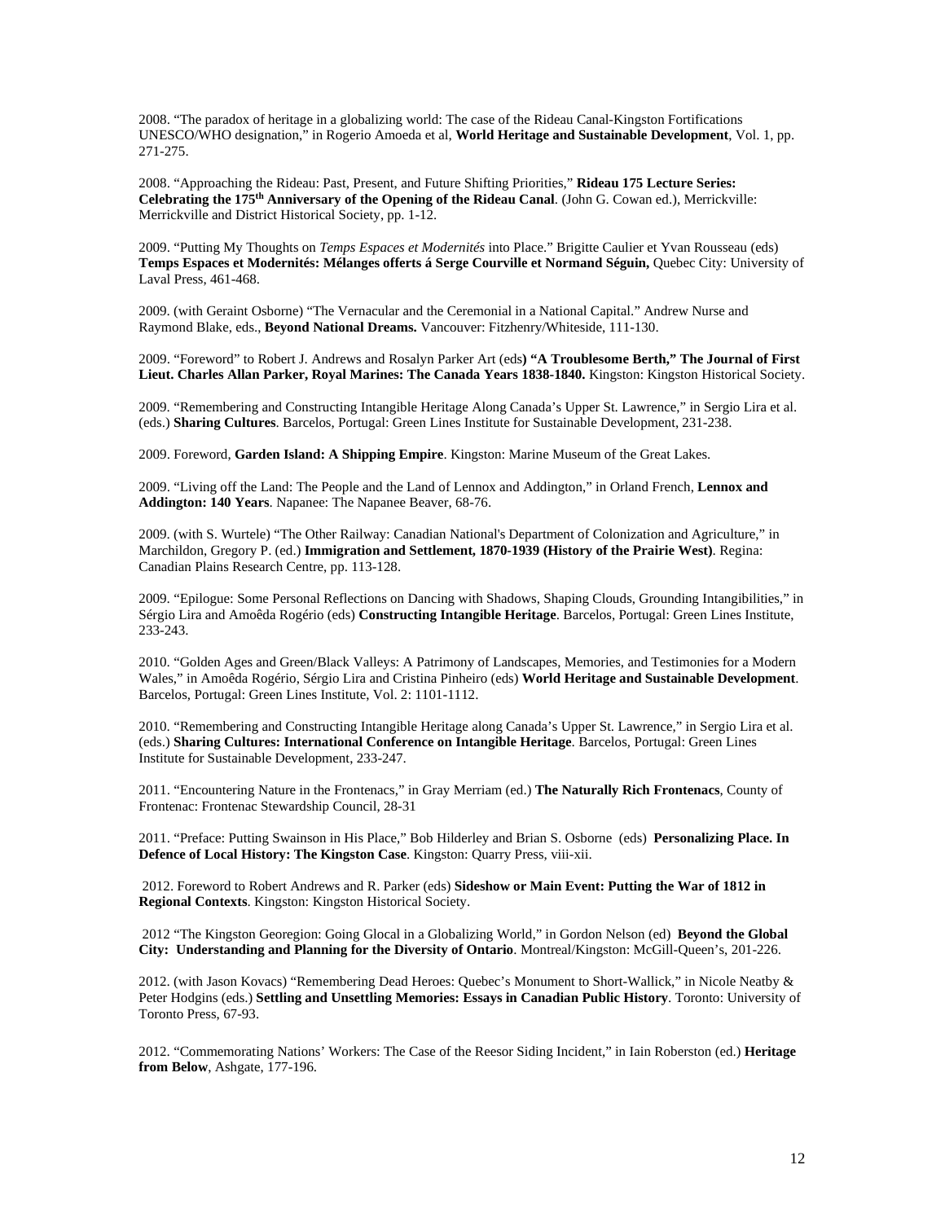2008. "The paradox of heritage in a globalizing world: The case of the Rideau Canal-Kingston Fortifications UNESCO/WHO designation," in Rogerio Amoeda et al, **World Heritage and Sustainable Development**, Vol. 1, pp. 271-275.

2008. "Approaching the Rideau: Past, Present, and Future Shifting Priorities," **Rideau 175 Lecture Series: Celebrating the 175th Anniversary of the Opening of the Rideau Canal**. (John G. Cowan ed.), Merrickville: Merrickville and District Historical Society, pp. 1-12.

2009. "Putting My Thoughts on *Temps Espaces et Modernités* into Place." Brigitte Caulier et Yvan Rousseau (eds) **Temps Espaces et Modernités: Mélanges offerts á Serge Courville et Normand Séguin,** Quebec City: University of Laval Press, 461-468.

2009. (with Geraint Osborne) "The Vernacular and the Ceremonial in a National Capital." Andrew Nurse and Raymond Blake, eds., **Beyond National Dreams.** Vancouver: Fitzhenry/Whiteside, 111-130.

2009. "Foreword" to Robert J. Andrews and Rosalyn Parker Art (eds**) "A Troublesome Berth," The Journal of First Lieut. Charles Allan Parker, Royal Marines: The Canada Years 1838-1840.** Kingston: Kingston Historical Society.

2009. "Remembering and Constructing Intangible Heritage Along Canada's Upper St. Lawrence," in Sergio Lira et al. (eds.) **Sharing Cultures**. Barcelos, Portugal: Green Lines Institute for Sustainable Development, 231-238.

2009. Foreword, **Garden Island: A Shipping Empire**. Kingston: Marine Museum of the Great Lakes.

2009. "Living off the Land: The People and the Land of Lennox and Addington," in Orland French, **Lennox and Addington: 140 Years**. Napanee: The Napanee Beaver, 68-76.

2009. (with S. Wurtele) "The Other Railway: Canadian National's Department of Colonization and Agriculture," in Marchildon, Gregory P. (ed.) **Immigration and Settlement, 1870-1939 (History of the Prairie West)**. Regina: Canadian Plains Research Centre, pp. 113-128.

2009. "Epilogue: Some Personal Reflections on Dancing with Shadows, Shaping Clouds, Grounding Intangibilities," in Sérgio Lira and Amoêda Rogério (eds) **Constructing Intangible Heritage**. Barcelos, Portugal: Green Lines Institute, 233-243.

2010. "Golden Ages and Green/Black Valleys: A Patrimony of Landscapes, Memories, and Testimonies for a Modern Wales," in Amoêda Rogério, Sérgio Lira and Cristina Pinheiro (eds) **World Heritage and Sustainable Development**. Barcelos, Portugal: Green Lines Institute, Vol. 2: 1101-1112.

2010. "Remembering and Constructing Intangible Heritage along Canada's Upper St. Lawrence," in Sergio Lira et al. (eds.) **Sharing Cultures: International Conference on Intangible Heritage**. Barcelos, Portugal: Green Lines Institute for Sustainable Development, 233-247.

2011. "Encountering Nature in the Frontenacs," in Gray Merriam (ed.) **The Naturally Rich Frontenacs**, County of Frontenac: Frontenac Stewardship Council, 28-31

2011. "Preface: Putting Swainson in His Place," Bob Hilderley and Brian S. Osborne (eds) **Personalizing Place. In Defence of Local History: The Kingston Case**. Kingston: Quarry Press, viii-xii.

2012. Foreword to Robert Andrews and R. Parker (eds) **Sideshow or Main Event: Putting the War of 1812 in Regional Contexts**. Kingston: Kingston Historical Society.

2012 "The Kingston Georegion: Going Glocal in a Globalizing World," in Gordon Nelson (ed) **Beyond the Global City: Understanding and Planning for the Diversity of Ontario**. Montreal/Kingston: McGill-Queen's, 201-226.

2012. (with Jason Kovacs) "Remembering Dead Heroes: Quebec's Monument to Short-Wallick," in Nicole Neatby & Peter Hodgins (eds.) **Settling and Unsettling Memories: Essays in Canadian Public History**. Toronto: University of Toronto Press, 67-93.

2012. "Commemorating Nations' Workers: The Case of the Reesor Siding Incident," in Iain Roberston (ed.) **Heritage from Below**, Ashgate, 177-196.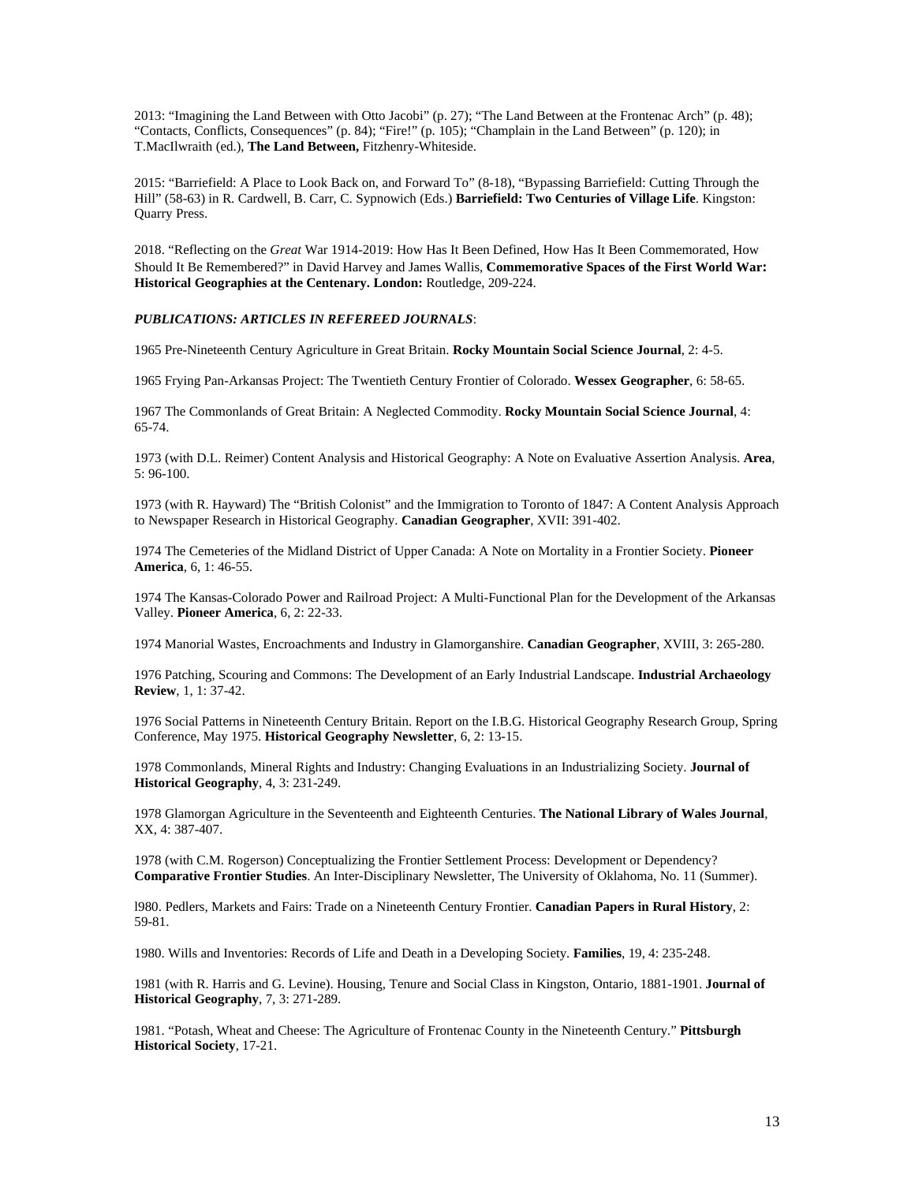2013: "Imagining the Land Between with Otto Jacobi" (p. 27); "The Land Between at the Frontenac Arch" (p. 48); "Contacts, Conflicts, Consequences" (p. 84); "Fire!" (p. 105); "Champlain in the Land Between" (p. 120); in T.MacIlwraith (ed.), **The Land Between,** Fitzhenry-Whiteside.

2015: "Barriefield: A Place to Look Back on, and Forward To" (8-18), "Bypassing Barriefield: Cutting Through the Hill" (58-63) in R. Cardwell, B. Carr, C. Sypnowich (Eds.) **Barriefield: Two Centuries of Village Life**. Kingston: Quarry Press.

2018. "Reflecting on the *Great* War 1914-2019: How Has It Been Defined, How Has It Been Commemorated, How Should It Be Remembered?" in David Harvey and James Wallis, **Commemorative Spaces of the First World War: Historical Geographies at the Centenary. London:** Routledge, 209-224.

***PUBLICATIONS: ARTICLES IN REFEREED JOURNALS***:

1965 Pre-Nineteenth Century Agriculture in Great Britain. **Rocky Mountain Social Science Journal**, 2: 4-5.

1965 Frying Pan-Arkansas Project: The Twentieth Century Frontier of Colorado. **Wessex Geographer**, 6: 58-65.

1967 The Commonlands of Great Britain: A Neglected Commodity. **Rocky Mountain Social Science Journal**, 4: 65-74.

1973 (with D.L. Reimer) Content Analysis and Historical Geography: A Note on Evaluative Assertion Analysis. **Area**, 5: 96-100.

1973 (with R. Hayward) The "British Colonist" and the Immigration to Toronto of 1847: A Content Analysis Approach to Newspaper Research in Historical Geography. **Canadian Geographer**, XVII: 391-402.

1974 The Cemeteries of the Midland District of Upper Canada: A Note on Mortality in a Frontier Society. **Pioneer America**, 6, 1: 46-55.

1974 The Kansas-Colorado Power and Railroad Project: A Multi-Functional Plan for the Development of the Arkansas Valley. **Pioneer America**, 6, 2: 22-33.

1974 Manorial Wastes, Encroachments and Industry in Glamorganshire. **Canadian Geographer**, XVIII, 3: 265-280.

1976 Patching, Scouring and Commons: The Development of an Early Industrial Landscape. **Industrial Archaeology Review**, 1, 1: 37-42.

1976 Social Patterns in Nineteenth Century Britain. Report on the I.B.G. Historical Geography Research Group, Spring Conference, May 1975. **Historical Geography Newsletter**, 6, 2: 13-15.

1978 Commonlands, Mineral Rights and Industry: Changing Evaluations in an Industrializing Society. **Journal of Historical Geography**, 4, 3: 231-249.

1978 Glamorgan Agriculture in the Seventeenth and Eighteenth Centuries. **The National Library of Wales Journal**, XX, 4: 387-407.

1978 (with C.M. Rogerson) Conceptualizing the Frontier Settlement Process: Development or Dependency? **Comparative Frontier Studies**. An Inter-Disciplinary Newsletter, The University of Oklahoma, No. 11 (Summer).

l980. Pedlers, Markets and Fairs: Trade on a Nineteenth Century Frontier. **Canadian Papers in Rural History**, 2: 59-81.

1980. Wills and Inventories: Records of Life and Death in a Developing Society. **Families**, 19, 4: 235-248.

1981 (with R. Harris and G. Levine). Housing, Tenure and Social Class in Kingston, Ontario, 1881-1901. **Journal of Historical Geography**, 7, 3: 271-289.

1981. "Potash, Wheat and Cheese: The Agriculture of Frontenac County in the Nineteenth Century." **Pittsburgh Historical Society**, 17-21.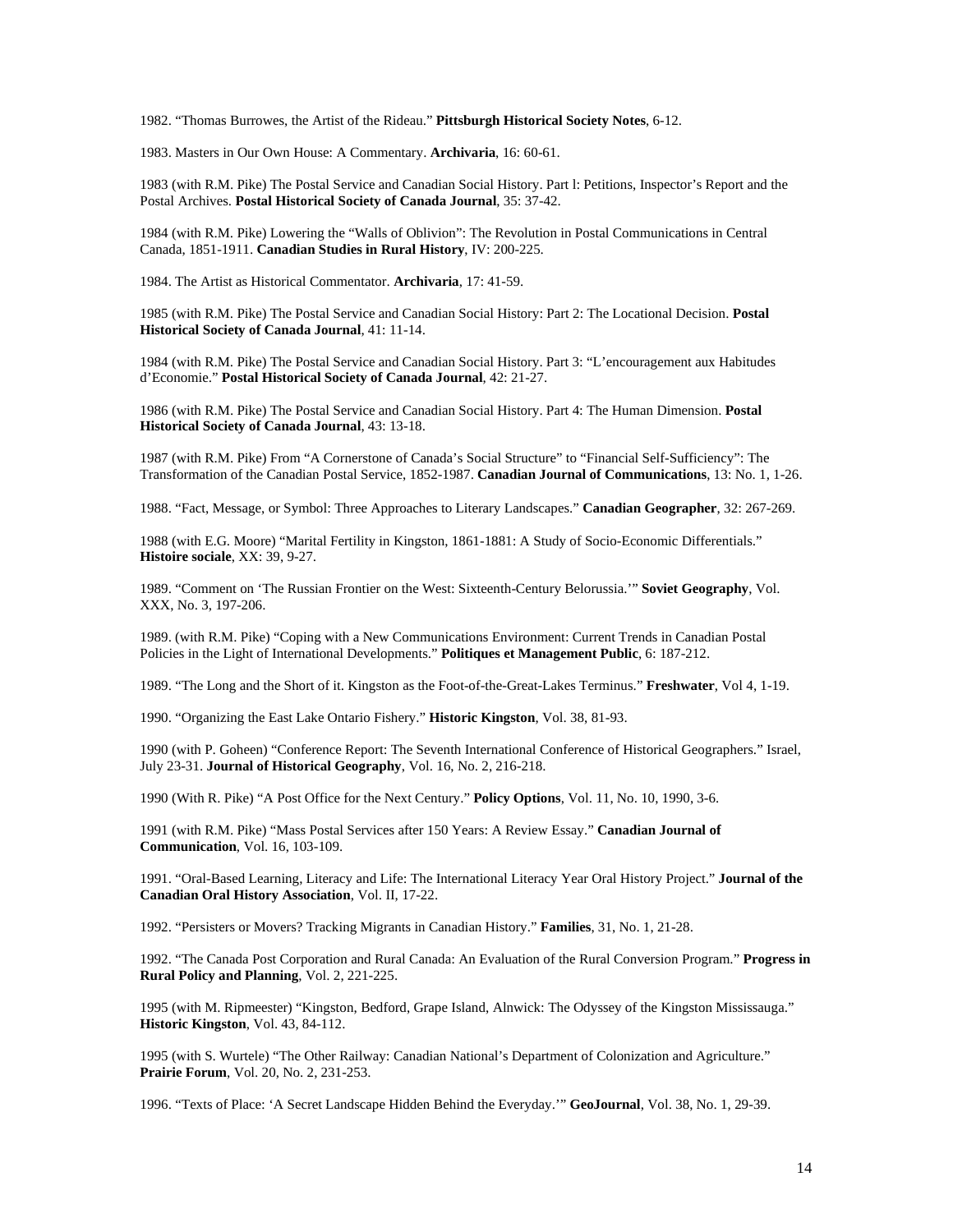1982. "Thomas Burrowes, the Artist of the Rideau." **Pittsburgh Historical Society Notes**, 6-12.

1983. Masters in Our Own House: A Commentary. **Archivaria**, 16: 60-61.

1983 (with R.M. Pike) The Postal Service and Canadian Social History. Part l: Petitions, Inspector's Report and the Postal Archives. **Postal Historical Society of Canada Journal**, 35: 37-42.

1984 (with R.M. Pike) Lowering the "Walls of Oblivion": The Revolution in Postal Communications in Central Canada, 1851-1911. **Canadian Studies in Rural History**, IV: 200-225.

1984. The Artist as Historical Commentator. **Archivaria**, 17: 41-59.

1985 (with R.M. Pike) The Postal Service and Canadian Social History: Part 2: The Locational Decision. **Postal Historical Society of Canada Journal**, 41: 11-14.

1984 (with R.M. Pike) The Postal Service and Canadian Social History. Part 3: "L'encouragement aux Habitudes d'Economie." **Postal Historical Society of Canada Journal**, 42: 21-27.

1986 (with R.M. Pike) The Postal Service and Canadian Social History. Part 4: The Human Dimension. **Postal Historical Society of Canada Journal**, 43: 13-18.

1987 (with R.M. Pike) From "A Cornerstone of Canada's Social Structure" to "Financial Self-Sufficiency": The Transformation of the Canadian Postal Service, 1852-1987. **Canadian Journal of Communications**, 13: No. 1, 1-26.

1988. "Fact, Message, or Symbol: Three Approaches to Literary Landscapes." **Canadian Geographer**, 32: 267-269.

1988 (with E.G. Moore) "Marital Fertility in Kingston, 1861-1881: A Study of Socio-Economic Differentials." **Histoire sociale**, XX: 39, 9-27.

1989. "Comment on 'The Russian Frontier on the West: Sixteenth-Century Belorussia.'" **Soviet Geography**, Vol. XXX, No. 3, 197-206.

1989. (with R.M. Pike) "Coping with a New Communications Environment: Current Trends in Canadian Postal Policies in the Light of International Developments." **Politiques et Management Public**, 6: 187-212.

1989. "The Long and the Short of it. Kingston as the Foot-of-the-Great-Lakes Terminus." **Freshwater**, Vol 4, 1-19.

1990. "Organizing the East Lake Ontario Fishery." **Historic Kingston**, Vol. 38, 81-93.

1990 (with P. Goheen) "Conference Report: The Seventh International Conference of Historical Geographers." Israel, July 23-31. **Journal of Historical Geography**, Vol. 16, No. 2, 216-218.

1990 (With R. Pike) "A Post Office for the Next Century." **Policy Options**, Vol. 11, No. 10, 1990, 3-6.

1991 (with R.M. Pike) "Mass Postal Services after 150 Years: A Review Essay." **Canadian Journal of Communication**, Vol. 16, 103-109.

1991. "Oral-Based Learning, Literacy and Life: The International Literacy Year Oral History Project." **Journal of the Canadian Oral History Association**, Vol. II, 17-22.

1992. "Persisters or Movers? Tracking Migrants in Canadian History." **Families**, 31, No. 1, 21-28.

1992. "The Canada Post Corporation and Rural Canada: An Evaluation of the Rural Conversion Program." **Progress in Rural Policy and Planning**, Vol. 2, 221-225.

1995 (with M. Ripmeester) "Kingston, Bedford, Grape Island, Alnwick: The Odyssey of the Kingston Mississauga." **Historic Kingston**, Vol. 43, 84-112.

1995 (with S. Wurtele) "The Other Railway: Canadian National's Department of Colonization and Agriculture." **Prairie Forum**, Vol. 20, No. 2, 231-253.

1996. "Texts of Place: 'A Secret Landscape Hidden Behind the Everyday.'" **GeoJournal**, Vol. 38, No. 1, 29-39.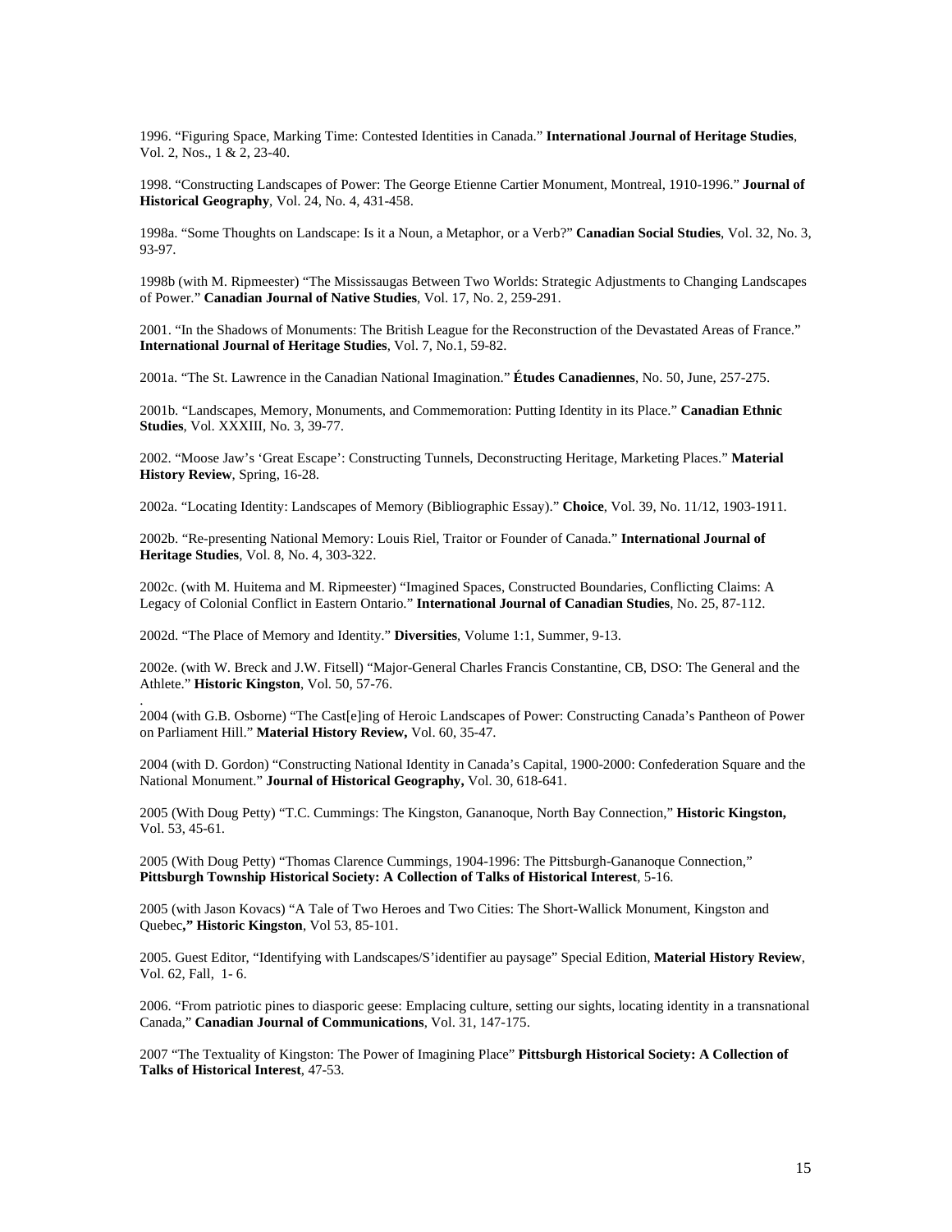1996. “Figuring Space, Marking Time: Contested Identities in Canada.” **International Journal of Heritage Studies**, Vol. 2, Nos., 1 & 2, 23-40.

1998. “Constructing Landscapes of Power: The George Etienne Cartier Monument, Montreal, 1910-1996.” **Journal of Historical Geography**, Vol. 24, No. 4, 431-458.

1998a. “Some Thoughts on Landscape: Is it a Noun, a Metaphor, or a Verb?” **Canadian Social Studies**, Vol. 32, No. 3, 93-97.

1998b (with M. Ripmeester) “The Mississaugas Between Two Worlds: Strategic Adjustments to Changing Landscapes of Power.” **Canadian Journal of Native Studies**, Vol. 17, No. 2, 259-291.

2001. “In the Shadows of Monuments: The British League for the Reconstruction of the Devastated Areas of France.” **International Journal of Heritage Studies**, Vol. 7, No.1, 59-82.

2001a. “The St. Lawrence in the Canadian National Imagination.” **Études Canadiennes**, No. 50, June, 257-275.

2001b. “Landscapes, Memory, Monuments, and Commemoration: Putting Identity in its Place.” **Canadian Ethnic Studies**, Vol. XXXIII, No. 3, 39-77.

2002. “Moose Jaw’s ‘Great Escape’: Constructing Tunnels, Deconstructing Heritage, Marketing Places.” **Material History Review**, Spring, 16-28.

2002a. “Locating Identity: Landscapes of Memory (Bibliographic Essay).” **Choice**, Vol. 39, No. 11/12, 1903-1911.

2002b. “Re-presenting National Memory: Louis Riel, Traitor or Founder of Canada.” **International Journal of Heritage Studies**, Vol. 8, No. 4, 303-322.

2002c. (with M. Huitema and M. Ripmeester) “Imagined Spaces, Constructed Boundaries, Conflicting Claims: A Legacy of Colonial Conflict in Eastern Ontario.” **International Journal of Canadian Studies**, No. 25, 87-112.

2002d. “The Place of Memory and Identity.” **Diversities**, Volume 1:1, Summer, 9-13.

2002e. (with W. Breck and J.W. Fitsell) “Major-General Charles Francis Constantine, CB, DSO: The General and the Athlete.” **Historic Kingston**, Vol. 50, 57-76.

2004 (with G.B. Osborne) “The Cast[e]ing of Heroic Landscapes of Power: Constructing Canada’s Pantheon of Power on Parliament Hill.” **Material History Review,** Vol. 60, 35-47.

2004 (with D. Gordon) “Constructing National Identity in Canada’s Capital, 1900-2000: Confederation Square and the National Monument.” **Journal of Historical Geography,** Vol. 30, 618-641.

2005 (With Doug Petty) “T.C. Cummings: The Kingston, Gananoque, North Bay Connection,” **Historic Kingston,** Vol. 53, 45-61.

2005 (With Doug Petty) “Thomas Clarence Cummings, 1904-1996: The Pittsburgh-Gananoque Connection,” **Pittsburgh Township Historical Society: A Collection of Talks of Historical Interest**, 5-16.

2005 (with Jason Kovacs) “A Tale of Two Heroes and Two Cities: The Short-Wallick Monument, Kingston and Quebec**,” Historic Kingston**, Vol 53, 85-101.

2005. Guest Editor, “Identifying with Landscapes/S’identifier au paysage” Special Edition, **Material History Review**, Vol. 62, Fall, 1- 6.

2006. “From patriotic pines to diasporic geese: Emplacing culture, setting our sights, locating identity in a transnational Canada,” **Canadian Journal of Communications**, Vol. 31, 147-175.

2007 “The Textuality of Kingston: The Power of Imagining Place” **Pittsburgh Historical Society: A Collection of Talks of Historical Interest**, 47-53.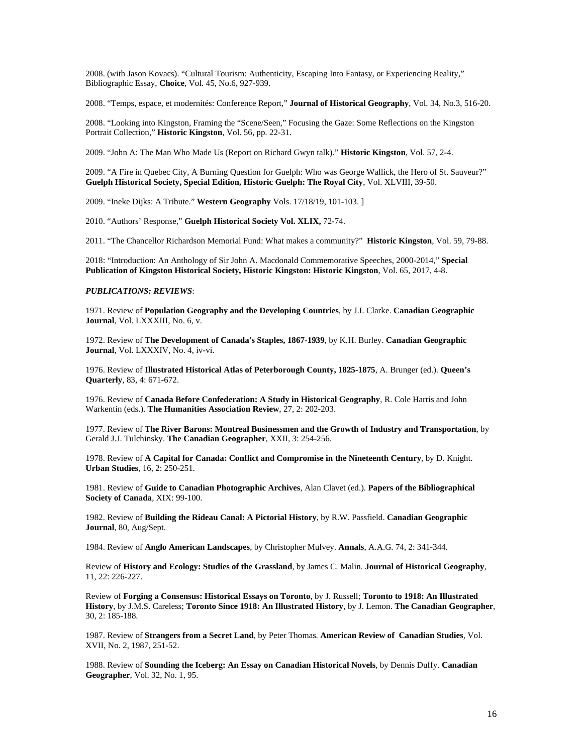2008. (with Jason Kovacs). “Cultural Tourism: Authenticity, Escaping Into Fantasy, or Experiencing Reality,” Bibliographic Essay, **Choice**, Vol. 45, No.6, 927-939.

2008. “Temps, espace, et modernités: Conference Report,” **Journal of Historical Geography**, Vol. 34, No.3, 516-20.

2008. “Looking into Kingston, Framing the “Scene/Seen,” Focusing the Gaze: Some Reflections on the Kingston Portrait Collection,” **Historic Kingston**, Vol. 56, pp. 22-31.

2009. “John A: The Man Who Made Us (Report on Richard Gwyn talk).” **Historic Kingston**, Vol. 57, 2-4.

2009. “A Fire in Quebec City, A Burning Question for Guelph: Who was George Wallick, the Hero of St. Sauveur?” **Guelph Historical Society, Special Edition, Historic Guelph: The Royal City**, Vol. XLVIII, 39-50.

2009. “Ineke Dijks: A Tribute.” **Western Geography** Vols. 17/18/19, 101-103. ]

2010. “Authors’ Response,” **Guelph Historical Society Vol. XLIX,** 72-74.

2011. “The Chancellor Richardson Memorial Fund: What makes a community?” **Historic Kingston**, Vol. 59, 79-88.

2018: “Introduction: An Anthology of Sir John A. Macdonald Commemorative Speeches, 2000-2014,” **Special Publication of Kingston Historical Society, Historic Kingston: Historic Kingston**, Vol. 65, 2017, 4-8.

***PUBLICATIONS: REVIEWS***:

1971. Review of **Population Geography and the Developing Countries**, by J.I. Clarke. **Canadian Geographic Journal**, Vol. LXXXIII, No. 6, v.

1972. Review of **The Development of Canada's Staples, 1867-1939**, by K.H. Burley. **Canadian Geographic Journal**, Vol. LXXXIV, No. 4, iv-vi.

1976. Review of **Illustrated Historical Atlas of Peterborough County, 1825-1875**, A. Brunger (ed.). **Queen’s Quarterly**, 83, 4: 671-672.

1976. Review of **Canada Before Confederation: A Study in Historical Geography**, R. Cole Harris and John Warkentin (eds.). **The Humanities Association Review**, 27, 2: 202-203.

1977. Review of **The River Barons: Montreal Businessmen and the Growth of Industry and Transportation**, by Gerald J.J. Tulchinsky. **The Canadian Geographer**, XXII, 3: 254-256.

1978. Review of **A Capital for Canada: Conflict and Compromise in the Nineteenth Century**, by D. Knight. **Urban Studies**, 16, 2: 250-251.

1981. Review of **Guide to Canadian Photographic Archives**, Alan Clavet (ed.). **Papers of the Bibliographical Society of Canada**, XIX: 99-100.

1982. Review of **Building the Rideau Canal: A Pictorial History**, by R.W. Passfield. **Canadian Geographic Journal**, 80, Aug/Sept.

1984. Review of **Anglo American Landscapes**, by Christopher Mulvey. **Annals**, A.A.G. 74, 2: 341-344.

Review of **History and Ecology: Studies of the Grassland**, by James C. Malin. **Journal of Historical Geography**, 11, 22: 226-227.

Review of **Forging a Consensus: Historical Essays on Toronto**, by J. Russell; **Toronto to 1918: An Illustrated History**, by J.M.S. Careless; **Toronto Since 1918: An Illustrated History**, by J. Lemon. **The Canadian Geographer**, 30, 2: 185-188.

1987. Review of **Strangers from a Secret Land**, by Peter Thomas. **American Review of Canadian Studies**, Vol. XVII, No. 2, 1987, 251-52.

1988. Review of **Sounding the Iceberg: An Essay on Canadian Historical Novels**, by Dennis Duffy. **Canadian Geographer**, Vol. 32, No. 1, 95.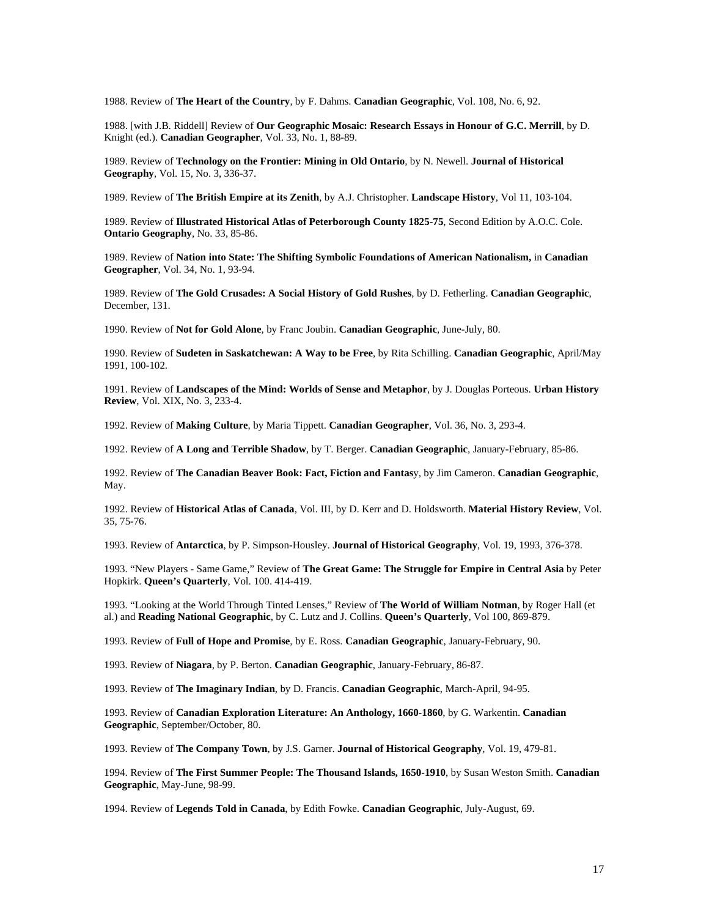1988. Review of **The Heart of the Country**, by F. Dahms. **Canadian Geographic**, Vol. 108, No. 6, 92.

1988. [with J.B. Riddell] Review of **Our Geographic Mosaic: Research Essays in Honour of G.C. Merrill**, by D. Knight (ed.). **Canadian Geographer**, Vol. 33, No. 1, 88-89.

1989. Review of **Technology on the Frontier: Mining in Old Ontario**, by N. Newell. **Journal of Historical Geography**, Vol. 15, No. 3, 336-37.

1989. Review of **The British Empire at its Zenith**, by A.J. Christopher. **Landscape History**, Vol 11, 103-104.

1989. Review of **Illustrated Historical Atlas of Peterborough County 1825-75**, Second Edition by A.O.C. Cole. **Ontario Geography**, No. 33, 85-86.

1989. Review of **Nation into State: The Shifting Symbolic Foundations of American Nationalism,** in **Canadian Geographer**, Vol. 34, No. 1, 93-94.

1989. Review of **The Gold Crusades: A Social History of Gold Rushes**, by D. Fetherling. **Canadian Geographic**, December, 131.

1990. Review of **Not for Gold Alone**, by Franc Joubin. **Canadian Geographic**, June-July, 80.

1990. Review of **Sudeten in Saskatchewan: A Way to be Free**, by Rita Schilling. **Canadian Geographic**, April/May 1991, 100-102.

1991. Review of **Landscapes of the Mind: Worlds of Sense and Metaphor**, by J. Douglas Porteous. **Urban History Review**, Vol. XIX, No. 3, 233-4.

1992. Review of **Making Culture**, by Maria Tippett. **Canadian Geographer**, Vol. 36, No. 3, 293-4.

1992. Review of **A Long and Terrible Shadow**, by T. Berger. **Canadian Geographic**, January-February, 85-86.

1992. Review of **The Canadian Beaver Book: Fact, Fiction and Fantas**y, by Jim Cameron. **Canadian Geographic**, May.

1992. Review of **Historical Atlas of Canada**, Vol. III, by D. Kerr and D. Holdsworth. **Material History Review**, Vol. 35, 75-76.

1993. Review of **Antarctica**, by P. Simpson-Housley. **Journal of Historical Geography**, Vol. 19, 1993, 376-378.

1993. "New Players - Same Game," Review of **The Great Game: The Struggle for Empire in Central Asia** by Peter Hopkirk. **Queen's Quarterly**, Vol. 100. 414-419.

1993. "Looking at the World Through Tinted Lenses," Review of **The World of William Notman**, by Roger Hall (et al.) and **Reading National Geographic**, by C. Lutz and J. Collins. **Queen's Quarterly**, Vol 100, 869-879.

1993. Review of **Full of Hope and Promise**, by E. Ross. **Canadian Geographic**, January-February, 90.

1993. Review of **Niagara**, by P. Berton. **Canadian Geographic**, January-February, 86-87.

1993. Review of **The Imaginary Indian**, by D. Francis. **Canadian Geographic**, March-April, 94-95.

1993. Review of **Canadian Exploration Literature: An Anthology, 1660-1860**, by G. Warkentin. **Canadian Geographic**, September/October, 80.

1993. Review of **The Company Town**, by J.S. Garner. **Journal of Historical Geography**, Vol. 19, 479-81.

1994. Review of **The First Summer People: The Thousand Islands, 1650-1910**, by Susan Weston Smith. **Canadian Geographic**, May-June, 98-99.

1994. Review of **Legends Told in Canada**, by Edith Fowke. **Canadian Geographic**, July-August, 69.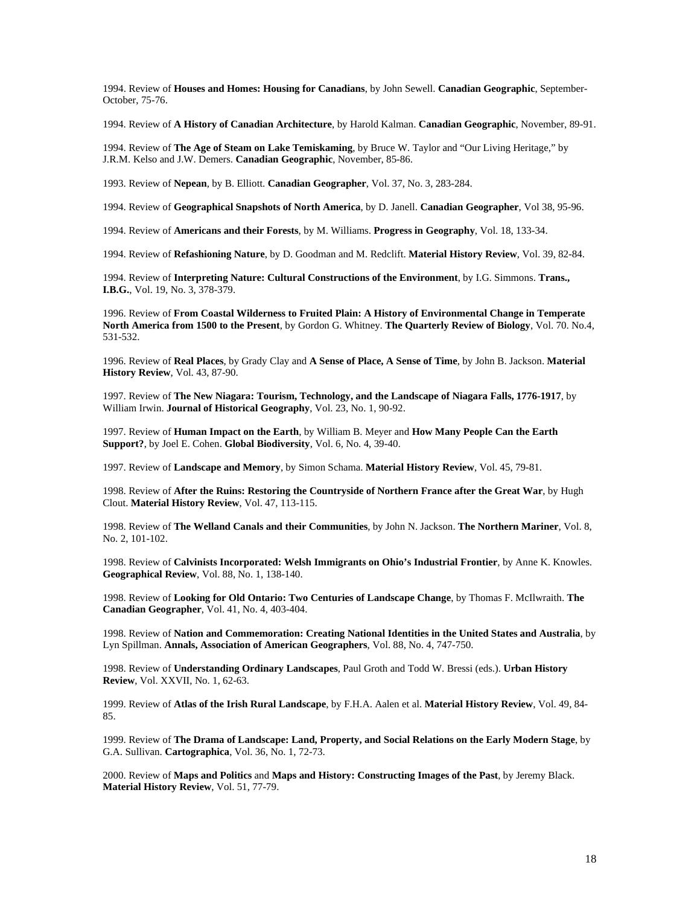1994. Review of **Houses and Homes: Housing for Canadians**, by John Sewell. **Canadian Geographic**, September-October, 75-76.

1994. Review of **A History of Canadian Architecture**, by Harold Kalman. **Canadian Geographic**, November, 89-91.

1994. Review of **The Age of Steam on Lake Temiskaming**, by Bruce W. Taylor and “Our Living Heritage,” by J.R.M. Kelso and J.W. Demers. **Canadian Geographic**, November, 85-86.

1993. Review of **Nepean**, by B. Elliott. **Canadian Geographer**, Vol. 37, No. 3, 283-284.

1994. Review of **Geographical Snapshots of North America**, by D. Janell. **Canadian Geographer**, Vol 38, 95-96.

1994. Review of **Americans and their Forests**, by M. Williams. **Progress in Geography**, Vol. 18, 133-34.

1994. Review of **Refashioning Nature**, by D. Goodman and M. Redclift. **Material History Review**, Vol. 39, 82-84.

1994. Review of **Interpreting Nature: Cultural Constructions of the Environment**, by I.G. Simmons. **Trans., I.B.G.**, Vol. 19, No. 3, 378-379.

1996. Review of **From Coastal Wilderness to Fruited Plain: A History of Environmental Change in Temperate North America from 1500 to the Present**, by Gordon G. Whitney. **The Quarterly Review of Biology**, Vol. 70. No.4, 531-532.

1996. Review of **Real Places**, by Grady Clay and **A Sense of Place, A Sense of Time**, by John B. Jackson. **Material History Review**, Vol. 43, 87-90.

1997. Review of **The New Niagara: Tourism, Technology, and the Landscape of Niagara Falls, 1776-1917**, by William Irwin. **Journal of Historical Geography**, Vol. 23, No. 1, 90-92.

1997. Review of **Human Impact on the Earth**, by William B. Meyer and **How Many People Can the Earth Support?**, by Joel E. Cohen. **Global Biodiversity**, Vol. 6, No. 4, 39-40.

1997. Review of **Landscape and Memory**, by Simon Schama. **Material History Review**, Vol. 45, 79-81.

1998. Review of **After the Ruins: Restoring the Countryside of Northern France after the Great War**, by Hugh Clout. **Material History Review**, Vol. 47, 113-115.

1998. Review of **The Welland Canals and their Communities**, by John N. Jackson. **The Northern Mariner**, Vol. 8, No. 2, 101-102.

1998. Review of **Calvinists Incorporated: Welsh Immigrants on Ohio’s Industrial Frontier**, by Anne K. Knowles. **Geographical Review**, Vol. 88, No. 1, 138-140.

1998. Review of **Looking for Old Ontario: Two Centuries of Landscape Change**, by Thomas F. McIlwraith. **The Canadian Geographer**, Vol. 41, No. 4, 403-404.

1998. Review of **Nation and Commemoration: Creating National Identities in the United States and Australia**, by Lyn Spillman. **Annals, Association of American Geographers**, Vol. 88, No. 4, 747-750.

1998. Review of **Understanding Ordinary Landscapes**, Paul Groth and Todd W. Bressi (eds.). **Urban History Review**, Vol. XXVII, No. 1, 62-63.

1999. Review of **Atlas of the Irish Rural Landscape**, by F.H.A. Aalen et al. **Material History Review**, Vol. 49, 84-85.

1999. Review of **The Drama of Landscape: Land, Property, and Social Relations on the Early Modern Stage**, by G.A. Sullivan. **Cartographica**, Vol. 36, No. 1, 72-73.

2000. Review of **Maps and Politics** and **Maps and History: Constructing Images of the Past**, by Jeremy Black. **Material History Review**, Vol. 51, 77-79.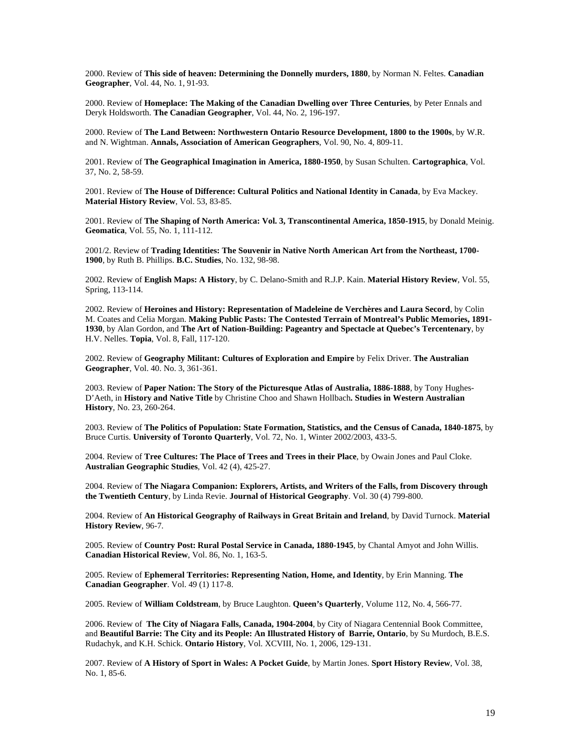2000. Review of **This side of heaven: Determining the Donnelly murders, 1880**, by Norman N. Feltes. **Canadian Geographer**, Vol. 44, No. 1, 91-93.

2000. Review of **Homeplace: The Making of the Canadian Dwelling over Three Centuries**, by Peter Ennals and Deryk Holdsworth. **The Canadian Geographer**, Vol. 44, No. 2, 196-197.

2000. Review of **The Land Between: Northwestern Ontario Resource Development, 1800 to the 1900s**, by W.R. and N. Wightman. **Annals, Association of American Geographers**, Vol. 90, No. 4, 809-11.

2001. Review of **The Geographical Imagination in America, 1880-1950**, by Susan Schulten. **Cartographica**, Vol. 37, No. 2, 58-59.

2001. Review of **The House of Difference: Cultural Politics and National Identity in Canada**, by Eva Mackey. **Material History Review**, Vol. 53, 83-85.

2001. Review of **The Shaping of North America: Vol. 3, Transcontinental America, 1850-1915**, by Donald Meinig. **Geomatica**, Vol. 55, No. 1, 111-112.

2001/2. Review of **Trading Identities: The Souvenir in Native North American Art from the Northeast, 1700-1900**, by Ruth B. Phillips. **B.C. Studies**, No. 132, 98-98.

2002. Review of **English Maps: A History**, by C. Delano-Smith and R.J.P. Kain. **Material History Review**, Vol. 55, Spring, 113-114.

2002. Review of **Heroines and History: Representation of Madeleine de Verchères and Laura Secord**, by Colin M. Coates and Celia Morgan. **Making Public Pasts: The Contested Terrain of Montreal's Public Memories, 1891-1930**, by Alan Gordon, and **The Art of Nation-Building: Pageantry and Spectacle at Quebec's Tercentenary**, by H.V. Nelles. **Topia**, Vol. 8, Fall, 117-120.

2002. Review of **Geography Militant: Cultures of Exploration and Empire** by Felix Driver. **The Australian Geographer**, Vol. 40. No. 3, 361-361.

2003. Review of **Paper Nation: The Story of the Picturesque Atlas of Australia, 1886-1888**, by Tony Hughes-D'Aeth, in **History and Native Title** by Christine Choo and Shawn Hollbach**. Studies in Western Australian History**, No. 23, 260-264.

2003. Review of **The Politics of Population: State Formation, Statistics, and the Census of Canada, 1840-1875**, by Bruce Curtis. **University of Toronto Quarterly**, Vol. 72, No. 1, Winter 2002/2003, 433-5.

2004. Review of **Tree Cultures: The Place of Trees and Trees in their Place**, by Owain Jones and Paul Cloke. **Australian Geographic Studies**, Vol. 42 (4), 425-27.

2004. Review of **The Niagara Companion: Explorers, Artists, and Writers of the Falls, from Discovery through the Twentieth Century**, by Linda Revie. **Journal of Historical Geography**. Vol. 30 (4) 799-800.

2004. Review of **An Historical Geography of Railways in Great Britain and Ireland**, by David Turnock. **Material History Review**, 96-7.

2005. Review of **Country Post: Rural Postal Service in Canada, 1880-1945**, by Chantal Amyot and John Willis. **Canadian Historical Review**, Vol. 86, No. 1, 163-5.

2005. Review of **Ephemeral Territories: Representing Nation, Home, and Identity**, by Erin Manning. **The Canadian Geographer**. Vol. 49 (1) 117-8.

2005. Review of **William Coldstream**, by Bruce Laughton. **Queen's Quarterly**, Volume 112, No. 4, 566-77.

2006. Review of **The City of Niagara Falls, Canada, 1904-2004**, by City of Niagara Centennial Book Committee, and **Beautiful Barrie: The City and its People: An Illustrated History of Barrie, Ontario**, by Su Murdoch, B.E.S. Rudachyk, and K.H. Schick. **Ontario History**, Vol. XCVIII, No. 1, 2006, 129-131.

2007. Review of **A History of Sport in Wales: A Pocket Guide**, by Martin Jones. **Sport History Review**, Vol. 38, No. 1, 85-6.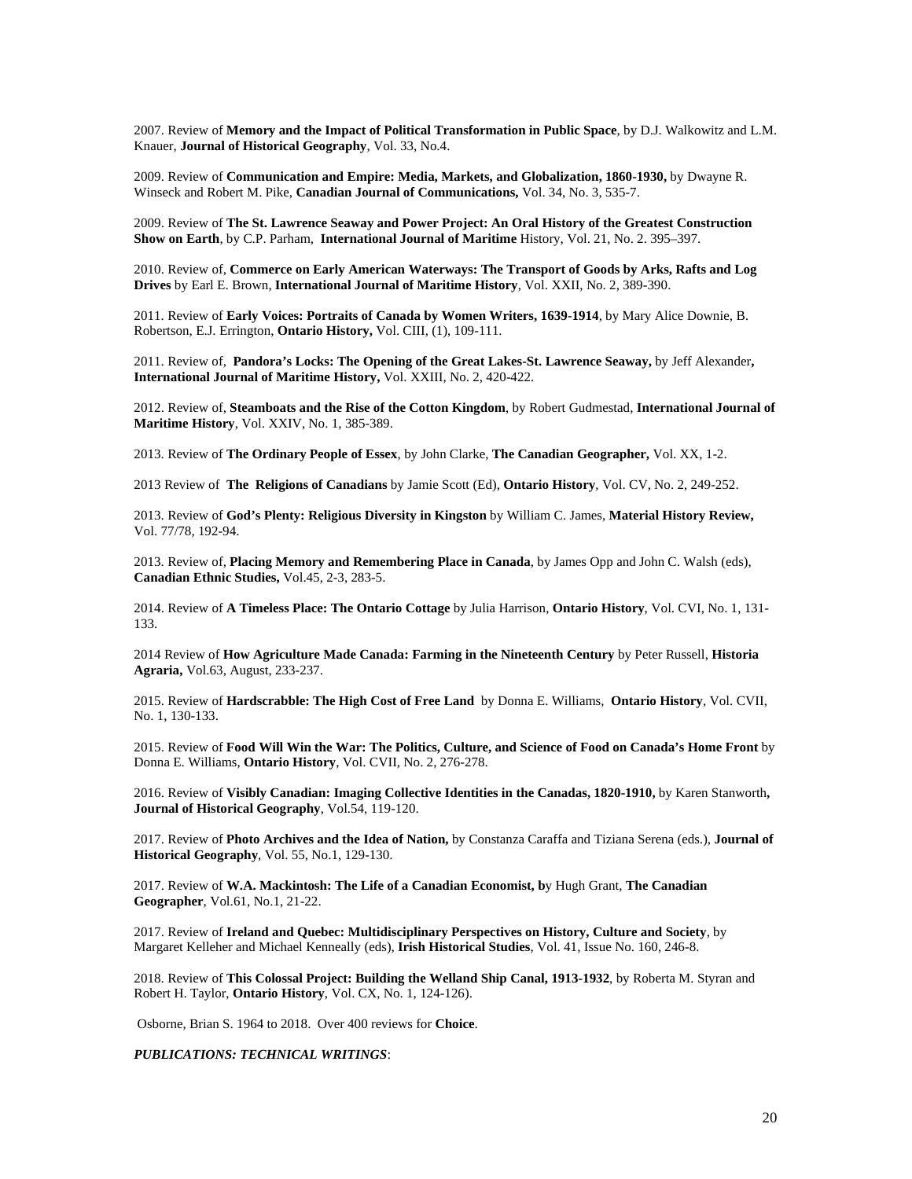2007. Review of **Memory and the Impact of Political Transformation in Public Space**, by D.J. Walkowitz and L.M. Knauer, **Journal of Historical Geography**, Vol. 33, No.4.

2009. Review of **Communication and Empire: Media, Markets, and Globalization, 1860-1930,** by Dwayne R. Winseck and Robert M. Pike, **Canadian Journal of Communications,** Vol. 34, No. 3, 535-7.

2009. Review of **The St. Lawrence Seaway and Power Project: An Oral History of the Greatest Construction Show on Earth**, by C.P. Parham, **International Journal of Maritime** History, Vol. 21, No. 2. 395–397.

2010. Review of, **Commerce on Early American Waterways: The Transport of Goods by Arks, Rafts and Log Drives** by Earl E. Brown, **International Journal of Maritime History**, Vol. XXII, No. 2, 389-390.

2011. Review of **Early Voices: Portraits of Canada by Women Writers, 1639-1914**, by Mary Alice Downie, B. Robertson, E.J. Errington, **Ontario History,** Vol. CIII, (1), 109-111.

2011. Review of, **Pandora's Locks: The Opening of the Great Lakes-St. Lawrence Seaway,** by Jeff Alexander**, International Journal of Maritime History,** Vol. XXIII, No. 2, 420-422.

2012. Review of, **Steamboats and the Rise of the Cotton Kingdom**, by Robert Gudmestad, **International Journal of Maritime History**, Vol. XXIV, No. 1, 385-389.

2013. Review of **The Ordinary People of Essex**, by John Clarke, **The Canadian Geographer,** Vol. XX, 1-2.

2013 Review of **The Religions of Canadians** by Jamie Scott (Ed), **Ontario History**, Vol. CV, No. 2, 249-252.

2013. Review of **God's Plenty: Religious Diversity in Kingston** by William C. James, **Material History Review,** Vol. 77/78, 192-94.

2013. Review of, **Placing Memory and Remembering Place in Canada**, by James Opp and John C. Walsh (eds), **Canadian Ethnic Studies,** Vol.45, 2-3, 283-5.

2014. Review of **A Timeless Place: The Ontario Cottage** by Julia Harrison, **Ontario History**, Vol. CVI, No. 1, 131-133.

2014 Review of **How Agriculture Made Canada: Farming in the Nineteenth Century** by Peter Russell, **Historia Agraria,** Vol.63, August, 233-237.

2015. Review of **Hardscrabble: The High Cost of Free Land** by Donna E. Williams, **Ontario History**, Vol. CVII, No. 1, 130-133.

2015. Review of **Food Will Win the War: The Politics, Culture, and Science of Food on Canada's Home Front** by Donna E. Williams, **Ontario History**, Vol. CVII, No. 2, 276-278.

2016. Review of **Visibly Canadian: Imaging Collective Identities in the Canadas, 1820-1910,** by Karen Stanworth**, Journal of Historical Geography**, Vol.54, 119-120.

2017. Review of **Photo Archives and the Idea of Nation,** by Constanza Caraffa and Tiziana Serena (eds.), **Journal of Historical Geography**, Vol. 55, No.1, 129-130.

2017. Review of **W.A. Mackintosh: The Life of a Canadian Economist, b**y Hugh Grant, **The Canadian Geographer**, Vol.61, No.1, 21-22.

2017. Review of **Ireland and Quebec: Multidisciplinary Perspectives on History, Culture and Society**, by Margaret Kelleher and Michael Kenneally (eds), **Irish Historical Studies**, Vol. 41, Issue No. 160, 246-8.

2018. Review of **This Colossal Project: Building the Welland Ship Canal, 1913-1932**, by Roberta M. Styran and Robert H. Taylor, **Ontario History**, Vol. CX, No. 1, 124-126).

Osborne, Brian S. 1964 to 2018. Over 400 reviews for **Choice**.

***PUBLICATIONS: TECHNICAL WRITINGS***: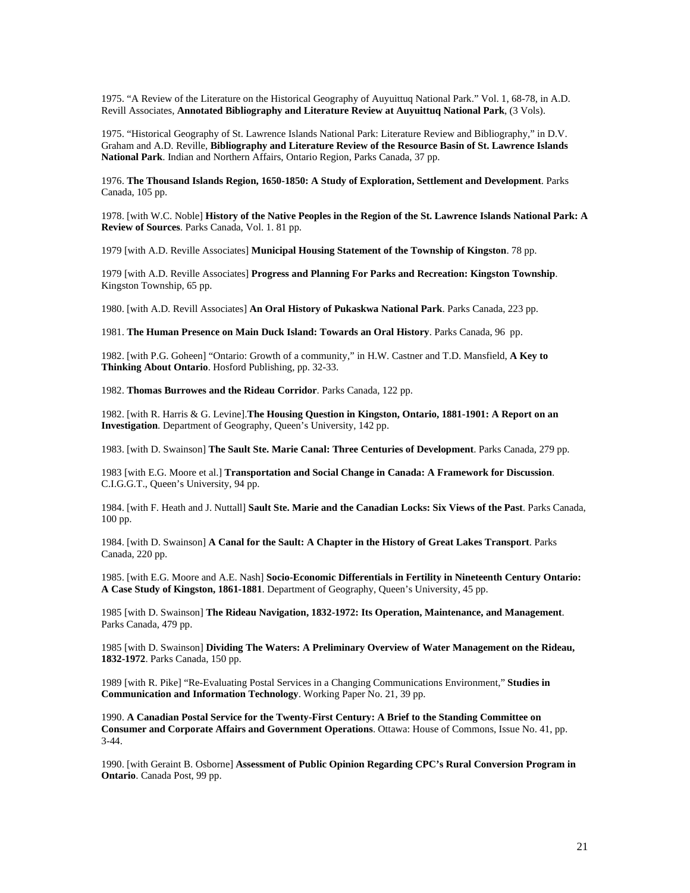1975. “A Review of the Literature on the Historical Geography of Auyuittuq National Park.” Vol. 1, 68-78, in A.D. Revill Associates, **Annotated Bibliography and Literature Review at Auyuittuq National Park**, (3 Vols).

1975. “Historical Geography of St. Lawrence Islands National Park: Literature Review and Bibliography,” in D.V. Graham and A.D. Reville, **Bibliography and Literature Review of the Resource Basin of St. Lawrence Islands National Park**. Indian and Northern Affairs, Ontario Region, Parks Canada, 37 pp.

1976. **The Thousand Islands Region, 1650-1850: A Study of Exploration, Settlement and Development**. Parks Canada, 105 pp.

1978. [with W.C. Noble] **History of the Native Peoples in the Region of the St. Lawrence Islands National Park: A Review of Sources**. Parks Canada, Vol. 1. 81 pp.

1979 [with A.D. Reville Associates] **Municipal Housing Statement of the Township of Kingston**. 78 pp.

1979 [with A.D. Reville Associates] **Progress and Planning For Parks and Recreation: Kingston Township**. Kingston Township, 65 pp.

1980. [with A.D. Revill Associates] **An Oral History of Pukaskwa National Park**. Parks Canada, 223 pp.

1981. **The Human Presence on Main Duck Island: Towards an Oral History**. Parks Canada, 96 pp.

1982. [with P.G. Goheen] “Ontario: Growth of a community,” in H.W. Castner and T.D. Mansfield, **A Key to Thinking About Ontario**. Hosford Publishing, pp. 32-33.

1982. **Thomas Burrowes and the Rideau Corridor**. Parks Canada, 122 pp.

1982. [with R. Harris & G. Levine].**The Housing Question in Kingston, Ontario, 1881-1901: A Report on an Investigation**. Department of Geography, Queen’s University, 142 pp.

1983. [with D. Swainson] **The Sault Ste. Marie Canal: Three Centuries of Development**. Parks Canada, 279 pp.

1983 [with E.G. Moore et al.] **Transportation and Social Change in Canada: A Framework for Discussion**. C.I.G.G.T., Queen’s University, 94 pp.

1984. [with F. Heath and J. Nuttall] **Sault Ste. Marie and the Canadian Locks: Six Views of the Past**. Parks Canada, 100 pp.

1984. [with D. Swainson] **A Canal for the Sault: A Chapter in the History of Great Lakes Transport**. Parks Canada, 220 pp.

1985. [with E.G. Moore and A.E. Nash] **Socio-Economic Differentials in Fertility in Nineteenth Century Ontario: A Case Study of Kingston, 1861-1881**. Department of Geography, Queen’s University, 45 pp.

1985 [with D. Swainson] **The Rideau Navigation, 1832-1972: Its Operation, Maintenance, and Management**. Parks Canada, 479 pp.

1985 [with D. Swainson] **Dividing The Waters: A Preliminary Overview of Water Management on the Rideau, 1832-1972**. Parks Canada, 150 pp.

1989 [with R. Pike] “Re-Evaluating Postal Services in a Changing Communications Environment,” **Studies in Communication and Information Technology**. Working Paper No. 21, 39 pp.

1990. **A Canadian Postal Service for the Twenty-First Century: A Brief to the Standing Committee on Consumer and Corporate Affairs and Government Operations**. Ottawa: House of Commons, Issue No. 41, pp. 3-44.

1990. [with Geraint B. Osborne] **Assessment of Public Opinion Regarding CPC’s Rural Conversion Program in Ontario**. Canada Post, 99 pp.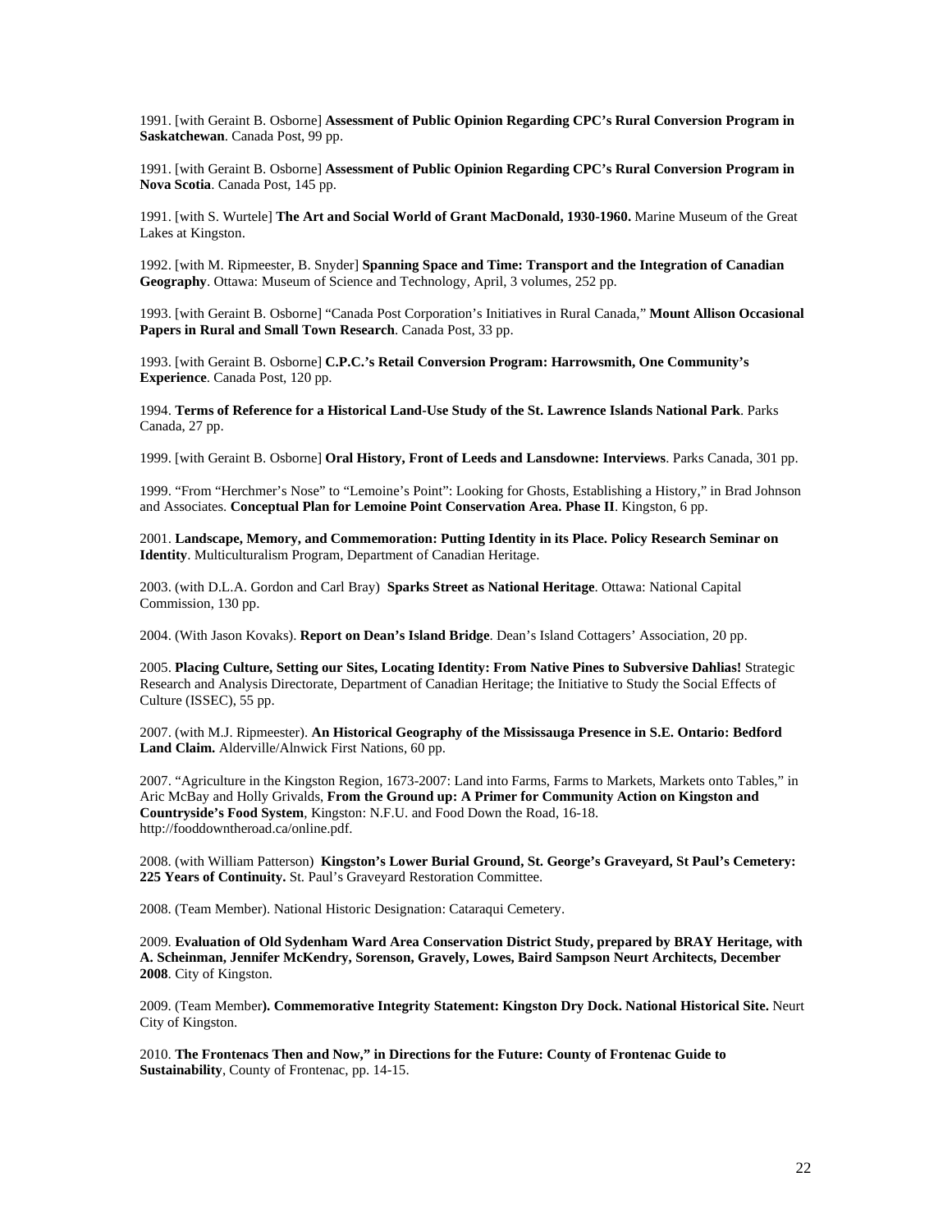1991. [with Geraint B. Osborne] **Assessment of Public Opinion Regarding CPC's Rural Conversion Program in Saskatchewan**. Canada Post, 99 pp.

1991. [with Geraint B. Osborne] **Assessment of Public Opinion Regarding CPC's Rural Conversion Program in Nova Scotia**. Canada Post, 145 pp.

1991. [with S. Wurtele] **The Art and Social World of Grant MacDonald, 1930-1960.** Marine Museum of the Great Lakes at Kingston.

1992. [with M. Ripmeester, B. Snyder] **Spanning Space and Time: Transport and the Integration of Canadian Geography**. Ottawa: Museum of Science and Technology, April, 3 volumes, 252 pp.

1993. [with Geraint B. Osborne] "Canada Post Corporation's Initiatives in Rural Canada," **Mount Allison Occasional Papers in Rural and Small Town Research**. Canada Post, 33 pp.

1993. [with Geraint B. Osborne] **C.P.C.'s Retail Conversion Program: Harrowsmith, One Community's Experience**. Canada Post, 120 pp.

1994. **Terms of Reference for a Historical Land-Use Study of the St. Lawrence Islands National Park**. Parks Canada, 27 pp.

1999. [with Geraint B. Osborne] **Oral History, Front of Leeds and Lansdowne: Interviews**. Parks Canada, 301 pp.

1999. "From "Herchmer's Nose" to "Lemoine's Point": Looking for Ghosts, Establishing a History," in Brad Johnson and Associates. **Conceptual Plan for Lemoine Point Conservation Area. Phase II**. Kingston, 6 pp.

2001. **Landscape, Memory, and Commemoration: Putting Identity in its Place. Policy Research Seminar on Identity**. Multiculturalism Program, Department of Canadian Heritage.

2003. (with D.L.A. Gordon and Carl Bray) **Sparks Street as National Heritage**. Ottawa: National Capital Commission, 130 pp.

2004. (With Jason Kovaks). **Report on Dean's Island Bridge**. Dean's Island Cottagers' Association, 20 pp.

2005. **Placing Culture, Setting our Sites, Locating Identity: From Native Pines to Subversive Dahlias!** Strategic Research and Analysis Directorate, Department of Canadian Heritage; the Initiative to Study the Social Effects of Culture (ISSEC), 55 pp.

2007. (with M.J. Ripmeester). **An Historical Geography of the Mississauga Presence in S.E. Ontario: Bedford Land Claim.** Alderville/Alnwick First Nations, 60 pp.

2007. "Agriculture in the Kingston Region, 1673-2007: Land into Farms, Farms to Markets, Markets onto Tables," in Aric McBay and Holly Grivalds, **From the Ground up: A Primer for Community Action on Kingston and Countryside's Food System**, Kingston: N.F.U. and Food Down the Road, 16-18. http://fooddowntheroad.ca/online.pdf.

2008. (with William Patterson) **Kingston's Lower Burial Ground, St. George's Graveyard, St Paul's Cemetery: 225 Years of Continuity.** St. Paul's Graveyard Restoration Committee.

2008. (Team Member). National Historic Designation: Cataraqui Cemetery.

2009. **Evaluation of Old Sydenham Ward Area Conservation District Study, prepared by BRAY Heritage, with A. Scheinman, Jennifer McKendry, Sorenson, Gravely, Lowes, Baird Sampson Neurt Architects, December 2008**. City of Kingston.

2009. (Team Member**). Commemorative Integrity Statement: Kingston Dry Dock. National Historical Site.** Neurt City of Kingston.

2010. **The Frontenacs Then and Now," in Directions for the Future: County of Frontenac Guide to Sustainability**, County of Frontenac, pp. 14-15.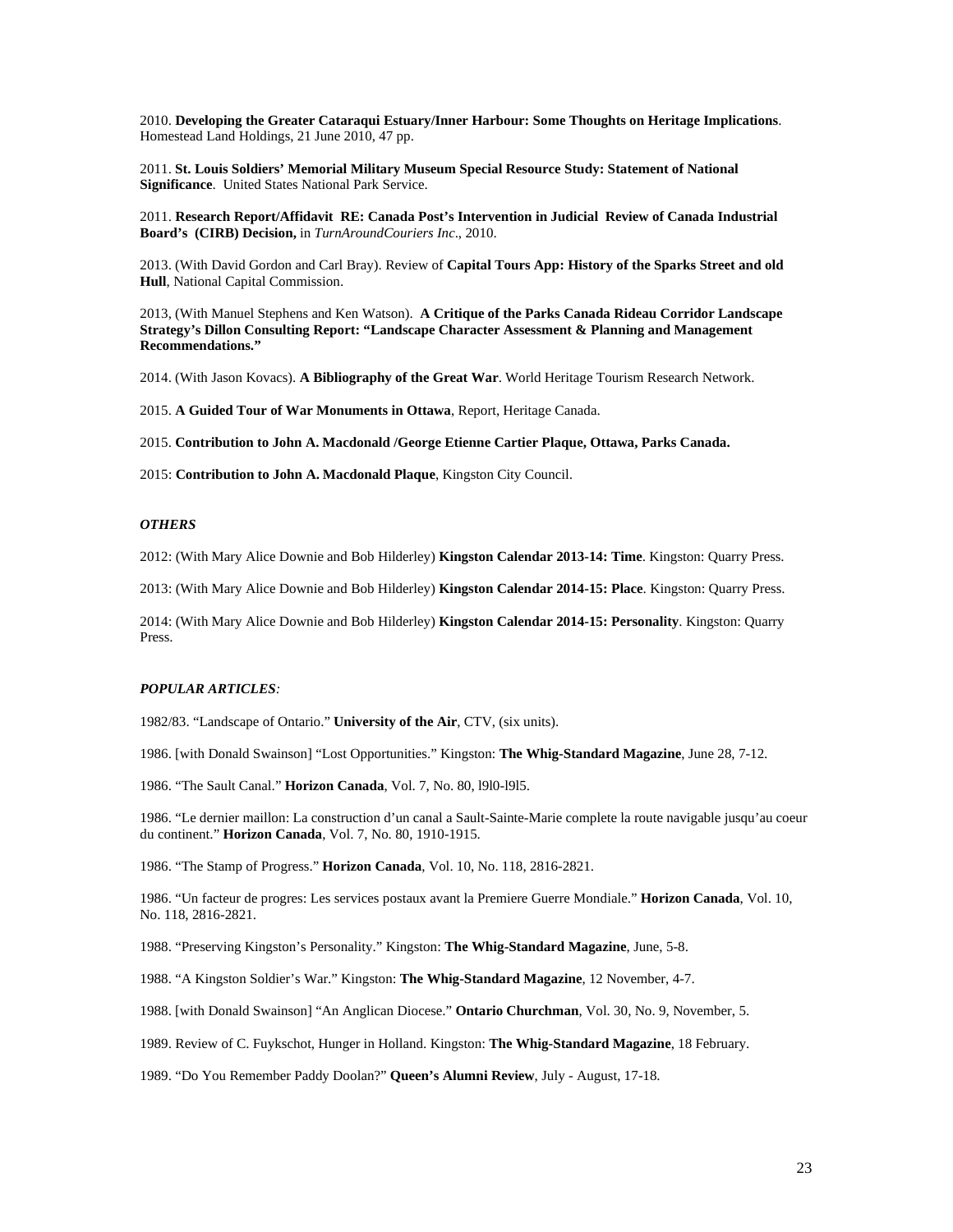2010. **Developing the Greater Cataraqui Estuary/Inner Harbour: Some Thoughts on Heritage Implications**. Homestead Land Holdings, 21 June 2010, 47 pp.

2011. **St. Louis Soldiers' Memorial Military Museum Special Resource Study: Statement of National Significance**. United States National Park Service.

2011. **Research Report/Affidavit RE: Canada Post's Intervention in Judicial Review of Canada Industrial Board's (CIRB) Decision,** in *TurnAroundCouriers Inc*., 2010.

2013. (With David Gordon and Carl Bray). Review of **Capital Tours App: History of the Sparks Street and old Hull**, National Capital Commission.

2013, (With Manuel Stephens and Ken Watson). **A Critique of the Parks Canada Rideau Corridor Landscape Strategy's Dillon Consulting Report: "Landscape Character Assessment & Planning and Management Recommendations."**

2014. (With Jason Kovacs). **A Bibliography of the Great War**. World Heritage Tourism Research Network.

2015. **A Guided Tour of War Monuments in Ottawa**, Report, Heritage Canada.

2015. **Contribution to John A. Macdonald /George Etienne Cartier Plaque, Ottawa, Parks Canada.**

2015: **Contribution to John A. Macdonald Plaque**, Kingston City Council.

### *OTHERS*

2012: (With Mary Alice Downie and Bob Hilderley) **Kingston Calendar 2013-14: Time**. Kingston: Quarry Press.

2013: (With Mary Alice Downie and Bob Hilderley) **Kingston Calendar 2014-15: Place**. Kingston: Quarry Press.

2014: (With Mary Alice Downie and Bob Hilderley) **Kingston Calendar 2014-15: Personality**. Kingston: Quarry Press.

### *POPULAR ARTICLES:*

1982/83. "Landscape of Ontario." **University of the Air**, CTV, (six units).

1986. [with Donald Swainson] "Lost Opportunities." Kingston: **The Whig-Standard Magazine**, June 28, 7-12.

1986. "The Sault Canal." **Horizon Canada**, Vol. 7, No. 80, l9l0-l9l5.

1986. "Le dernier maillon: La construction d'un canal a Sault-Sainte-Marie complete la route navigable jusqu'au coeur du continent." **Horizon Canada**, Vol. 7, No. 80, 1910-1915.

1986. "The Stamp of Progress." **Horizon Canada**, Vol. 10, No. 118, 2816-2821.

1986. "Un facteur de progres: Les services postaux avant la Premiere Guerre Mondiale." **Horizon Canada**, Vol. 10, No. 118, 2816-2821.

1988. "Preserving Kingston's Personality." Kingston: **The Whig-Standard Magazine**, June, 5-8.

1988. "A Kingston Soldier's War." Kingston: **The Whig-Standard Magazine**, 12 November, 4-7.

1988. [with Donald Swainson] "An Anglican Diocese." **Ontario Churchman**, Vol. 30, No. 9, November, 5.

1989. Review of C. Fuykschot, Hunger in Holland. Kingston: **The Whig-Standard Magazine**, 18 February.

1989. "Do You Remember Paddy Doolan?" **Queen's Alumni Review**, July - August, 17-18.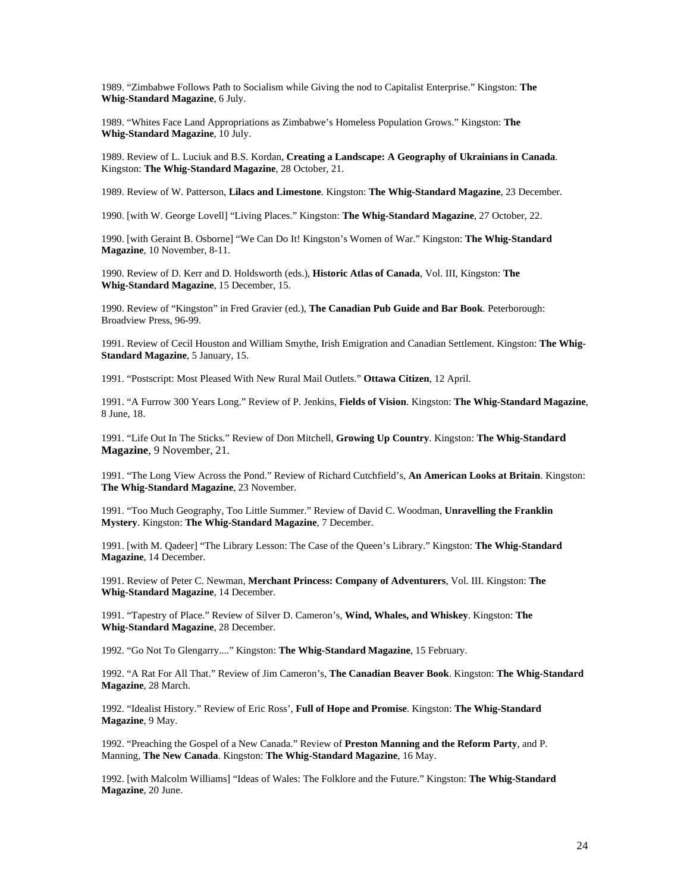1989. “Zimbabwe Follows Path to Socialism while Giving the nod to Capitalist Enterprise.” Kingston: **The Whig-Standard Magazine**, 6 July.

1989. “Whites Face Land Appropriations as Zimbabwe’s Homeless Population Grows.” Kingston: **The Whig-Standard Magazine**, 10 July.

1989. Review of L. Luciuk and B.S. Kordan, **Creating a Landscape: A Geography of Ukrainians in Canada**. Kingston: **The Whig-Standard Magazine**, 28 October, 21.

1989. Review of W. Patterson, **Lilacs and Limestone**. Kingston: **The Whig-Standard Magazine**, 23 December.

1990. [with W. George Lovell] “Living Places.” Kingston: **The Whig-Standard Magazine**, 27 October, 22.

1990. [with Geraint B. Osborne] “We Can Do It! Kingston’s Women of War.” Kingston: **The Whig-Standard Magazine**, 10 November, 8-11.

1990. Review of D. Kerr and D. Holdsworth (eds.), **Historic Atlas of Canada**, Vol. III, Kingston: **The Whig-Standard Magazine**, 15 December, 15.

1990. Review of “Kingston” in Fred Gravier (ed.), **The Canadian Pub Guide and Bar Book**. Peterborough: Broadview Press, 96-99.

1991. Review of Cecil Houston and William Smythe, Irish Emigration and Canadian Settlement. Kingston: **The Whig-Standard Magazine**, 5 January, 15.

1991. “Postscript: Most Pleased With New Rural Mail Outlets.” **Ottawa Citizen**, 12 April.

1991. “A Furrow 300 Years Long.” Review of P. Jenkins, **Fields of Vision**. Kingston: **The Whig-Standard Magazine**, 8 June, 18.

1991. “Life Out In The Sticks.” Review of Don Mitchell, **Growing Up Country**. Kingston: **The Whig-Standard Magazine**, 9 November, 21.

1991. “The Long View Across the Pond.” Review of Richard Cutchfield’s, **An American Looks at Britain**. Kingston: **The Whig-Standard Magazine**, 23 November.

1991. “Too Much Geography, Too Little Summer.” Review of David C. Woodman, **Unravelling the Franklin Mystery**. Kingston: **The Whig-Standard Magazine**, 7 December.

1991. [with M. Qadeer] “The Library Lesson: The Case of the Queen’s Library.” Kingston: **The Whig-Standard Magazine**, 14 December.

1991. Review of Peter C. Newman, **Merchant Princess: Company of Adventurers**, Vol. III. Kingston: **The Whig-Standard Magazine**, 14 December.

1991. “Tapestry of Place.” Review of Silver D. Cameron’s, **Wind, Whales, and Whiskey**. Kingston: **The Whig-Standard Magazine**, 28 December.

1992. “Go Not To Glengarry....” Kingston: **The Whig-Standard Magazine**, 15 February.

1992. “A Rat For All That.” Review of Jim Cameron’s, **The Canadian Beaver Book**. Kingston: **The Whig-Standard Magazine**, 28 March.

1992. “Idealist History.” Review of Eric Ross’, **Full of Hope and Promise**. Kingston: **The Whig-Standard Magazine**, 9 May.

1992. “Preaching the Gospel of a New Canada.” Review of **Preston Manning and the Reform Party**, and P. Manning, **The New Canada**. Kingston: **The Whig-Standard Magazine**, 16 May.

1992. [with Malcolm Williams] “Ideas of Wales: The Folklore and the Future.” Kingston: **The Whig-Standard Magazine**, 20 June.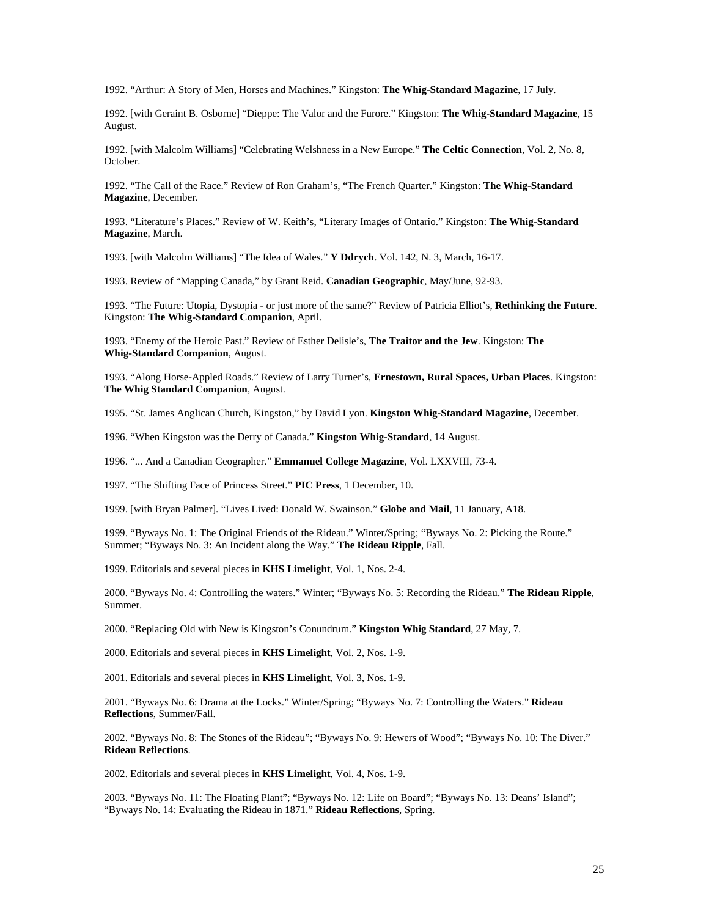1992. “Arthur: A Story of Men, Horses and Machines.” Kingston: **The Whig-Standard Magazine**, 17 July.

1992. [with Geraint B. Osborne] “Dieppe: The Valor and the Furore.” Kingston: **The Whig-Standard Magazine**, 15 August.

1992. [with Malcolm Williams] “Celebrating Welshness in a New Europe.” **The Celtic Connection**, Vol. 2, No. 8, October.

1992. “The Call of the Race.” Review of Ron Graham’s, “The French Quarter.” Kingston: **The Whig-Standard Magazine**, December.

1993. “Literature’s Places.” Review of W. Keith’s, “Literary Images of Ontario.” Kingston: **The Whig-Standard Magazine**, March.

1993. [with Malcolm Williams] “The Idea of Wales.” **Y Ddrych**. Vol. 142, N. 3, March, 16-17.

1993. Review of “Mapping Canada,” by Grant Reid. **Canadian Geographic**, May/June, 92-93.

1993. “The Future: Utopia, Dystopia - or just more of the same?” Review of Patricia Elliot’s, **Rethinking the Future**. Kingston: **The Whig-Standard Companion**, April.

1993. “Enemy of the Heroic Past.” Review of Esther Delisle’s, **The Traitor and the Jew**. Kingston: **The Whig-Standard Companion**, August.

1993. “Along Horse-Appled Roads.” Review of Larry Turner’s, **Ernestown, Rural Spaces, Urban Places**. Kingston: **The Whig Standard Companion**, August.

1995. “St. James Anglican Church, Kingston,” by David Lyon. **Kingston Whig-Standard Magazine**, December.

1996. “When Kingston was the Derry of Canada.” **Kingston Whig-Standard**, 14 August.

1996. “... And a Canadian Geographer.” **Emmanuel College Magazine**, Vol. LXXVIII, 73-4.

1997. “The Shifting Face of Princess Street.” **PIC Press**, 1 December, 10.

1999. [with Bryan Palmer]. “Lives Lived: Donald W. Swainson.” **Globe and Mail**, 11 January, A18.

1999. “Byways No. 1: The Original Friends of the Rideau.” Winter/Spring; “Byways No. 2: Picking the Route.” Summer; “Byways No. 3: An Incident along the Way.” **The Rideau Ripple**, Fall.

1999. Editorials and several pieces in **KHS Limelight**, Vol. 1, Nos. 2-4.

2000. “Byways No. 4: Controlling the waters.” Winter; “Byways No. 5: Recording the Rideau.” **The Rideau Ripple**, Summer.

2000. “Replacing Old with New is Kingston’s Conundrum.” **Kingston Whig Standard**, 27 May, 7.

2000. Editorials and several pieces in **KHS Limelight**, Vol. 2, Nos. 1-9.

2001. Editorials and several pieces in **KHS Limelight**, Vol. 3, Nos. 1-9.

2001. “Byways No. 6: Drama at the Locks.” Winter/Spring; “Byways No. 7: Controlling the Waters.” **Rideau Reflections**, Summer/Fall.

2002. “Byways No. 8: The Stones of the Rideau”; “Byways No. 9: Hewers of Wood”; “Byways No. 10: The Diver.” **Rideau Reflections**.

2002. Editorials and several pieces in **KHS Limelight**, Vol. 4, Nos. 1-9.

2003. “Byways No. 11: The Floating Plant”; “Byways No. 12: Life on Board”; “Byways No. 13: Deans’ Island”; “Byways No. 14: Evaluating the Rideau in 1871.” **Rideau Reflections**, Spring.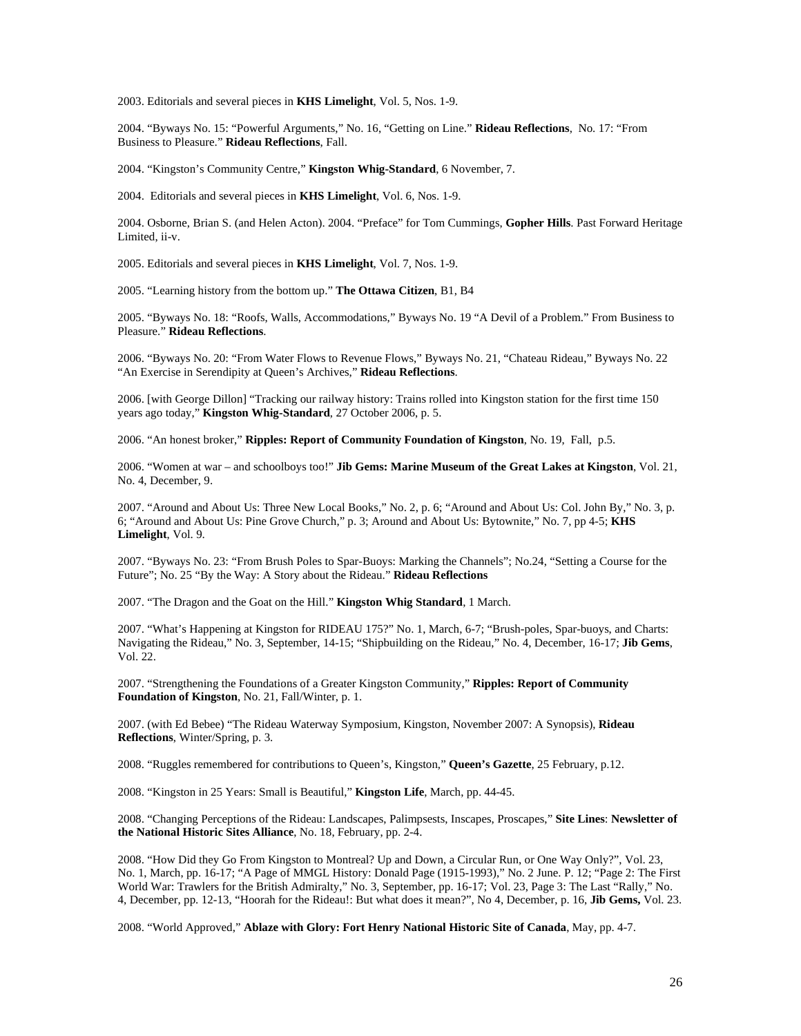2003. Editorials and several pieces in **KHS Limelight**, Vol. 5, Nos. 1-9.

2004. "Byways No. 15: "Powerful Arguments," No. 16, "Getting on Line." **Rideau Reflections**, No. 17: "From Business to Pleasure." **Rideau Reflections**, Fall.

2004. "Kingston's Community Centre," **Kingston Whig-Standard**, 6 November, 7.

2004. Editorials and several pieces in **KHS Limelight**, Vol. 6, Nos. 1-9.

2004. Osborne, Brian S. (and Helen Acton). 2004. "Preface" for Tom Cummings, **Gopher Hills**. Past Forward Heritage Limited, ii-v.

2005. Editorials and several pieces in **KHS Limelight**, Vol. 7, Nos. 1-9.

2005. "Learning history from the bottom up." **The Ottawa Citizen**, B1, B4

2005. "Byways No. 18: "Roofs, Walls, Accommodations," Byways No. 19 "A Devil of a Problem." From Business to Pleasure." **Rideau Reflections**.

2006. "Byways No. 20: "From Water Flows to Revenue Flows," Byways No. 21, "Chateau Rideau," Byways No. 22 "An Exercise in Serendipity at Queen's Archives," **Rideau Reflections**.

2006. [with George Dillon] "Tracking our railway history: Trains rolled into Kingston station for the first time 150 years ago today," **Kingston Whig-Standard**, 27 October 2006, p. 5.

2006. "An honest broker," **Ripples: Report of Community Foundation of Kingston**, No. 19, Fall, p.5.

2006. "Women at war – and schoolboys too!" **Jib Gems: Marine Museum of the Great Lakes at Kingston**, Vol. 21, No. 4, December, 9.

2007. "Around and About Us: Three New Local Books," No. 2, p. 6; "Around and About Us: Col. John By," No. 3, p. 6; "Around and About Us: Pine Grove Church," p. 3; Around and About Us: Bytownite," No. 7, pp 4-5; **KHS Limelight**, Vol. 9.

2007. "Byways No. 23: "From Brush Poles to Spar-Buoys: Marking the Channels"; No.24, "Setting a Course for the Future"; No. 25 "By the Way: A Story about the Rideau." **Rideau Reflections**

2007. "The Dragon and the Goat on the Hill." **Kingston Whig Standard**, 1 March.

2007. "What's Happening at Kingston for RIDEAU 175?" No. 1, March, 6-7; "Brush-poles, Spar-buoys, and Charts: Navigating the Rideau," No. 3, September, 14-15; "Shipbuilding on the Rideau," No. 4, December, 16-17; **Jib Gems**, Vol. 22.

2007. "Strengthening the Foundations of a Greater Kingston Community," **Ripples: Report of Community Foundation of Kingston**, No. 21, Fall/Winter, p. 1.

2007. (with Ed Bebee) "The Rideau Waterway Symposium, Kingston, November 2007: A Synopsis), **Rideau Reflections**, Winter/Spring, p. 3.

2008. "Ruggles remembered for contributions to Queen's, Kingston," **Queen's Gazette**, 25 February, p.12.

2008. "Kingston in 25 Years: Small is Beautiful," **Kingston Life**, March, pp. 44-45.

2008. "Changing Perceptions of the Rideau: Landscapes, Palimpsests, Inscapes, Proscapes," **Site Lines**: **Newsletter of the National Historic Sites Alliance**, No. 18, February, pp. 2-4.

2008. "How Did they Go From Kingston to Montreal? Up and Down, a Circular Run, or One Way Only?", Vol. 23, No. 1, March, pp. 16-17; "A Page of MMGL History: Donald Page (1915-1993)," No. 2 June. P. 12; "Page 2: The First World War: Trawlers for the British Admiralty," No. 3, September, pp. 16-17; Vol. 23, Page 3: The Last "Rally," No. 4, December, pp. 12-13, "Hoorah for the Rideau!: But what does it mean?", No 4, December, p. 16, **Jib Gems,** Vol. 23.

2008. "World Approved," **Ablaze with Glory: Fort Henry National Historic Site of Canada**, May, pp. 4-7.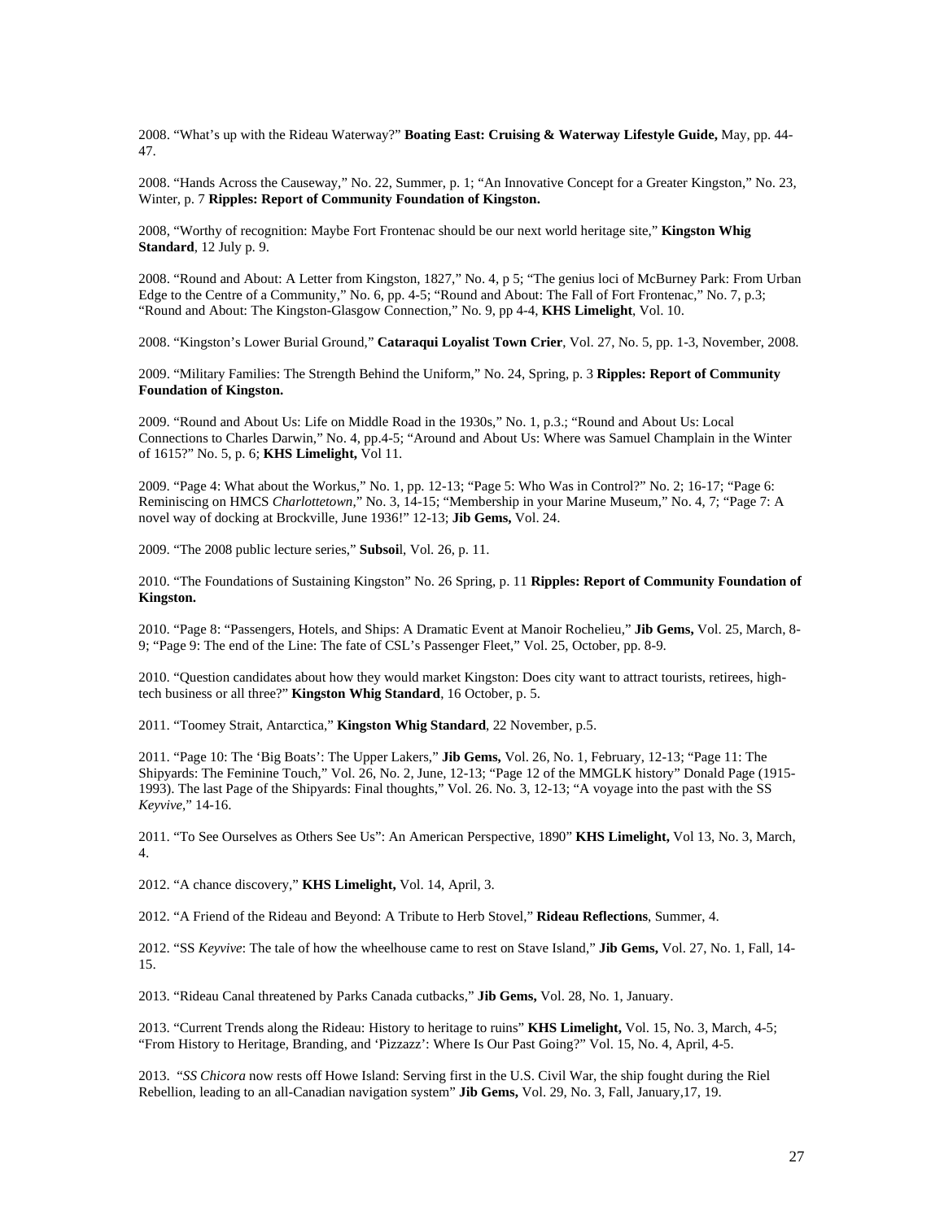2008. "What's up with the Rideau Waterway?" **Boating East: Cruising & Waterway Lifestyle Guide,** May, pp. 44-47.

2008. "Hands Across the Causeway," No. 22, Summer, p. 1; "An Innovative Concept for a Greater Kingston," No. 23, Winter, p. 7 **Ripples: Report of Community Foundation of Kingston.**

2008, "Worthy of recognition: Maybe Fort Frontenac should be our next world heritage site," **Kingston Whig Standard**, 12 July p. 9.

2008. "Round and About: A Letter from Kingston, 1827," No. 4, p 5; "The genius loci of McBurney Park: From Urban Edge to the Centre of a Community," No. 6, pp. 4-5; "Round and About: The Fall of Fort Frontenac," No. 7, p.3; "Round and About: The Kingston-Glasgow Connection," No. 9, pp 4-4, **KHS Limelight**, Vol. 10.

2008. "Kingston's Lower Burial Ground," **Cataraqui Loyalist Town Crier**, Vol. 27, No. 5, pp. 1-3, November, 2008.

2009. "Military Families: The Strength Behind the Uniform," No. 24, Spring, p. 3 **Ripples: Report of Community Foundation of Kingston.**

2009. "Round and About Us: Life on Middle Road in the 1930s," No. 1, p.3.; "Round and About Us: Local Connections to Charles Darwin," No. 4, pp.4-5; "Around and About Us: Where was Samuel Champlain in the Winter of 1615?" No. 5, p. 6; **KHS Limelight,** Vol 11.

2009. "Page 4: What about the Workus," No. 1, pp. 12-13; "Page 5: Who Was in Control?" No. 2; 16-17; "Page 6: Reminiscing on HMCS *Charlottetown*," No. 3, 14-15; "Membership in your Marine Museum," No. 4, 7; "Page 7: A novel way of docking at Brockville, June 1936!" 12-13; **Jib Gems,** Vol. 24.

2009. "The 2008 public lecture series," **Subsoi**l, Vol. 26, p. 11.

2010. "The Foundations of Sustaining Kingston" No. 26 Spring, p. 11 **Ripples: Report of Community Foundation of Kingston.**

2010. "Page 8: "Passengers, Hotels, and Ships: A Dramatic Event at Manoir Rochelieu," **Jib Gems,** Vol. 25, March, 8-9; "Page 9: The end of the Line: The fate of CSL's Passenger Fleet," Vol. 25, October, pp. 8-9.

2010. "Question candidates about how they would market Kingston: Does city want to attract tourists, retirees, high-tech business or all three?" **Kingston Whig Standard**, 16 October, p. 5.

2011. "Toomey Strait, Antarctica," **Kingston Whig Standard**, 22 November, p.5.

2011. "Page 10: The 'Big Boats': The Upper Lakers," **Jib Gems,** Vol. 26, No. 1, February, 12-13; "Page 11: The Shipyards: The Feminine Touch," Vol. 26, No. 2, June, 12-13; "Page 12 of the MMGLK history" Donald Page (1915-1993). The last Page of the Shipyards: Final thoughts," Vol. 26. No. 3, 12-13; "A voyage into the past with the SS *Keyvive*," 14-16.

2011. "To See Ourselves as Others See Us": An American Perspective, 1890" **KHS Limelight,** Vol 13, No. 3, March, 4.

2012. "A chance discovery," **KHS Limelight,** Vol. 14, April, 3.

2012. "A Friend of the Rideau and Beyond: A Tribute to Herb Stovel," **Rideau Reflections**, Summer, 4.

2012. "SS *Keyvive*: The tale of how the wheelhouse came to rest on Stave Island," **Jib Gems,** Vol. 27, No. 1, Fall, 14-15.

2013. "Rideau Canal threatened by Parks Canada cutbacks," **Jib Gems,** Vol. 28, No. 1, January.

2013. "Current Trends along the Rideau: History to heritage to ruins" **KHS Limelight,** Vol. 15, No. 3, March, 4-5; "From History to Heritage, Branding, and 'Pizzazz': Where Is Our Past Going?" Vol. 15, No. 4, April, 4-5.

2013. "*SS Chicora* now rests off Howe Island: Serving first in the U.S. Civil War, the ship fought during the Riel Rebellion, leading to an all-Canadian navigation system" **Jib Gems,** Vol. 29, No. 3, Fall, January,17, 19.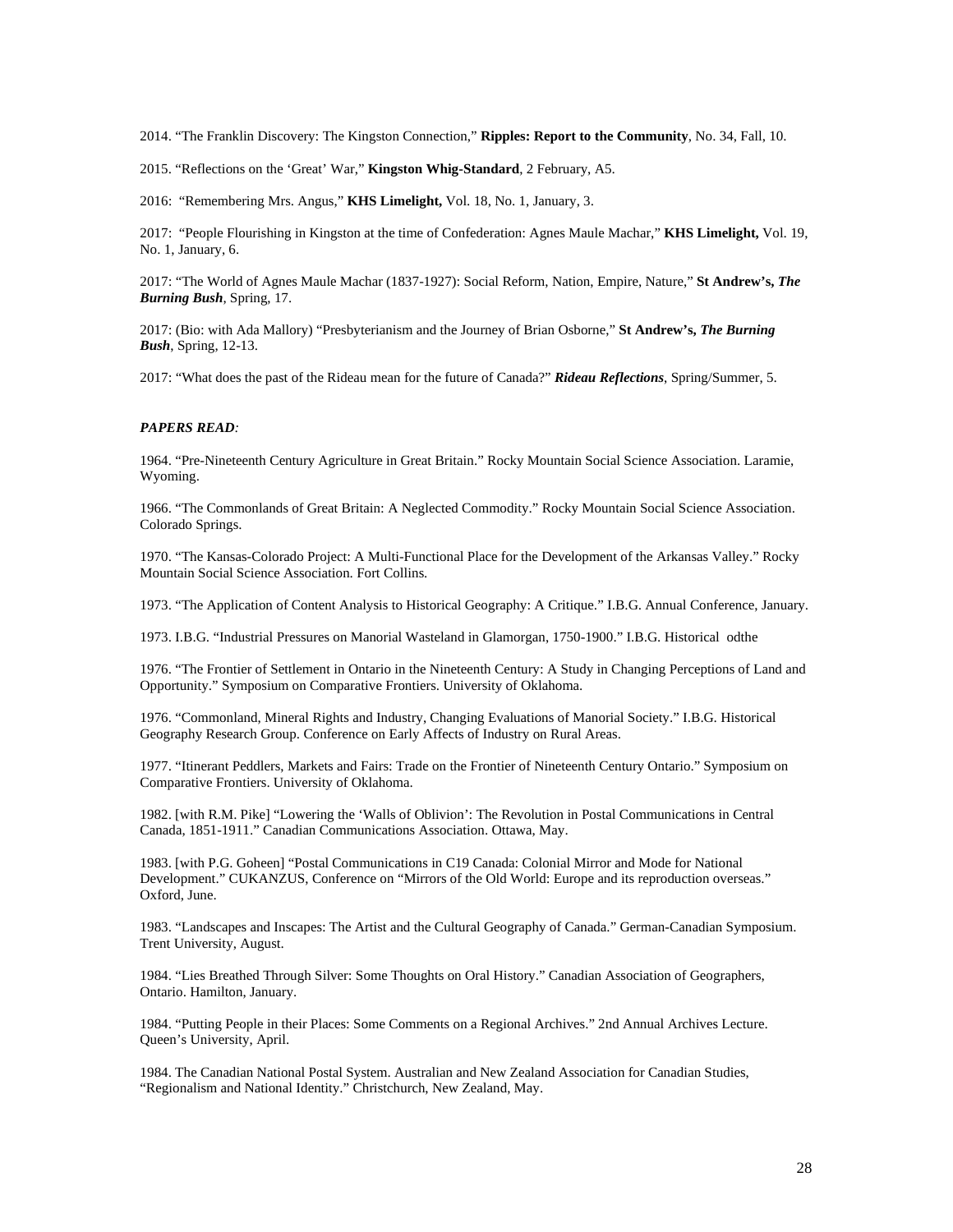2014. "The Franklin Discovery: The Kingston Connection," **Ripples: Report to the Community**, No. 34, Fall, 10.

2015. "Reflections on the 'Great' War," **Kingston Whig-Standard**, 2 February, A5.

2016: "Remembering Mrs. Angus," **KHS Limelight,** Vol. 18, No. 1, January, 3.

2017: "People Flourishing in Kingston at the time of Confederation: Agnes Maule Machar," **KHS Limelight,** Vol. 19, No. 1, January, 6.

2017: "The World of Agnes Maule Machar (1837-1927): Social Reform, Nation, Empire, Nature," **St Andrew's, *The Burning Bush***, Spring, 17.

2017: (Bio: with Ada Mallory) "Presbyterianism and the Journey of Brian Osborne," **St Andrew's, *The Burning Bush***, Spring, 12-13.

2017: "What does the past of the Rideau mean for the future of Canada?" ***Rideau Reflections***, Spring/Summer, 5.

***PAPERS READ:***

1964. "Pre-Nineteenth Century Agriculture in Great Britain." Rocky Mountain Social Science Association. Laramie, Wyoming.

1966. "The Commonlands of Great Britain: A Neglected Commodity." Rocky Mountain Social Science Association. Colorado Springs.

1970. "The Kansas-Colorado Project: A Multi-Functional Place for the Development of the Arkansas Valley." Rocky Mountain Social Science Association. Fort Collins.

1973. "The Application of Content Analysis to Historical Geography: A Critique." I.B.G. Annual Conference, January.

1973. I.B.G. "Industrial Pressures on Manorial Wasteland in Glamorgan, 1750-1900." I.B.G. Historical odthe

1976. "The Frontier of Settlement in Ontario in the Nineteenth Century: A Study in Changing Perceptions of Land and Opportunity." Symposium on Comparative Frontiers. University of Oklahoma.

1976. "Commonland, Mineral Rights and Industry, Changing Evaluations of Manorial Society." I.B.G. Historical Geography Research Group. Conference on Early Affects of Industry on Rural Areas.

1977. "Itinerant Peddlers, Markets and Fairs: Trade on the Frontier of Nineteenth Century Ontario." Symposium on Comparative Frontiers. University of Oklahoma.

1982. [with R.M. Pike] "Lowering the 'Walls of Oblivion': The Revolution in Postal Communications in Central Canada, 1851-1911." Canadian Communications Association. Ottawa, May.

1983. [with P.G. Goheen] "Postal Communications in C19 Canada: Colonial Mirror and Mode for National Development." CUKANZUS, Conference on "Mirrors of the Old World: Europe and its reproduction overseas." Oxford, June.

1983. "Landscapes and Inscapes: The Artist and the Cultural Geography of Canada." German-Canadian Symposium. Trent University, August.

1984. "Lies Breathed Through Silver: Some Thoughts on Oral History." Canadian Association of Geographers, Ontario. Hamilton, January.

1984. "Putting People in their Places: Some Comments on a Regional Archives." 2nd Annual Archives Lecture. Queen's University, April.

1984. The Canadian National Postal System. Australian and New Zealand Association for Canadian Studies, "Regionalism and National Identity." Christchurch, New Zealand, May.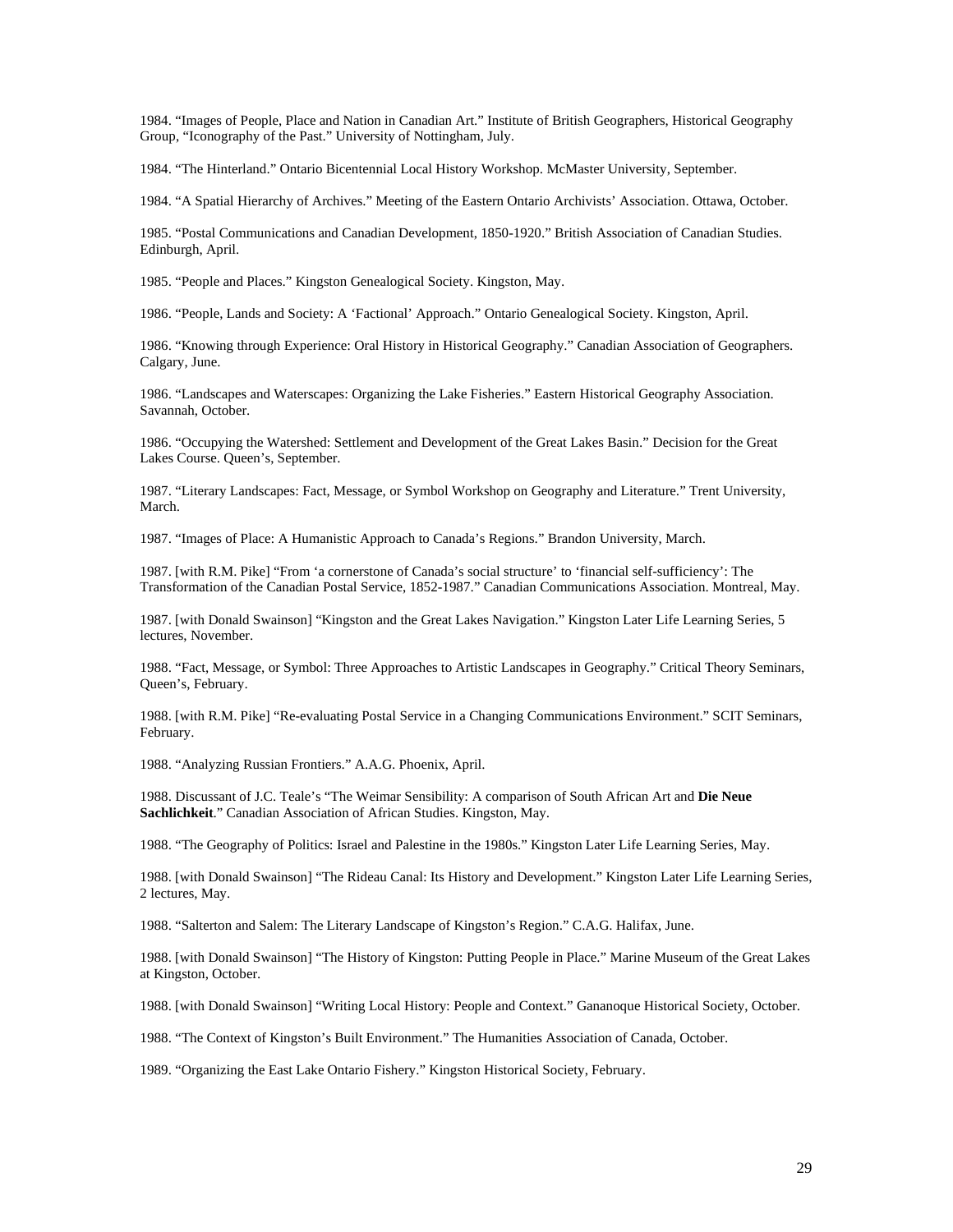1984. “Images of People, Place and Nation in Canadian Art.” Institute of British Geographers, Historical Geography Group, “Iconography of the Past.” University of Nottingham, July.

1984. “The Hinterland.” Ontario Bicentennial Local History Workshop. McMaster University, September.

1984. “A Spatial Hierarchy of Archives.” Meeting of the Eastern Ontario Archivists’ Association. Ottawa, October.

1985. “Postal Communications and Canadian Development, 1850-1920.” British Association of Canadian Studies. Edinburgh, April.

1985. “People and Places.” Kingston Genealogical Society. Kingston, May.

1986. “People, Lands and Society: A ‘Factional’ Approach.” Ontario Genealogical Society. Kingston, April.

1986. “Knowing through Experience: Oral History in Historical Geography.” Canadian Association of Geographers. Calgary, June.

1986. “Landscapes and Waterscapes: Organizing the Lake Fisheries.” Eastern Historical Geography Association. Savannah, October.

1986. “Occupying the Watershed: Settlement and Development of the Great Lakes Basin.” Decision for the Great Lakes Course. Queen’s, September.

1987. “Literary Landscapes: Fact, Message, or Symbol Workshop on Geography and Literature.” Trent University, March.

1987. “Images of Place: A Humanistic Approach to Canada’s Regions.” Brandon University, March.

1987. [with R.M. Pike] “From ‘a cornerstone of Canada’s social structure’ to ‘financial self-sufficiency’: The Transformation of the Canadian Postal Service, 1852-1987.” Canadian Communications Association. Montreal, May.

1987. [with Donald Swainson] “Kingston and the Great Lakes Navigation.” Kingston Later Life Learning Series, 5 lectures, November.

1988. “Fact, Message, or Symbol: Three Approaches to Artistic Landscapes in Geography.” Critical Theory Seminars, Queen’s, February.

1988. [with R.M. Pike] “Re-evaluating Postal Service in a Changing Communications Environment.” SCIT Seminars, February.

1988. “Analyzing Russian Frontiers.” A.A.G. Phoenix, April.

1988. Discussant of J.C. Teale’s “The Weimar Sensibility: A comparison of South African Art and **Die Neue Sachlichkeit**.” Canadian Association of African Studies. Kingston, May.

1988. “The Geography of Politics: Israel and Palestine in the 1980s.” Kingston Later Life Learning Series, May.

1988. [with Donald Swainson] “The Rideau Canal: Its History and Development.” Kingston Later Life Learning Series, 2 lectures, May.

1988. “Salterton and Salem: The Literary Landscape of Kingston’s Region.” C.A.G. Halifax, June.

1988. [with Donald Swainson] “The History of Kingston: Putting People in Place.” Marine Museum of the Great Lakes at Kingston, October.

1988. [with Donald Swainson] “Writing Local History: People and Context.” Gananoque Historical Society, October.

1988. “The Context of Kingston’s Built Environment.” The Humanities Association of Canada, October.

1989. “Organizing the East Lake Ontario Fishery.” Kingston Historical Society, February.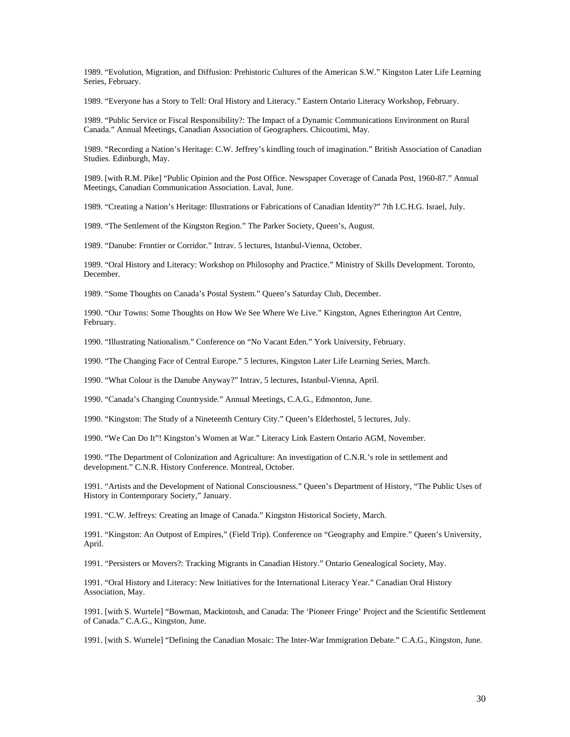1989. “Evolution, Migration, and Diffusion: Prehistoric Cultures of the American S.W.” Kingston Later Life Learning Series, February.

1989. “Everyone has a Story to Tell: Oral History and Literacy.” Eastern Ontario Literacy Workshop, February.

1989. “Public Service or Fiscal Responsibility?: The Impact of a Dynamic Communications Environment on Rural Canada.” Annual Meetings, Canadian Association of Geographers. Chicoutimi, May.

1989. “Recording a Nation’s Heritage: C.W. Jeffrey’s kindling touch of imagination.” British Association of Canadian Studies. Edinburgh, May.

1989. [with R.M. Pike] “Public Opinion and the Post Office. Newspaper Coverage of Canada Post, 1960-87.” Annual Meetings, Canadian Communication Association. Laval, June.

1989. “Creating a Nation’s Heritage: Illustrations or Fabrications of Canadian Identity?” 7th I.C.H.G. Israel, July.

1989. “The Settlement of the Kingston Region.” The Parker Society, Queen’s, August.

1989. “Danube: Frontier or Corridor.” Intrav. 5 lectures, Istanbul-Vienna, October.

1989. “Oral History and Literacy: Workshop on Philosophy and Practice.” Ministry of Skills Development. Toronto, December.

1989. “Some Thoughts on Canada’s Postal System.” Queen’s Saturday Club, December.

1990. “Our Towns: Some Thoughts on How We See Where We Live.” Kingston, Agnes Etherington Art Centre, February.

1990. “Illustrating Nationalism.” Conference on “No Vacant Eden.” York University, February.

1990. “The Changing Face of Central Europe.” 5 lectures, Kingston Later Life Learning Series, March.

1990. “What Colour is the Danube Anyway?” Intrav, 5 lectures, Istanbul-Vienna, April.

1990. “Canada’s Changing Countryside.” Annual Meetings, C.A.G., Edmonton, June.

1990. “Kingston: The Study of a Nineteenth Century City.” Queen’s Elderhostel, 5 lectures, July.

1990. “We Can Do It”! Kingston’s Women at War.” Literacy Link Eastern Ontario AGM, November.

1990. “The Department of Colonization and Agriculture: An investigation of C.N.R.’s role in settlement and development.” C.N.R. History Conference. Montreal, October.

1991. “Artists and the Development of National Consciousness.” Queen’s Department of History, “The Public Uses of History in Contemporary Society,” January.

1991. “C.W. Jeffreys: Creating an Image of Canada.” Kingston Historical Society, March.

1991. “Kingston: An Outpost of Empires,” (Field Trip). Conference on “Geography and Empire.” Queen’s University, April.

1991. “Persisters or Movers?: Tracking Migrants in Canadian History.” Ontario Genealogical Society, May.

1991. “Oral History and Literacy: New Initiatives for the International Literacy Year.” Canadian Oral History Association, May.

1991. [with S. Wurtele] “Bowman, Mackintosh, and Canada: The ‘Pioneer Fringe’ Project and the Scientific Settlement of Canada.” C.A.G., Kingston, June.

1991. [with S. Wurtele] “Defining the Canadian Mosaic: The Inter-War Immigration Debate.” C.A.G., Kingston, June.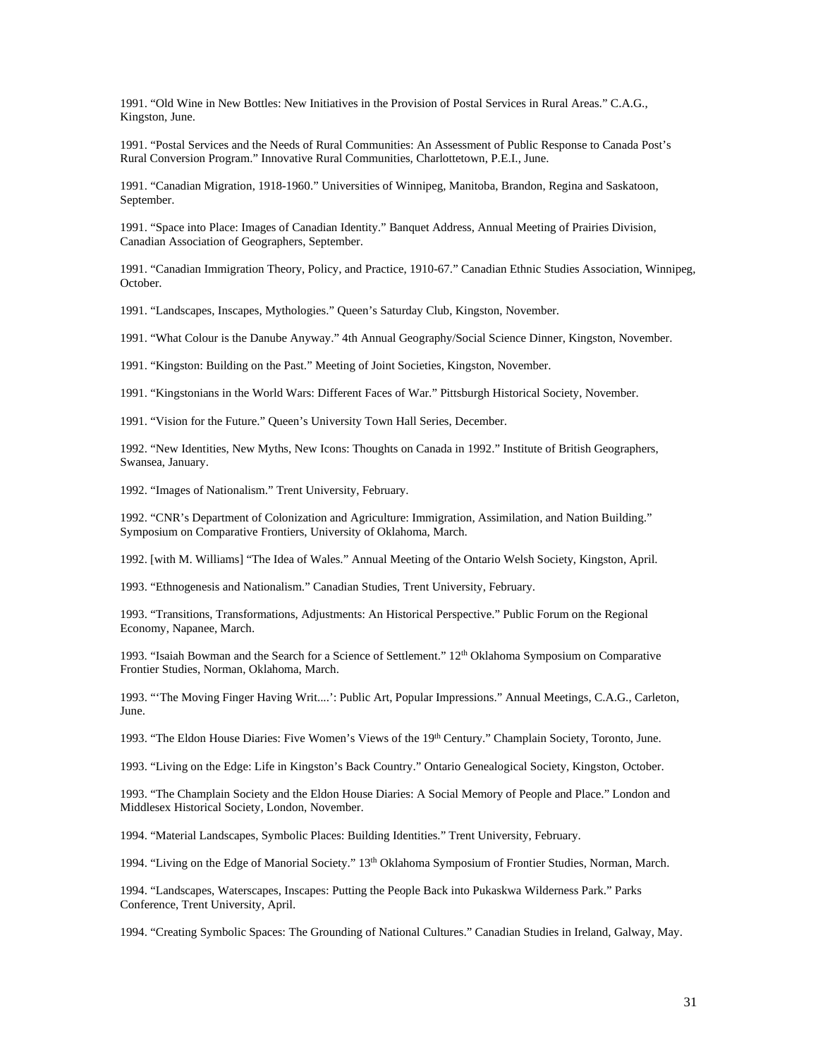1991. “Old Wine in New Bottles: New Initiatives in the Provision of Postal Services in Rural Areas.” C.A.G., Kingston, June.

1991. “Postal Services and the Needs of Rural Communities: An Assessment of Public Response to Canada Post’s Rural Conversion Program.” Innovative Rural Communities, Charlottetown, P.E.I., June.

1991. “Canadian Migration, 1918-1960.” Universities of Winnipeg, Manitoba, Brandon, Regina and Saskatoon, September.

1991. “Space into Place: Images of Canadian Identity.” Banquet Address, Annual Meeting of Prairies Division, Canadian Association of Geographers, September.

1991. “Canadian Immigration Theory, Policy, and Practice, 1910-67.” Canadian Ethnic Studies Association, Winnipeg, October.

1991. “Landscapes, Inscapes, Mythologies.” Queen’s Saturday Club, Kingston, November.

1991. “What Colour is the Danube Anyway.” 4th Annual Geography/Social Science Dinner, Kingston, November.

1991. “Kingston: Building on the Past.” Meeting of Joint Societies, Kingston, November.

1991. “Kingstonians in the World Wars: Different Faces of War.” Pittsburgh Historical Society, November.

1991. “Vision for the Future.” Queen’s University Town Hall Series, December.

1992. “New Identities, New Myths, New Icons: Thoughts on Canada in 1992.” Institute of British Geographers, Swansea, January.

1992. “Images of Nationalism.” Trent University, February.

1992. “CNR’s Department of Colonization and Agriculture: Immigration, Assimilation, and Nation Building.” Symposium on Comparative Frontiers, University of Oklahoma, March.

1992. [with M. Williams] “The Idea of Wales.” Annual Meeting of the Ontario Welsh Society, Kingston, April.

1993. “Ethnogenesis and Nationalism.” Canadian Studies, Trent University, February.

1993. “Transitions, Transformations, Adjustments: An Historical Perspective.” Public Forum on the Regional Economy, Napanee, March.

1993. “Isaiah Bowman and the Search for a Science of Settlement.” 12th Oklahoma Symposium on Comparative Frontier Studies, Norman, Oklahoma, March.

1993. “‘The Moving Finger Having Writ....’: Public Art, Popular Impressions.” Annual Meetings, C.A.G., Carleton, June.

1993. “The Eldon House Diaries: Five Women’s Views of the 19th Century.” Champlain Society, Toronto, June.

1993. “Living on the Edge: Life in Kingston’s Back Country.” Ontario Genealogical Society, Kingston, October.

1993. “The Champlain Society and the Eldon House Diaries: A Social Memory of People and Place.” London and Middlesex Historical Society, London, November.

1994. “Material Landscapes, Symbolic Places: Building Identities.” Trent University, February.

1994. “Living on the Edge of Manorial Society.” 13th Oklahoma Symposium of Frontier Studies, Norman, March.

1994. “Landscapes, Waterscapes, Inscapes: Putting the People Back into Pukaskwa Wilderness Park.” Parks Conference, Trent University, April.

1994. “Creating Symbolic Spaces: The Grounding of National Cultures.” Canadian Studies in Ireland, Galway, May.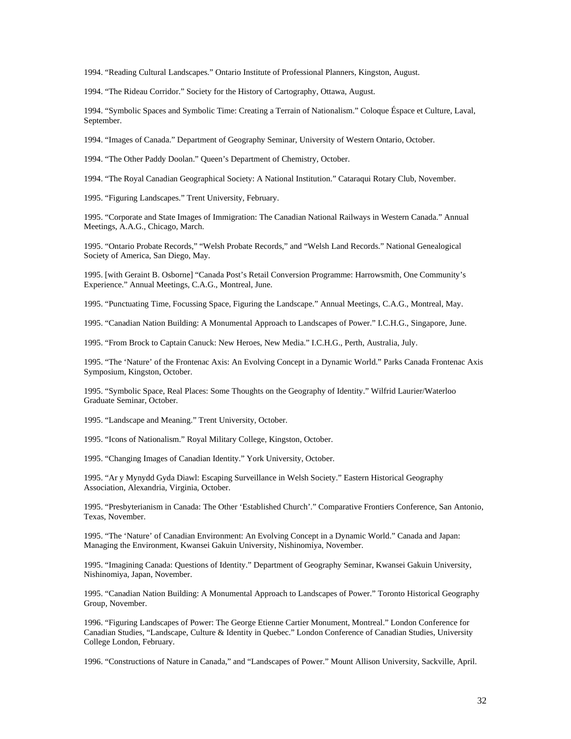1994. “Reading Cultural Landscapes.” Ontario Institute of Professional Planners, Kingston, August.

1994. “The Rideau Corridor.” Society for the History of Cartography, Ottawa, August.

1994. “Symbolic Spaces and Symbolic Time: Creating a Terrain of Nationalism.” Coloque Éspace et Culture, Laval, September.

1994. “Images of Canada.” Department of Geography Seminar, University of Western Ontario, October.

1994. “The Other Paddy Doolan.” Queen’s Department of Chemistry, October.

1994. “The Royal Canadian Geographical Society: A National Institution.” Cataraqui Rotary Club, November.

1995. “Figuring Landscapes.” Trent University, February.

1995. “Corporate and State Images of Immigration: The Canadian National Railways in Western Canada.” Annual Meetings, A.A.G., Chicago, March.

1995. “Ontario Probate Records,” “Welsh Probate Records,” and “Welsh Land Records.” National Genealogical Society of America, San Diego, May.

1995. [with Geraint B. Osborne] “Canada Post’s Retail Conversion Programme: Harrowsmith, One Community’s Experience.” Annual Meetings, C.A.G., Montreal, June.

1995. “Punctuating Time, Focussing Space, Figuring the Landscape.” Annual Meetings, C.A.G., Montreal, May.

1995. “Canadian Nation Building: A Monumental Approach to Landscapes of Power.” I.C.H.G., Singapore, June.

1995. “From Brock to Captain Canuck: New Heroes, New Media.” I.C.H.G., Perth, Australia, July.

1995. “The ‘Nature’ of the Frontenac Axis: An Evolving Concept in a Dynamic World.” Parks Canada Frontenac Axis Symposium, Kingston, October.

1995. “Symbolic Space, Real Places: Some Thoughts on the Geography of Identity.” Wilfrid Laurier/Waterloo Graduate Seminar, October.

1995. “Landscape and Meaning.” Trent University, October.

1995. “Icons of Nationalism.” Royal Military College, Kingston, October.

1995. “Changing Images of Canadian Identity.” York University, October.

1995. “Ar y Mynydd Gyda Diawl: Escaping Surveillance in Welsh Society.” Eastern Historical Geography Association, Alexandria, Virginia, October.

1995. “Presbyterianism in Canada: The Other ‘Established Church’.” Comparative Frontiers Conference, San Antonio, Texas, November.

1995. “The ‘Nature’ of Canadian Environment: An Evolving Concept in a Dynamic World.” Canada and Japan: Managing the Environment, Kwansei Gakuin University, Nishinomiya, November.

1995. “Imagining Canada: Questions of Identity.” Department of Geography Seminar, Kwansei Gakuin University, Nishinomiya, Japan, November.

1995. “Canadian Nation Building: A Monumental Approach to Landscapes of Power.” Toronto Historical Geography Group, November.

1996. “Figuring Landscapes of Power: The George Etienne Cartier Monument, Montreal.” London Conference for Canadian Studies, “Landscape, Culture & Identity in Quebec.” London Conference of Canadian Studies, University College London, February.

1996. “Constructions of Nature in Canada,” and “Landscapes of Power.” Mount Allison University, Sackville, April.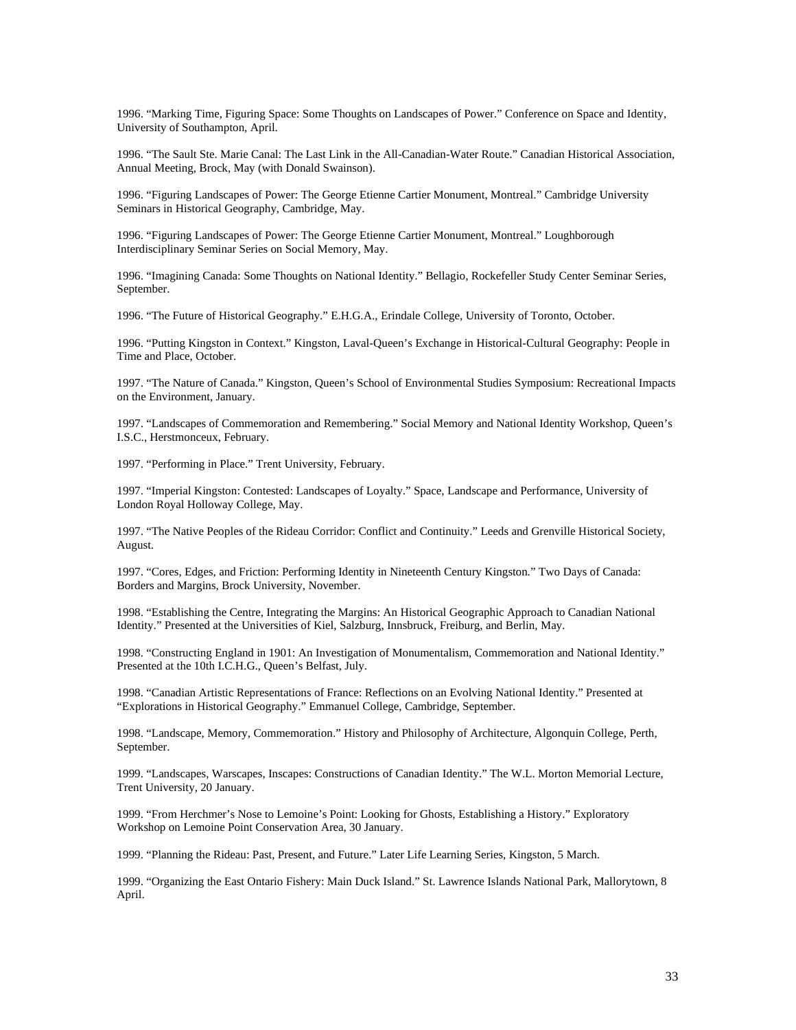1996. "Marking Time, Figuring Space: Some Thoughts on Landscapes of Power." Conference on Space and Identity, University of Southampton, April.

1996. "The Sault Ste. Marie Canal: The Last Link in the All-Canadian-Water Route." Canadian Historical Association, Annual Meeting, Brock, May (with Donald Swainson).

1996. "Figuring Landscapes of Power: The George Etienne Cartier Monument, Montreal." Cambridge University Seminars in Historical Geography, Cambridge, May.

1996. "Figuring Landscapes of Power: The George Etienne Cartier Monument, Montreal." Loughborough Interdisciplinary Seminar Series on Social Memory, May.

1996. "Imagining Canada: Some Thoughts on National Identity." Bellagio, Rockefeller Study Center Seminar Series, September.

1996. "The Future of Historical Geography." E.H.G.A., Erindale College, University of Toronto, October.

1996. "Putting Kingston in Context." Kingston, Laval-Queen's Exchange in Historical-Cultural Geography: People in Time and Place, October.

1997. "The Nature of Canada." Kingston, Queen's School of Environmental Studies Symposium: Recreational Impacts on the Environment, January.

1997. "Landscapes of Commemoration and Remembering." Social Memory and National Identity Workshop, Queen's I.S.C., Herstmonceux, February.

1997. "Performing in Place." Trent University, February.

1997. "Imperial Kingston: Contested: Landscapes of Loyalty." Space, Landscape and Performance, University of London Royal Holloway College, May.

1997. "The Native Peoples of the Rideau Corridor: Conflict and Continuity." Leeds and Grenville Historical Society, August.

1997. "Cores, Edges, and Friction: Performing Identity in Nineteenth Century Kingston." Two Days of Canada: Borders and Margins, Brock University, November.

1998. "Establishing the Centre, Integrating the Margins: An Historical Geographic Approach to Canadian National Identity." Presented at the Universities of Kiel, Salzburg, Innsbruck, Freiburg, and Berlin, May.

1998. "Constructing England in 1901: An Investigation of Monumentalism, Commemoration and National Identity." Presented at the 10th I.C.H.G., Queen's Belfast, July.

1998. "Canadian Artistic Representations of France: Reflections on an Evolving National Identity." Presented at "Explorations in Historical Geography." Emmanuel College, Cambridge, September.

1998. "Landscape, Memory, Commemoration." History and Philosophy of Architecture, Algonquin College, Perth, September.

1999. "Landscapes, Warscapes, Inscapes: Constructions of Canadian Identity." The W.L. Morton Memorial Lecture, Trent University, 20 January.

1999. "From Herchmer's Nose to Lemoine's Point: Looking for Ghosts, Establishing a History." Exploratory Workshop on Lemoine Point Conservation Area, 30 January.

1999. "Planning the Rideau: Past, Present, and Future." Later Life Learning Series, Kingston, 5 March.

1999. "Organizing the East Ontario Fishery: Main Duck Island." St. Lawrence Islands National Park, Mallorytown, 8 April.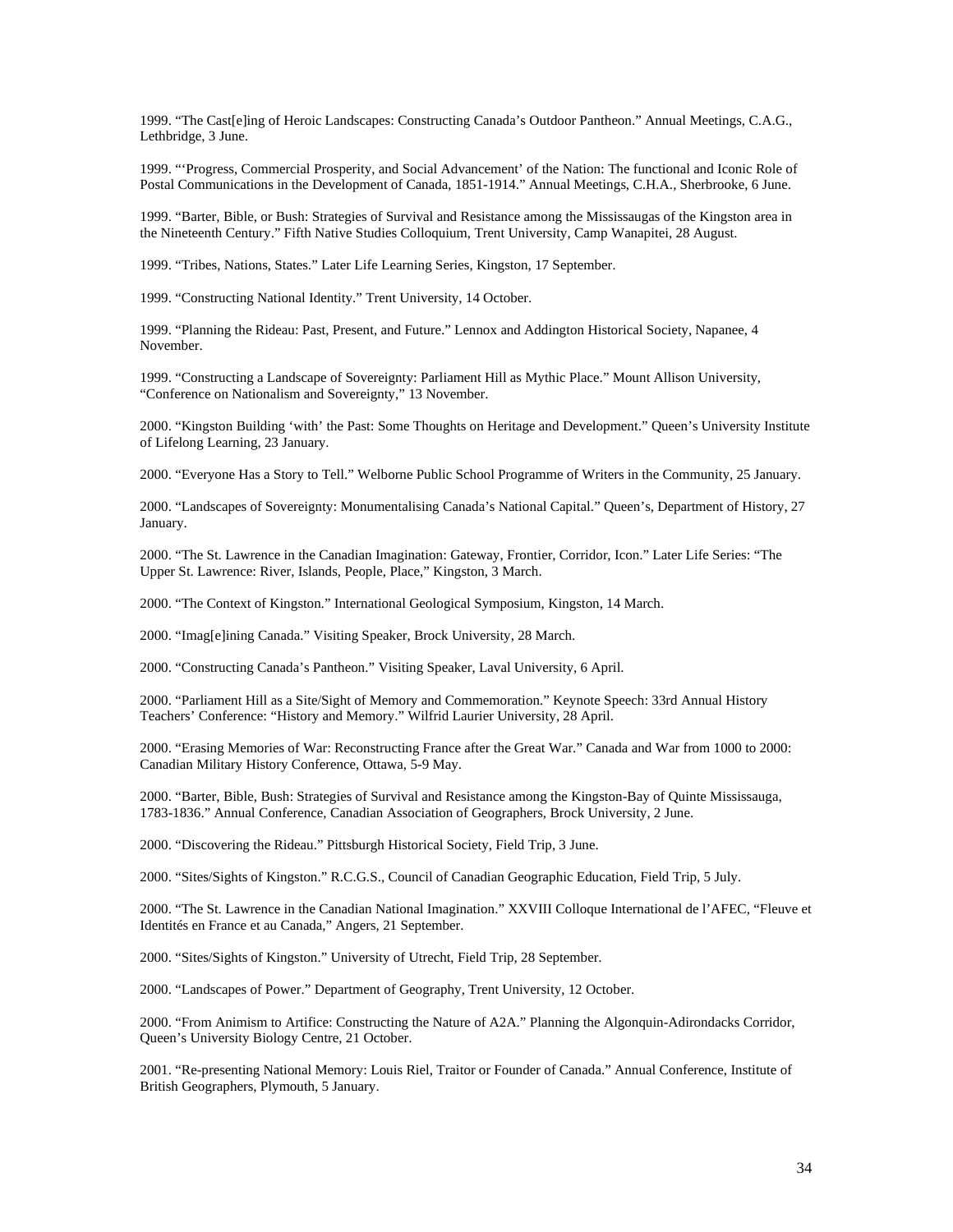1999. “The Cast[e]ing of Heroic Landscapes: Constructing Canada’s Outdoor Pantheon.” Annual Meetings, C.A.G., Lethbridge, 3 June.

1999. “‘Progress, Commercial Prosperity, and Social Advancement’ of the Nation: The functional and Iconic Role of Postal Communications in the Development of Canada, 1851-1914.” Annual Meetings, C.H.A., Sherbrooke, 6 June.

1999. “Barter, Bible, or Bush: Strategies of Survival and Resistance among the Mississaugas of the Kingston area in the Nineteenth Century.” Fifth Native Studies Colloquium, Trent University, Camp Wanapitei, 28 August.

1999. “Tribes, Nations, States.” Later Life Learning Series, Kingston, 17 September.

1999. “Constructing National Identity.” Trent University, 14 October.

1999. “Planning the Rideau: Past, Present, and Future.” Lennox and Addington Historical Society, Napanee, 4 November.

1999. “Constructing a Landscape of Sovereignty: Parliament Hill as Mythic Place.” Mount Allison University, “Conference on Nationalism and Sovereignty,” 13 November.

2000. “Kingston Building ‘with’ the Past: Some Thoughts on Heritage and Development.” Queen’s University Institute of Lifelong Learning, 23 January.

2000. “Everyone Has a Story to Tell.” Welborne Public School Programme of Writers in the Community, 25 January.

2000. “Landscapes of Sovereignty: Monumentalising Canada’s National Capital.” Queen’s, Department of History, 27 January.

2000. “The St. Lawrence in the Canadian Imagination: Gateway, Frontier, Corridor, Icon.” Later Life Series: “The Upper St. Lawrence: River, Islands, People, Place,” Kingston, 3 March.

2000. “The Context of Kingston.” International Geological Symposium, Kingston, 14 March.

2000. “Imag[e]ining Canada.” Visiting Speaker, Brock University, 28 March.

2000. “Constructing Canada’s Pantheon.” Visiting Speaker, Laval University, 6 April.

2000. “Parliament Hill as a Site/Sight of Memory and Commemoration.” Keynote Speech: 33rd Annual History Teachers’ Conference: “History and Memory.” Wilfrid Laurier University, 28 April.

2000. “Erasing Memories of War: Reconstructing France after the Great War.” Canada and War from 1000 to 2000: Canadian Military History Conference, Ottawa, 5-9 May.

2000. “Barter, Bible, Bush: Strategies of Survival and Resistance among the Kingston-Bay of Quinte Mississauga, 1783-1836.” Annual Conference, Canadian Association of Geographers, Brock University, 2 June.

2000. “Discovering the Rideau.” Pittsburgh Historical Society, Field Trip, 3 June.

2000. “Sites/Sights of Kingston.” R.C.G.S., Council of Canadian Geographic Education, Field Trip, 5 July.

2000. “The St. Lawrence in the Canadian National Imagination.” XXVIII Colloque International de l’AFEC, “Fleuve et Identités en France et au Canada,” Angers, 21 September.

2000. “Sites/Sights of Kingston.” University of Utrecht, Field Trip, 28 September.

2000. “Landscapes of Power.” Department of Geography, Trent University, 12 October.

2000. “From Animism to Artifice: Constructing the Nature of A2A.” Planning the Algonquin-Adirondacks Corridor, Queen’s University Biology Centre, 21 October.

2001. “Re-presenting National Memory: Louis Riel, Traitor or Founder of Canada.” Annual Conference, Institute of British Geographers, Plymouth, 5 January.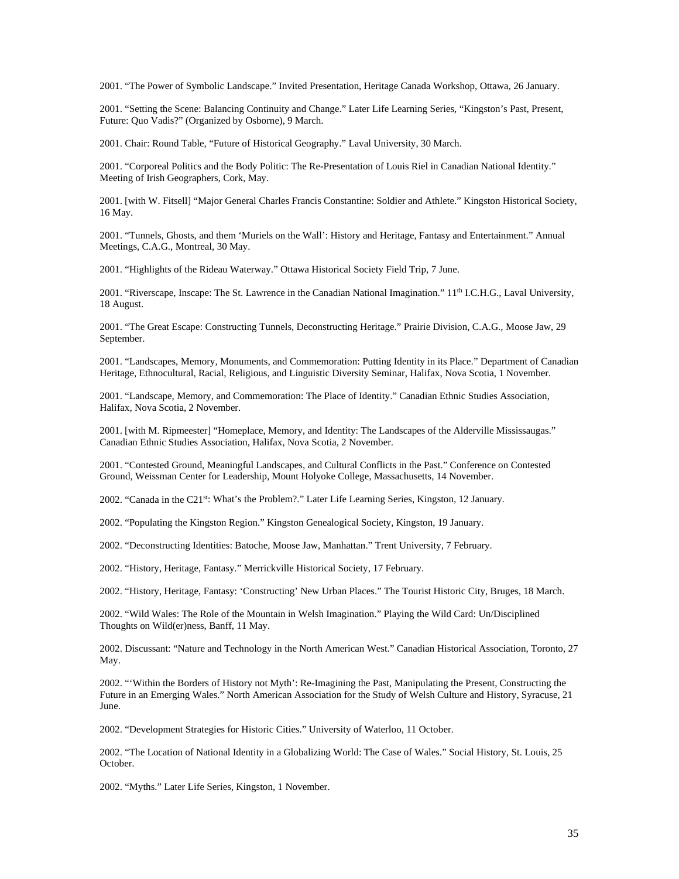2001. "The Power of Symbolic Landscape." Invited Presentation, Heritage Canada Workshop, Ottawa, 26 January.

2001. "Setting the Scene: Balancing Continuity and Change." Later Life Learning Series, "Kingston's Past, Present, Future: Quo Vadis?" (Organized by Osborne), 9 March.

2001. Chair: Round Table, "Future of Historical Geography." Laval University, 30 March.

2001. "Corporeal Politics and the Body Politic: The Re-Presentation of Louis Riel in Canadian National Identity." Meeting of Irish Geographers, Cork, May.

2001. [with W. Fitsell] "Major General Charles Francis Constantine: Soldier and Athlete." Kingston Historical Society, 16 May.

2001. "Tunnels, Ghosts, and them 'Muriels on the Wall': History and Heritage, Fantasy and Entertainment." Annual Meetings, C.A.G., Montreal, 30 May.

2001. "Highlights of the Rideau Waterway." Ottawa Historical Society Field Trip, 7 June.

2001. "Riverscape, Inscape: The St. Lawrence in the Canadian National Imagination." 11th I.C.H.G., Laval University, 18 August.

2001. "The Great Escape: Constructing Tunnels, Deconstructing Heritage." Prairie Division, C.A.G., Moose Jaw, 29 September.

2001. "Landscapes, Memory, Monuments, and Commemoration: Putting Identity in its Place." Department of Canadian Heritage, Ethnocultural, Racial, Religious, and Linguistic Diversity Seminar, Halifax, Nova Scotia, 1 November.

2001. "Landscape, Memory, and Commemoration: The Place of Identity." Canadian Ethnic Studies Association, Halifax, Nova Scotia, 2 November.

2001. [with M. Ripmeester] "Homeplace, Memory, and Identity: The Landscapes of the Alderville Mississaugas." Canadian Ethnic Studies Association, Halifax, Nova Scotia, 2 November.

2001. "Contested Ground, Meaningful Landscapes, and Cultural Conflicts in the Past." Conference on Contested Ground, Weissman Center for Leadership, Mount Holyoke College, Massachusetts, 14 November.

2002. "Canada in the C21st: What's the Problem?." Later Life Learning Series, Kingston, 12 January.

2002. "Populating the Kingston Region." Kingston Genealogical Society, Kingston, 19 January.

2002. "Deconstructing Identities: Batoche, Moose Jaw, Manhattan." Trent University, 7 February.

2002. "History, Heritage, Fantasy." Merrickville Historical Society, 17 February.

2002. "History, Heritage, Fantasy: 'Constructing' New Urban Places." The Tourist Historic City, Bruges, 18 March.

2002. "Wild Wales: The Role of the Mountain in Welsh Imagination." Playing the Wild Card: Un/Disciplined Thoughts on Wild(er)ness, Banff, 11 May.

2002. Discussant: "Nature and Technology in the North American West." Canadian Historical Association, Toronto, 27 May.

2002. "'Within the Borders of History not Myth': Re-Imagining the Past, Manipulating the Present, Constructing the Future in an Emerging Wales." North American Association for the Study of Welsh Culture and History, Syracuse, 21 June.

2002. "Development Strategies for Historic Cities." University of Waterloo, 11 October.

2002. "The Location of National Identity in a Globalizing World: The Case of Wales." Social History, St. Louis, 25 October.

2002. "Myths." Later Life Series, Kingston, 1 November.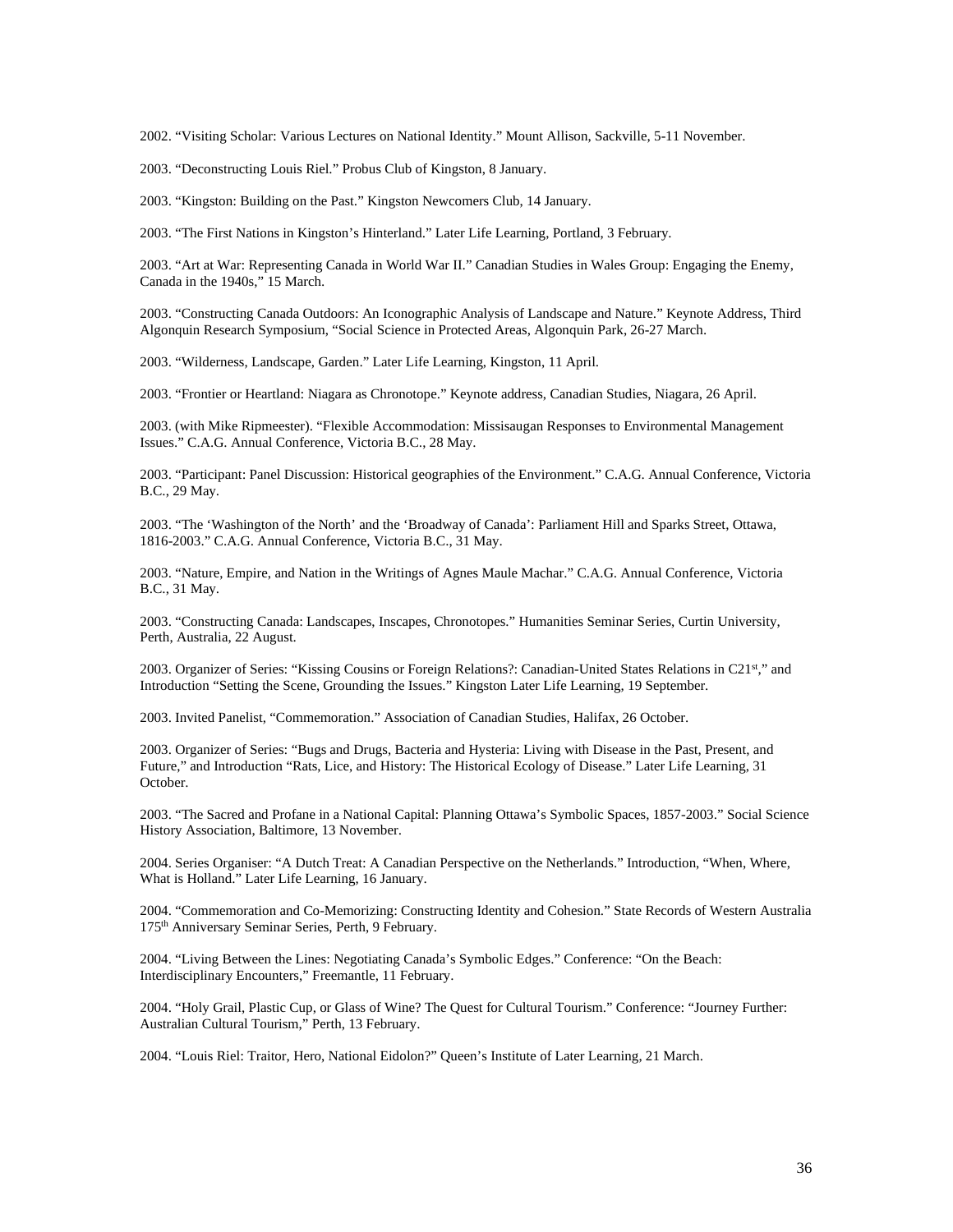2002. “Visiting Scholar: Various Lectures on National Identity.” Mount Allison, Sackville, 5-11 November.

2003. “Deconstructing Louis Riel.” Probus Club of Kingston, 8 January.

2003. “Kingston: Building on the Past.” Kingston Newcomers Club, 14 January.

2003. “The First Nations in Kingston’s Hinterland.” Later Life Learning, Portland, 3 February.

2003. “Art at War: Representing Canada in World War II.” Canadian Studies in Wales Group: Engaging the Enemy, Canada in the 1940s,” 15 March.

2003. “Constructing Canada Outdoors: An Iconographic Analysis of Landscape and Nature.” Keynote Address, Third Algonquin Research Symposium, “Social Science in Protected Areas, Algonquin Park, 26-27 March.

2003. “Wilderness, Landscape, Garden.” Later Life Learning, Kingston, 11 April.

2003. “Frontier or Heartland: Niagara as Chronotope.” Keynote address, Canadian Studies, Niagara, 26 April.

2003. (with Mike Ripmeester). “Flexible Accommodation: Missisaugan Responses to Environmental Management Issues.” C.A.G. Annual Conference, Victoria B.C., 28 May.

2003. “Participant: Panel Discussion: Historical geographies of the Environment.” C.A.G. Annual Conference, Victoria B.C., 29 May.

2003. “The ‘Washington of the North’ and the ‘Broadway of Canada’: Parliament Hill and Sparks Street, Ottawa, 1816-2003.” C.A.G. Annual Conference, Victoria B.C., 31 May.

2003. “Nature, Empire, and Nation in the Writings of Agnes Maule Machar.” C.A.G. Annual Conference, Victoria B.C., 31 May.

2003. “Constructing Canada: Landscapes, Inscapes, Chronotopes.” Humanities Seminar Series, Curtin University, Perth, Australia, 22 August.

2003. Organizer of Series: “Kissing Cousins or Foreign Relations?: Canadian-United States Relations in C21st,” and Introduction “Setting the Scene, Grounding the Issues.” Kingston Later Life Learning, 19 September.

2003. Invited Panelist, “Commemoration.” Association of Canadian Studies, Halifax, 26 October.

2003. Organizer of Series: “Bugs and Drugs, Bacteria and Hysteria: Living with Disease in the Past, Present, and Future,” and Introduction “Rats, Lice, and History: The Historical Ecology of Disease.” Later Life Learning, 31 October.

2003. “The Sacred and Profane in a National Capital: Planning Ottawa’s Symbolic Spaces, 1857-2003.” Social Science History Association, Baltimore, 13 November.

2004. Series Organiser: “A Dutch Treat: A Canadian Perspective on the Netherlands.” Introduction, “When, Where, What is Holland.” Later Life Learning, 16 January.

2004. “Commemoration and Co-Memorizing: Constructing Identity and Cohesion.” State Records of Western Australia 175th Anniversary Seminar Series, Perth, 9 February.

2004. “Living Between the Lines: Negotiating Canada’s Symbolic Edges.” Conference: “On the Beach: Interdisciplinary Encounters,” Freemantle, 11 February.

2004. “Holy Grail, Plastic Cup, or Glass of Wine? The Quest for Cultural Tourism.” Conference: “Journey Further: Australian Cultural Tourism,” Perth, 13 February.

2004. “Louis Riel: Traitor, Hero, National Eidolon?” Queen’s Institute of Later Learning, 21 March.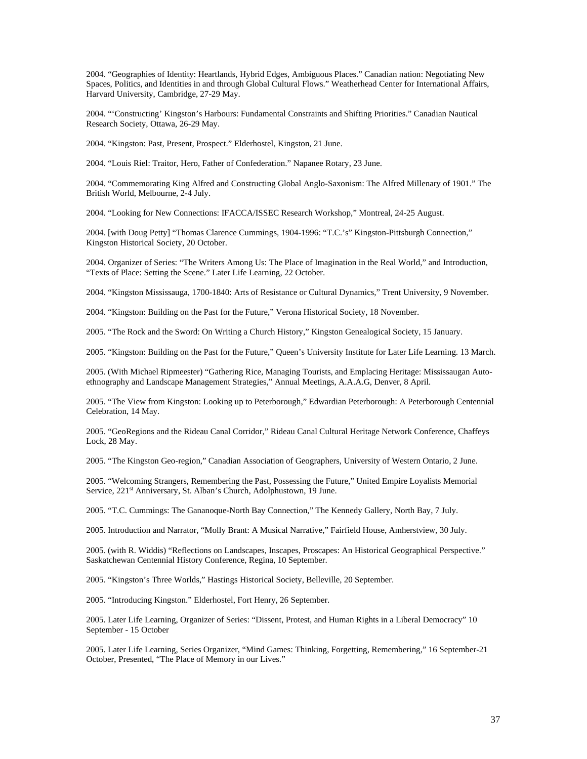2004. “Geographies of Identity: Heartlands, Hybrid Edges, Ambiguous Places.” Canadian nation: Negotiating New Spaces, Politics, and Identities in and through Global Cultural Flows.” Weatherhead Center for International Affairs, Harvard University, Cambridge, 27-29 May.

2004. “‘Constructing’ Kingston’s Harbours: Fundamental Constraints and Shifting Priorities.” Canadian Nautical Research Society, Ottawa, 26-29 May.

2004. “Kingston: Past, Present, Prospect.” Elderhostel, Kingston, 21 June.

2004. “Louis Riel: Traitor, Hero, Father of Confederation.” Napanee Rotary, 23 June.

2004. “Commemorating King Alfred and Constructing Global Anglo-Saxonism: The Alfred Millenary of 1901.” The British World, Melbourne, 2-4 July.

2004. “Looking for New Connections: IFACCA/ISSEC Research Workshop,” Montreal, 24-25 August.

2004. [with Doug Petty] “Thomas Clarence Cummings, 1904-1996: “T.C.’s” Kingston-Pittsburgh Connection,” Kingston Historical Society, 20 October.

2004. Organizer of Series: “The Writers Among Us: The Place of Imagination in the Real World,” and Introduction, “Texts of Place: Setting the Scene.” Later Life Learning, 22 October.

2004. “Kingston Mississauga, 1700-1840: Arts of Resistance or Cultural Dynamics,” Trent University, 9 November.

2004. “Kingston: Building on the Past for the Future,” Verona Historical Society, 18 November.

2005. “The Rock and the Sword: On Writing a Church History,” Kingston Genealogical Society, 15 January.

2005. “Kingston: Building on the Past for the Future,” Queen’s University Institute for Later Life Learning. 13 March.

2005. (With Michael Ripmeester) “Gathering Rice, Managing Tourists, and Emplacing Heritage: Mississaugan Auto-ethnography and Landscape Management Strategies,” Annual Meetings, A.A.A.G, Denver, 8 April.

2005. “The View from Kingston: Looking up to Peterborough,” Edwardian Peterborough: A Peterborough Centennial Celebration, 14 May.

2005. “GeoRegions and the Rideau Canal Corridor,” Rideau Canal Cultural Heritage Network Conference, Chaffeys Lock, 28 May.

2005. “The Kingston Geo-region,” Canadian Association of Geographers, University of Western Ontario, 2 June.

2005. “Welcoming Strangers, Remembering the Past, Possessing the Future,” United Empire Loyalists Memorial Service, 221st Anniversary, St. Alban’s Church, Adolphustown, 19 June.

2005. “T.C. Cummings: The Gananoque-North Bay Connection,” The Kennedy Gallery, North Bay, 7 July.

2005. Introduction and Narrator, “Molly Brant: A Musical Narrative,” Fairfield House, Amherstview, 30 July.

2005. (with R. Widdis) “Reflections on Landscapes, Inscapes, Proscapes: An Historical Geographical Perspective.” Saskatchewan Centennial History Conference, Regina, 10 September.

2005. “Kingston’s Three Worlds,” Hastings Historical Society, Belleville, 20 September.

2005. “Introducing Kingston.” Elderhostel, Fort Henry, 26 September.

2005. Later Life Learning, Organizer of Series: “Dissent, Protest, and Human Rights in a Liberal Democracy” 10 September - 15 October

2005. Later Life Learning, Series Organizer, “Mind Games: Thinking, Forgetting, Remembering,” 16 September-21 October, Presented, “The Place of Memory in our Lives.”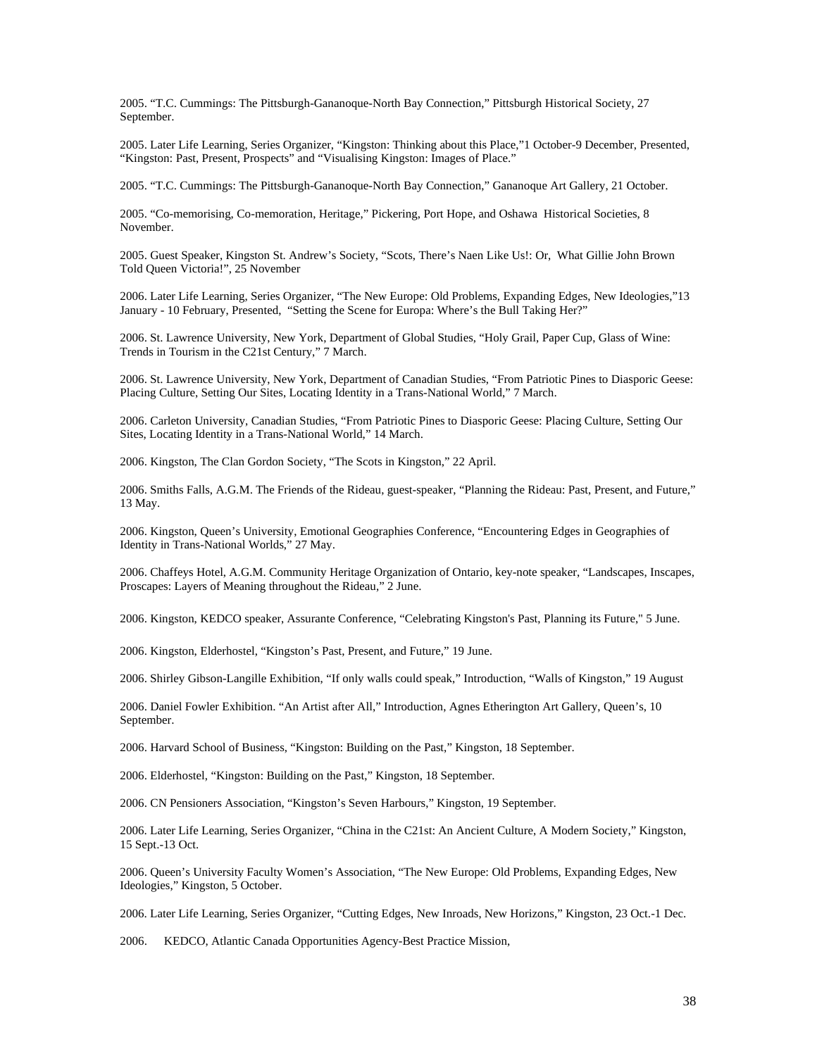2005. "T.C. Cummings: The Pittsburgh-Gananoque-North Bay Connection," Pittsburgh Historical Society, 27 September.

2005. Later Life Learning, Series Organizer, "Kingston: Thinking about this Place,"1 October-9 December, Presented, "Kingston: Past, Present, Prospects" and "Visualising Kingston: Images of Place."

2005. "T.C. Cummings: The Pittsburgh-Gananoque-North Bay Connection," Gananoque Art Gallery, 21 October.

2005. "Co-memorising, Co-memoration, Heritage," Pickering, Port Hope, and Oshawa Historical Societies, 8 November.

2005. Guest Speaker, Kingston St. Andrew's Society, "Scots, There's Naen Like Us!: Or, What Gillie John Brown Told Queen Victoria!", 25 November

2006. Later Life Learning, Series Organizer, "The New Europe: Old Problems, Expanding Edges, New Ideologies,"13 January - 10 February, Presented, "Setting the Scene for Europa: Where's the Bull Taking Her?"

2006. St. Lawrence University, New York, Department of Global Studies, "Holy Grail, Paper Cup, Glass of Wine: Trends in Tourism in the C21st Century," 7 March.

2006. St. Lawrence University, New York, Department of Canadian Studies, "From Patriotic Pines to Diasporic Geese: Placing Culture, Setting Our Sites, Locating Identity in a Trans-National World," 7 March.

2006. Carleton University, Canadian Studies, "From Patriotic Pines to Diasporic Geese: Placing Culture, Setting Our Sites, Locating Identity in a Trans-National World," 14 March.

2006. Kingston, The Clan Gordon Society, "The Scots in Kingston," 22 April.

2006. Smiths Falls, A.G.M. The Friends of the Rideau, guest-speaker, "Planning the Rideau: Past, Present, and Future," 13 May.

2006. Kingston, Queen's University, Emotional Geographies Conference, "Encountering Edges in Geographies of Identity in Trans-National Worlds," 27 May.

2006. Chaffeys Hotel, A.G.M. Community Heritage Organization of Ontario, key-note speaker, "Landscapes, Inscapes, Proscapes: Layers of Meaning throughout the Rideau," 2 June.

2006. Kingston, KEDCO speaker, Assurante Conference, "Celebrating Kingston's Past, Planning its Future," 5 June.

2006. Kingston, Elderhostel, "Kingston's Past, Present, and Future," 19 June.

2006. Shirley Gibson-Langille Exhibition, "If only walls could speak," Introduction, "Walls of Kingston," 19 August

2006. Daniel Fowler Exhibition. "An Artist after All," Introduction, Agnes Etherington Art Gallery, Queen's, 10 September.

2006. Harvard School of Business, "Kingston: Building on the Past," Kingston, 18 September.

2006. Elderhostel, "Kingston: Building on the Past," Kingston, 18 September.

2006. CN Pensioners Association, "Kingston's Seven Harbours," Kingston, 19 September.

2006. Later Life Learning, Series Organizer, "China in the C21st: An Ancient Culture, A Modern Society," Kingston, 15 Sept.-13 Oct.

2006. Queen's University Faculty Women's Association, "The New Europe: Old Problems, Expanding Edges, New Ideologies," Kingston, 5 October.

2006. Later Life Learning, Series Organizer, "Cutting Edges, New Inroads, New Horizons," Kingston, 23 Oct.-1 Dec.

2006. KEDCO, Atlantic Canada Opportunities Agency-Best Practice Mission,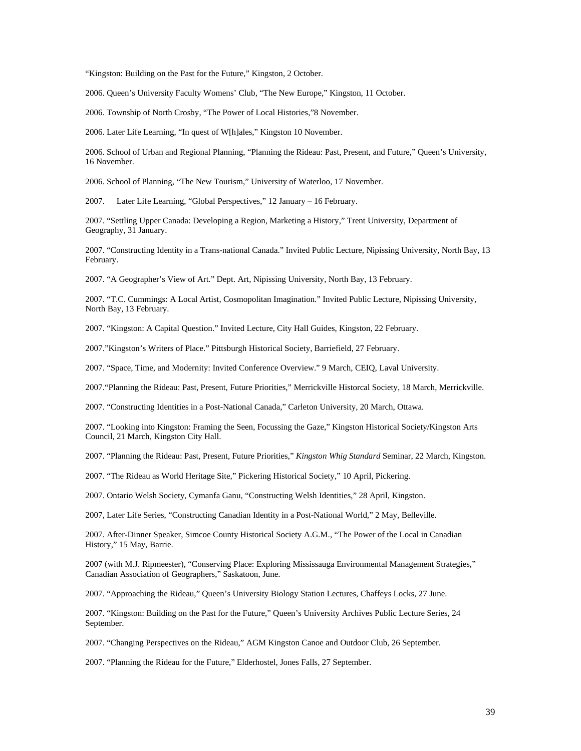"Kingston: Building on the Past for the Future," Kingston, 2 October.

2006. Queen's University Faculty Womens' Club, "The New Europe," Kingston, 11 October.

2006. Township of North Crosby, "The Power of Local Histories,"8 November.

2006. Later Life Learning, "In quest of W[h]ales," Kingston 10 November.

2006. School of Urban and Regional Planning, "Planning the Rideau: Past, Present, and Future," Queen's University, 16 November.

2006. School of Planning, "The New Tourism," University of Waterloo, 17 November.

2007. Later Life Learning, "Global Perspectives," 12 January – 16 February.

2007. "Settling Upper Canada: Developing a Region, Marketing a History," Trent University, Department of Geography, 31 January.

2007. "Constructing Identity in a Trans-national Canada." Invited Public Lecture, Nipissing University, North Bay, 13 February.

2007. "A Geographer's View of Art." Dept. Art, Nipissing University, North Bay, 13 February.

2007. "T.C. Cummings: A Local Artist, Cosmopolitan Imagination." Invited Public Lecture, Nipissing University, North Bay, 13 February.

2007. "Kingston: A Capital Question." Invited Lecture, City Hall Guides, Kingston, 22 February.

2007."Kingston's Writers of Place." Pittsburgh Historical Society, Barriefield, 27 February.

2007. "Space, Time, and Modernity: Invited Conference Overview." 9 March, CEIQ, Laval University.

2007."Planning the Rideau: Past, Present, Future Priorities," Merrickville Historcal Society, 18 March, Merrickville.

2007. "Constructing Identities in a Post-National Canada," Carleton University, 20 March, Ottawa.

2007. "Looking into Kingston: Framing the Seen, Focussing the Gaze," Kingston Historical Society/Kingston Arts Council, 21 March, Kingston City Hall.

2007. "Planning the Rideau: Past, Present, Future Priorities," *Kingston Whig Standard* Seminar, 22 March, Kingston.

2007. "The Rideau as World Heritage Site," Pickering Historical Society," 10 April, Pickering.

2007. Ontario Welsh Society, Cymanfa Ganu, "Constructing Welsh Identities," 28 April, Kingston.

2007, Later Life Series, "Constructing Canadian Identity in a Post-National World," 2 May, Belleville.

2007. After-Dinner Speaker, Simcoe County Historical Society A.G.M., "The Power of the Local in Canadian History," 15 May, Barrie.

2007 (with M.J. Ripmeester), "Conserving Place: Exploring Mississauga Environmental Management Strategies," Canadian Association of Geographers," Saskatoon, June.

2007. "Approaching the Rideau," Queen's University Biology Station Lectures, Chaffeys Locks, 27 June.

2007. "Kingston: Building on the Past for the Future," Queen's University Archives Public Lecture Series, 24 September.

2007. "Changing Perspectives on the Rideau," AGM Kingston Canoe and Outdoor Club, 26 September.

2007. "Planning the Rideau for the Future," Elderhostel, Jones Falls, 27 September.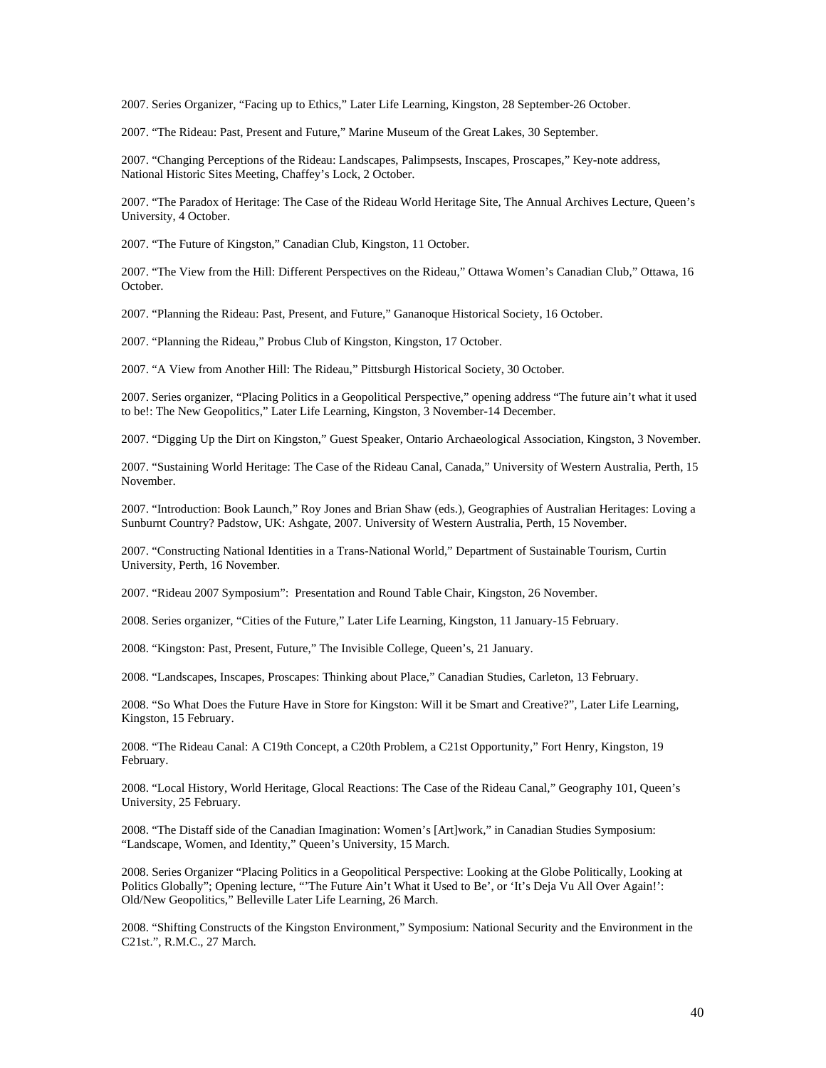2007. Series Organizer, “Facing up to Ethics,” Later Life Learning, Kingston, 28 September-26 October.

2007. “The Rideau: Past, Present and Future,” Marine Museum of the Great Lakes, 30 September.

2007. “Changing Perceptions of the Rideau: Landscapes, Palimpsests, Inscapes, Proscapes,” Key-note address, National Historic Sites Meeting, Chaffey’s Lock, 2 October.

2007. “The Paradox of Heritage: The Case of the Rideau World Heritage Site, The Annual Archives Lecture, Queen’s University, 4 October.

2007. “The Future of Kingston,” Canadian Club, Kingston, 11 October.

2007. “The View from the Hill: Different Perspectives on the Rideau,” Ottawa Women’s Canadian Club,” Ottawa, 16 October.

2007. “Planning the Rideau: Past, Present, and Future,” Gananoque Historical Society, 16 October.

2007. “Planning the Rideau,” Probus Club of Kingston, Kingston, 17 October.

2007. “A View from Another Hill: The Rideau,” Pittsburgh Historical Society, 30 October.

2007. Series organizer, “Placing Politics in a Geopolitical Perspective,” opening address “The future ain’t what it used to be!: The New Geopolitics,” Later Life Learning, Kingston, 3 November-14 December.

2007. “Digging Up the Dirt on Kingston,” Guest Speaker, Ontario Archaeological Association, Kingston, 3 November.

2007. “Sustaining World Heritage: The Case of the Rideau Canal, Canada,” University of Western Australia, Perth, 15 November.

2007. “Introduction: Book Launch,” Roy Jones and Brian Shaw (eds.), Geographies of Australian Heritages: Loving a Sunburnt Country? Padstow, UK: Ashgate, 2007. University of Western Australia, Perth, 15 November.

2007. “Constructing National Identities in a Trans-National World,” Department of Sustainable Tourism, Curtin University, Perth, 16 November.

2007. “Rideau 2007 Symposium”: Presentation and Round Table Chair, Kingston, 26 November.

2008. Series organizer, “Cities of the Future,” Later Life Learning, Kingston, 11 January-15 February.

2008. “Kingston: Past, Present, Future,” The Invisible College, Queen’s, 21 January.

2008. “Landscapes, Inscapes, Proscapes: Thinking about Place,” Canadian Studies, Carleton, 13 February.

2008. “So What Does the Future Have in Store for Kingston: Will it be Smart and Creative?”, Later Life Learning, Kingston, 15 February.

2008. “The Rideau Canal: A C19th Concept, a C20th Problem, a C21st Opportunity,” Fort Henry, Kingston, 19 February.

2008. “Local History, World Heritage, Glocal Reactions: The Case of the Rideau Canal,” Geography 101, Queen’s University, 25 February.

2008. “The Distaff side of the Canadian Imagination: Women’s [Art]work,” in Canadian Studies Symposium: “Landscape, Women, and Identity,” Queen’s University, 15 March.

2008. Series Organizer “Placing Politics in a Geopolitical Perspective: Looking at the Globe Politically, Looking at Politics Globally”; Opening lecture, “’The Future Ain’t What it Used to Be’, or ‘It’s Deja Vu All Over Again!’: Old/New Geopolitics,” Belleville Later Life Learning, 26 March.

2008. “Shifting Constructs of the Kingston Environment,” Symposium: National Security and the Environment in the C21st.”, R.M.C., 27 March.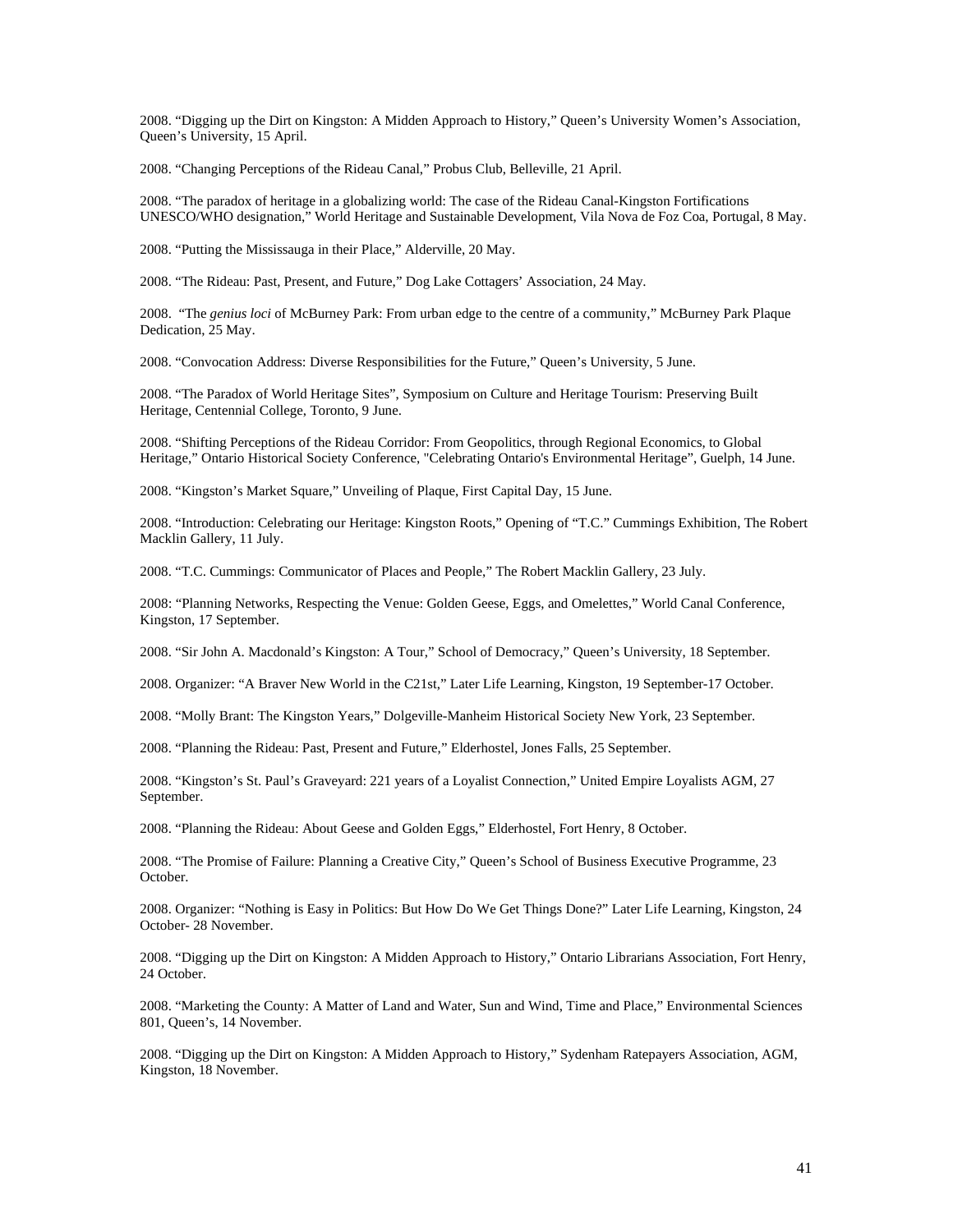2008. "Digging up the Dirt on Kingston: A Midden Approach to History," Queen's University Women's Association, Queen's University, 15 April.

2008. "Changing Perceptions of the Rideau Canal," Probus Club, Belleville, 21 April.

2008. "The paradox of heritage in a globalizing world: The case of the Rideau Canal-Kingston Fortifications UNESCO/WHO designation," World Heritage and Sustainable Development, Vila Nova de Foz Coa, Portugal, 8 May.

2008. "Putting the Mississauga in their Place," Alderville, 20 May.

2008. "The Rideau: Past, Present, and Future," Dog Lake Cottagers' Association, 24 May.

2008. "The *genius loci* of McBurney Park: From urban edge to the centre of a community," McBurney Park Plaque Dedication, 25 May.

2008. "Convocation Address: Diverse Responsibilities for the Future," Queen's University, 5 June.

2008. "The Paradox of World Heritage Sites", Symposium on Culture and Heritage Tourism: Preserving Built Heritage, Centennial College, Toronto, 9 June.

2008. "Shifting Perceptions of the Rideau Corridor: From Geopolitics, through Regional Economics, to Global Heritage," Ontario Historical Society Conference, "Celebrating Ontario's Environmental Heritage", Guelph, 14 June.

2008. "Kingston's Market Square," Unveiling of Plaque, First Capital Day, 15 June.

2008. "Introduction: Celebrating our Heritage: Kingston Roots," Opening of "T.C." Cummings Exhibition, The Robert Macklin Gallery, 11 July.

2008. "T.C. Cummings: Communicator of Places and People," The Robert Macklin Gallery, 23 July.

2008: "Planning Networks, Respecting the Venue: Golden Geese, Eggs, and Omelettes," World Canal Conference, Kingston, 17 September.

2008. "Sir John A. Macdonald's Kingston: A Tour," School of Democracy," Queen's University, 18 September.

2008. Organizer: "A Braver New World in the C21st," Later Life Learning, Kingston, 19 September-17 October.

2008. "Molly Brant: The Kingston Years," Dolgeville-Manheim Historical Society New York, 23 September.

2008. "Planning the Rideau: Past, Present and Future," Elderhostel, Jones Falls, 25 September.

2008. "Kingston's St. Paul's Graveyard: 221 years of a Loyalist Connection," United Empire Loyalists AGM, 27 September.

2008. "Planning the Rideau: About Geese and Golden Eggs," Elderhostel, Fort Henry, 8 October.

2008. "The Promise of Failure: Planning a Creative City," Queen's School of Business Executive Programme, 23 October.

2008. Organizer: "Nothing is Easy in Politics: But How Do We Get Things Done?" Later Life Learning, Kingston, 24 October- 28 November.

2008. "Digging up the Dirt on Kingston: A Midden Approach to History," Ontario Librarians Association, Fort Henry, 24 October.

2008. "Marketing the County: A Matter of Land and Water, Sun and Wind, Time and Place," Environmental Sciences 801, Queen's, 14 November.

2008. "Digging up the Dirt on Kingston: A Midden Approach to History," Sydenham Ratepayers Association, AGM, Kingston, 18 November.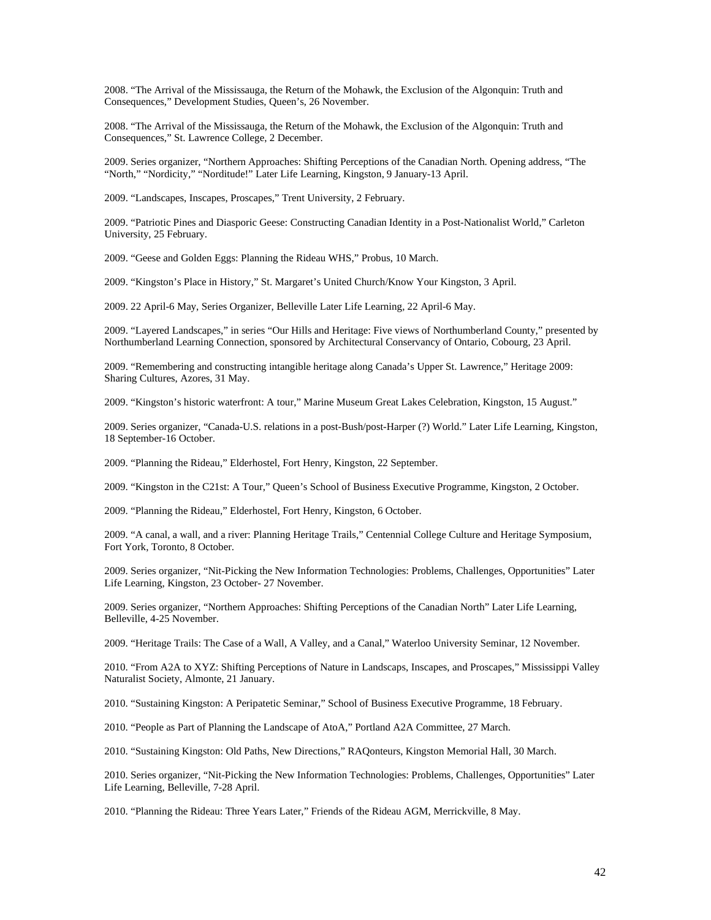2008. “The Arrival of the Mississauga, the Return of the Mohawk, the Exclusion of the Algonquin: Truth and Consequences,” Development Studies, Queen’s, 26 November.

2008. “The Arrival of the Mississauga, the Return of the Mohawk, the Exclusion of the Algonquin: Truth and Consequences,” St. Lawrence College, 2 December.

2009. Series organizer, “Northern Approaches: Shifting Perceptions of the Canadian North. Opening address, “The “North,” “Nordicity,” “Norditude!” Later Life Learning, Kingston, 9 January-13 April.

2009. “Landscapes, Inscapes, Proscapes,” Trent University, 2 February.

2009. “Patriotic Pines and Diasporic Geese: Constructing Canadian Identity in a Post-Nationalist World,” Carleton University, 25 February.

2009. “Geese and Golden Eggs: Planning the Rideau WHS,” Probus, 10 March.

2009. “Kingston’s Place in History,” St. Margaret’s United Church/Know Your Kingston, 3 April.

2009. 22 April-6 May, Series Organizer, Belleville Later Life Learning, 22 April-6 May.

2009. “Layered Landscapes,” in series “Our Hills and Heritage: Five views of Northumberland County,” presented by Northumberland Learning Connection, sponsored by Architectural Conservancy of Ontario, Cobourg, 23 April.

2009. “Remembering and constructing intangible heritage along Canada’s Upper St. Lawrence,” Heritage 2009: Sharing Cultures, Azores, 31 May.

2009. “Kingston’s historic waterfront: A tour,” Marine Museum Great Lakes Celebration, Kingston, 15 August.”

2009. Series organizer, “Canada-U.S. relations in a post-Bush/post-Harper (?) World.” Later Life Learning, Kingston, 18 September-16 October.

2009. “Planning the Rideau,” Elderhostel, Fort Henry, Kingston, 22 September.

2009. “Kingston in the C21st: A Tour,” Queen’s School of Business Executive Programme, Kingston, 2 October.

2009. “Planning the Rideau,” Elderhostel, Fort Henry, Kingston, 6 October.

2009. “A canal, a wall, and a river: Planning Heritage Trails,” Centennial College Culture and Heritage Symposium, Fort York, Toronto, 8 October.

2009. Series organizer, “Nit-Picking the New Information Technologies: Problems, Challenges, Opportunities” Later Life Learning, Kingston, 23 October- 27 November.

2009. Series organizer, “Northern Approaches: Shifting Perceptions of the Canadian North” Later Life Learning, Belleville, 4-25 November.

2009. “Heritage Trails: The Case of a Wall, A Valley, and a Canal,” Waterloo University Seminar, 12 November.

2010. “From A2A to XYZ: Shifting Perceptions of Nature in Landscaps, Inscapes, and Proscapes,” Mississippi Valley Naturalist Society, Almonte, 21 January.

2010. “Sustaining Kingston: A Peripatetic Seminar,” School of Business Executive Programme, 18 February.

2010. “People as Part of Planning the Landscape of AtoA,” Portland A2A Committee, 27 March.

2010. “Sustaining Kingston: Old Paths, New Directions,” RAQonteurs, Kingston Memorial Hall, 30 March.

2010. Series organizer, “Nit-Picking the New Information Technologies: Problems, Challenges, Opportunities” Later Life Learning, Belleville, 7-28 April.

2010. “Planning the Rideau: Three Years Later,” Friends of the Rideau AGM, Merrickville, 8 May.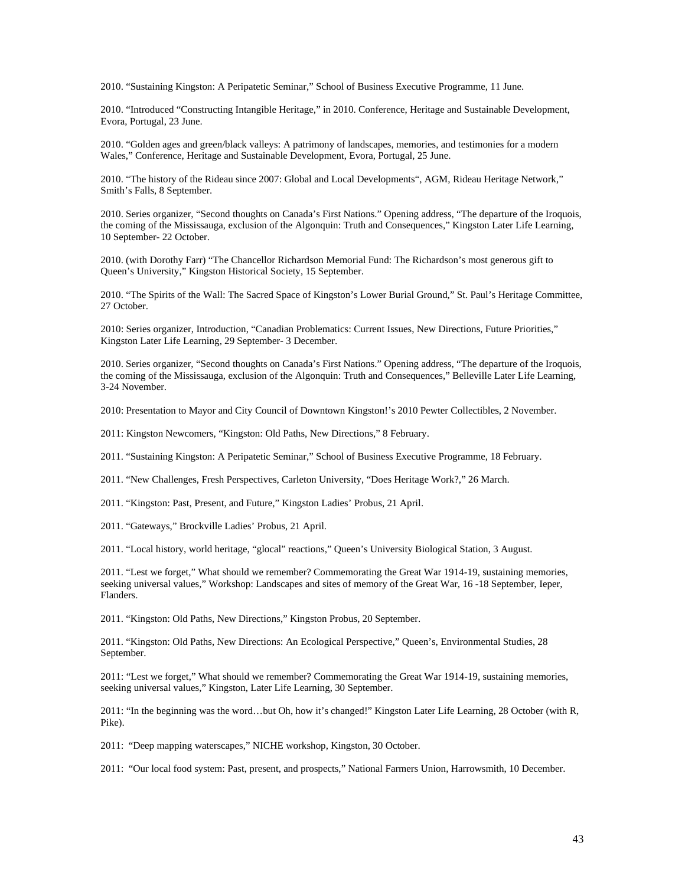2010. "Sustaining Kingston: A Peripatetic Seminar," School of Business Executive Programme, 11 June.

2010. "Introduced "Constructing Intangible Heritage," in 2010. Conference, Heritage and Sustainable Development, Evora, Portugal, 23 June.

2010. "Golden ages and green/black valleys: A patrimony of landscapes, memories, and testimonies for a modern Wales," Conference, Heritage and Sustainable Development, Evora, Portugal, 25 June.

2010. "The history of the Rideau since 2007: Global and Local Developments", AGM, Rideau Heritage Network," Smith's Falls, 8 September.

2010. Series organizer, "Second thoughts on Canada's First Nations." Opening address, "The departure of the Iroquois, the coming of the Mississauga, exclusion of the Algonquin: Truth and Consequences," Kingston Later Life Learning, 10 September- 22 October.

2010. (with Dorothy Farr) "The Chancellor Richardson Memorial Fund: The Richardson's most generous gift to Queen's University," Kingston Historical Society, 15 September.

2010. "The Spirits of the Wall: The Sacred Space of Kingston's Lower Burial Ground," St. Paul's Heritage Committee, 27 October.

2010: Series organizer, Introduction, "Canadian Problematics: Current Issues, New Directions, Future Priorities," Kingston Later Life Learning, 29 September- 3 December.

2010. Series organizer, "Second thoughts on Canada's First Nations." Opening address, "The departure of the Iroquois, the coming of the Mississauga, exclusion of the Algonquin: Truth and Consequences," Belleville Later Life Learning, 3-24 November.

2010: Presentation to Mayor and City Council of Downtown Kingston!'s 2010 Pewter Collectibles, 2 November.

2011: Kingston Newcomers, "Kingston: Old Paths, New Directions," 8 February.

2011. "Sustaining Kingston: A Peripatetic Seminar," School of Business Executive Programme, 18 February.

2011. "New Challenges, Fresh Perspectives, Carleton University, "Does Heritage Work?," 26 March.

2011. "Kingston: Past, Present, and Future," Kingston Ladies' Probus, 21 April.

2011. "Gateways," Brockville Ladies' Probus, 21 April.

2011. "Local history, world heritage, "glocal" reactions," Queen's University Biological Station, 3 August.

2011. "Lest we forget," What should we remember? Commemorating the Great War 1914-19, sustaining memories, seeking universal values," Workshop: Landscapes and sites of memory of the Great War, 16 -18 September, Ieper, Flanders.

2011. "Kingston: Old Paths, New Directions," Kingston Probus, 20 September.

2011. "Kingston: Old Paths, New Directions: An Ecological Perspective," Queen's, Environmental Studies, 28 September.

2011: "Lest we forget," What should we remember? Commemorating the Great War 1914-19, sustaining memories, seeking universal values," Kingston, Later Life Learning, 30 September.

2011: "In the beginning was the word…but Oh, how it's changed!" Kingston Later Life Learning, 28 October (with R, Pike).

2011: "Deep mapping waterscapes," NICHE workshop, Kingston, 30 October.

2011: "Our local food system: Past, present, and prospects," National Farmers Union, Harrowsmith, 10 December.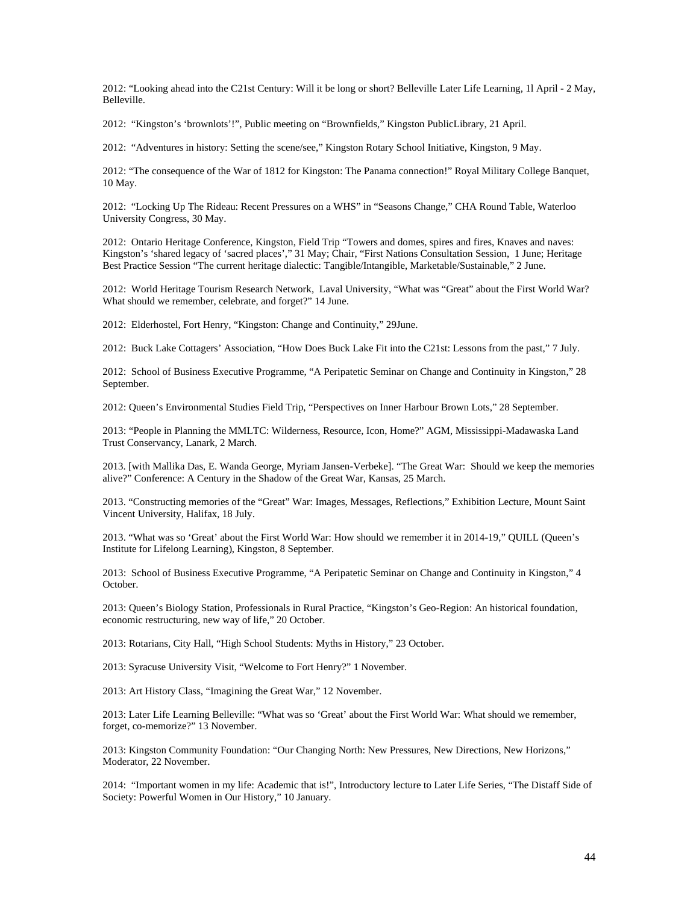2012: “Looking ahead into the C21st Century: Will it be long or short? Belleville Later Life Learning, 1l April - 2 May, Belleville.

2012: “Kingston’s ‘brownlots’!”, Public meeting on “Brownfields,” Kingston PublicLibrary, 21 April.

2012: “Adventures in history: Setting the scene/see,” Kingston Rotary School Initiative, Kingston, 9 May.

2012: “The consequence of the War of 1812 for Kingston: The Panama connection!” Royal Military College Banquet, 10 May.

2012: “Locking Up The Rideau: Recent Pressures on a WHS” in “Seasons Change,” CHA Round Table, Waterloo University Congress, 30 May.

2012: Ontario Heritage Conference, Kingston, Field Trip “Towers and domes, spires and fires, Knaves and naves: Kingston’s ‘shared legacy of ‘sacred places’,” 31 May; Chair, “First Nations Consultation Session, 1 June; Heritage Best Practice Session “The current heritage dialectic: Tangible/Intangible, Marketable/Sustainable,” 2 June.

2012: World Heritage Tourism Research Network, Laval University, “What was “Great” about the First World War? What should we remember, celebrate, and forget?” 14 June.

2012: Elderhostel, Fort Henry, “Kingston: Change and Continuity,” 29June.

2012: Buck Lake Cottagers’ Association, “How Does Buck Lake Fit into the C21st: Lessons from the past,” 7 July.

2012: School of Business Executive Programme, “A Peripatetic Seminar on Change and Continuity in Kingston,” 28 September.

2012: Queen’s Environmental Studies Field Trip, “Perspectives on Inner Harbour Brown Lots,” 28 September.

2013: “People in Planning the MMLTC: Wilderness, Resource, Icon, Home?” AGM, Mississippi-Madawaska Land Trust Conservancy, Lanark, 2 March.

2013. [with Mallika Das, E. Wanda George, Myriam Jansen-Verbeke]. “The Great War: Should we keep the memories alive?” Conference: A Century in the Shadow of the Great War, Kansas, 25 March.

2013. “Constructing memories of the “Great” War: Images, Messages, Reflections,” Exhibition Lecture, Mount Saint Vincent University, Halifax, 18 July.

2013. “What was so ‘Great’ about the First World War: How should we remember it in 2014-19,” QUILL (Queen’s Institute for Lifelong Learning), Kingston, 8 September.

2013: School of Business Executive Programme, “A Peripatetic Seminar on Change and Continuity in Kingston,” 4 October.

2013: Queen’s Biology Station, Professionals in Rural Practice, “Kingston’s Geo-Region: An historical foundation, economic restructuring, new way of life,” 20 October.

2013: Rotarians, City Hall, “High School Students: Myths in History,” 23 October.

2013: Syracuse University Visit, “Welcome to Fort Henry?” 1 November.

2013: Art History Class, “Imagining the Great War,” 12 November.

2013: Later Life Learning Belleville: “What was so ‘Great’ about the First World War: What should we remember, forget, co-memorize?” 13 November.

2013: Kingston Community Foundation: “Our Changing North: New Pressures, New Directions, New Horizons,” Moderator, 22 November.

2014: “Important women in my life: Academic that is!”, Introductory lecture to Later Life Series, “The Distaff Side of Society: Powerful Women in Our History,” 10 January.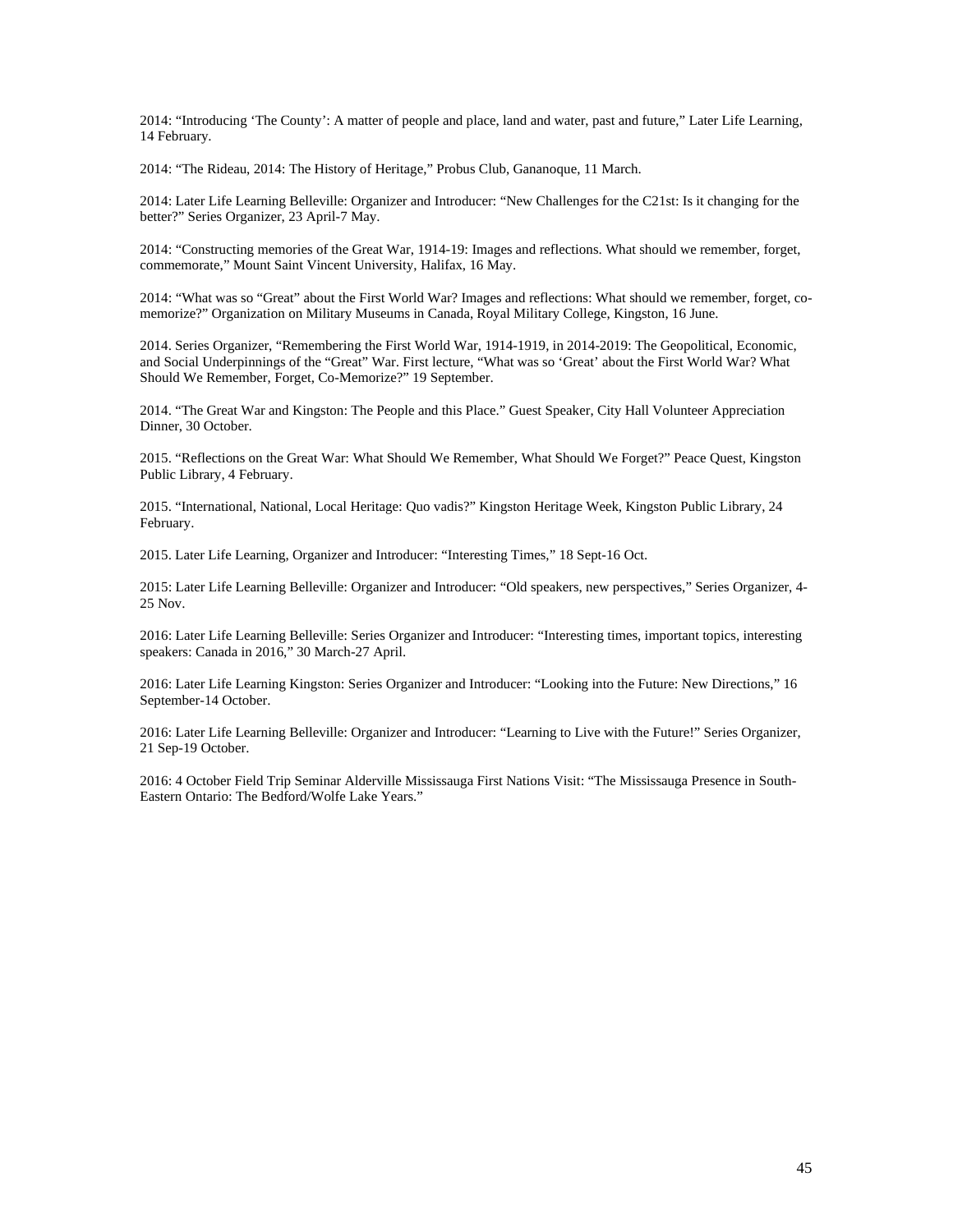2014: “Introducing ‘The County’: A matter of people and place, land and water, past and future,” Later Life Learning, 14 February.

2014: “The Rideau, 2014: The History of Heritage,” Probus Club, Gananoque, 11 March.

2014: Later Life Learning Belleville: Organizer and Introducer: “New Challenges for the C21st: Is it changing for the better?” Series Organizer, 23 April-7 May.

2014: “Constructing memories of the Great War, 1914-19: Images and reflections. What should we remember, forget, commemorate,” Mount Saint Vincent University, Halifax, 16 May.

2014: “What was so “Great” about the First World War? Images and reflections: What should we remember, forget, co-memorize?” Organization on Military Museums in Canada, Royal Military College, Kingston, 16 June.

2014. Series Organizer, “Remembering the First World War, 1914-1919, in 2014-2019: The Geopolitical, Economic, and Social Underpinnings of the “Great” War. First lecture, “What was so ‘Great’ about the First World War? What Should We Remember, Forget, Co-Memorize?” 19 September.

2014. “The Great War and Kingston: The People and this Place.” Guest Speaker, City Hall Volunteer Appreciation Dinner, 30 October.

2015. “Reflections on the Great War: What Should We Remember, What Should We Forget?” Peace Quest, Kingston Public Library, 4 February.

2015. “International, National, Local Heritage: Quo vadis?” Kingston Heritage Week, Kingston Public Library, 24 February.

2015. Later Life Learning, Organizer and Introducer: “Interesting Times,” 18 Sept-16 Oct.

2015: Later Life Learning Belleville: Organizer and Introducer: “Old speakers, new perspectives,” Series Organizer, 4-25 Nov.

2016: Later Life Learning Belleville: Series Organizer and Introducer: “Interesting times, important topics, interesting speakers: Canada in 2016,” 30 March-27 April.

2016: Later Life Learning Kingston: Series Organizer and Introducer: “Looking into the Future: New Directions,” 16 September-14 October.

2016: Later Life Learning Belleville: Organizer and Introducer: “Learning to Live with the Future!” Series Organizer, 21 Sep-19 October.

2016: 4 October Field Trip Seminar Alderville Mississauga First Nations Visit: “The Mississauga Presence in South-Eastern Ontario: The Bedford/Wolfe Lake Years.”